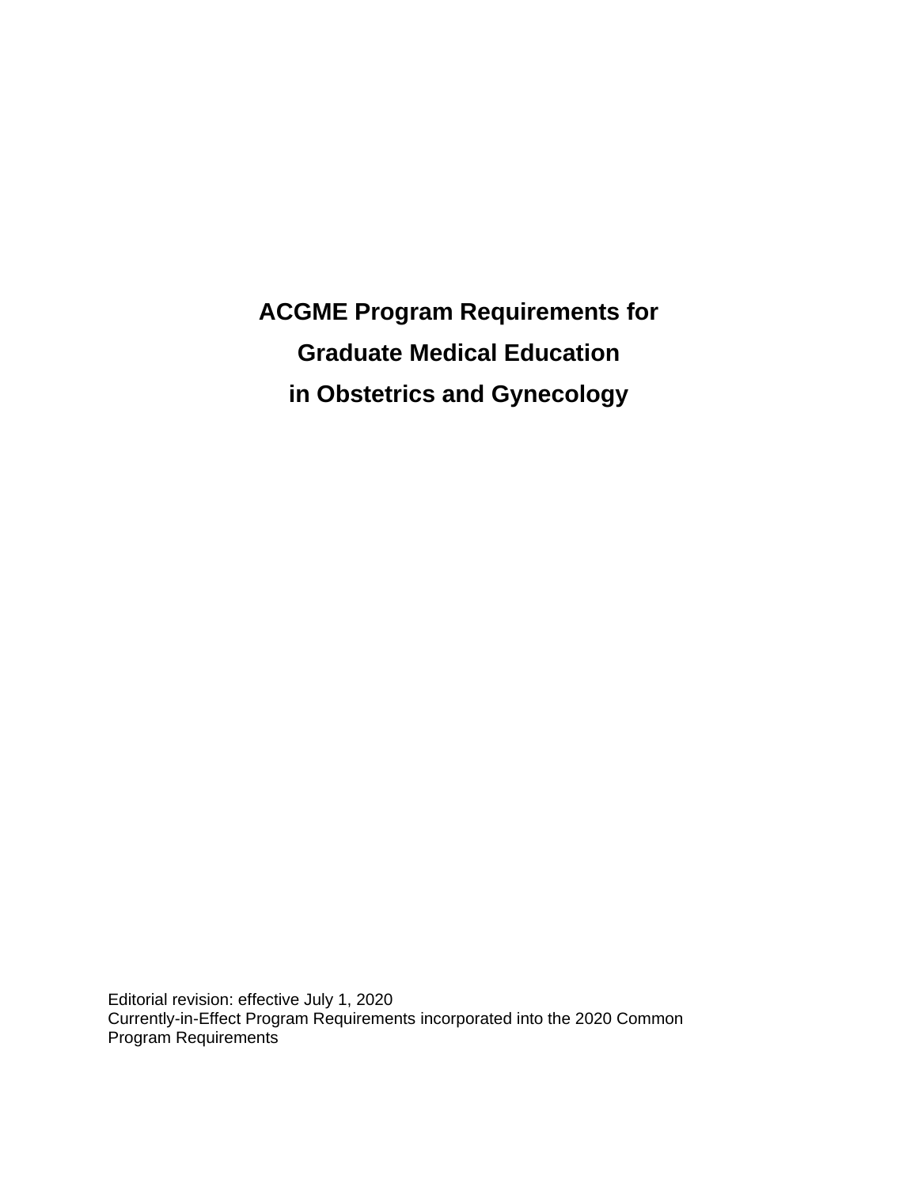# ACGME Program Requirements for Graduate Medical Education in Obstetrics and Gynecology

Editorial revision: effective July 1, 2020
Currently-in-Effect Program Requirements incorporated into the 2020 Common Program Requirements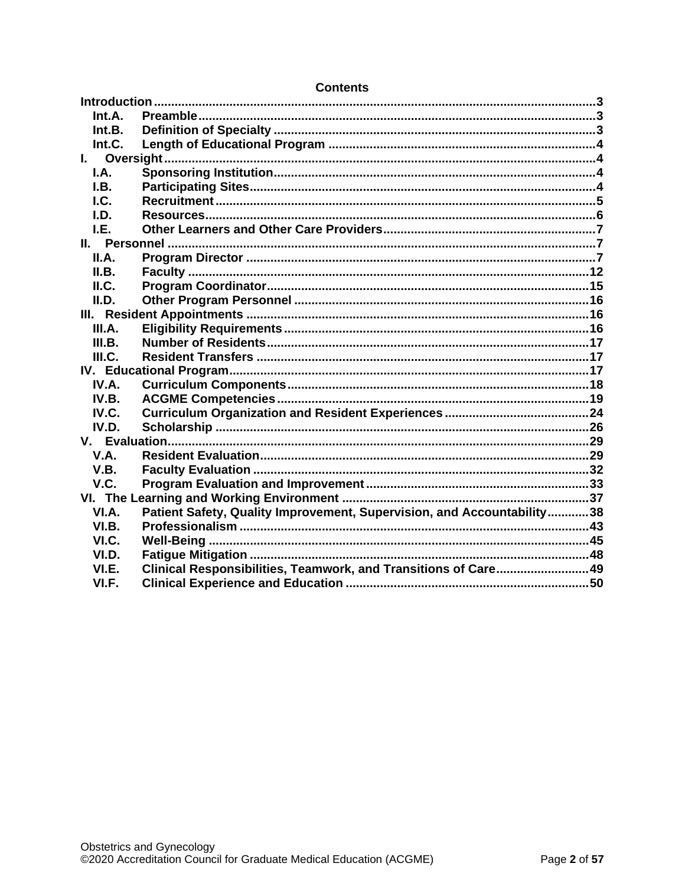**Contents**

**Introduction** ... 3
- **Int.A. Preamble** ... 3
- **Int.B. Definition of Specialty** ... 3
- **Int.C. Length of Educational Program** ... 4

**I. Oversight** ... 4
- **I.A. Sponsoring Institution** ... 4
- **I.B. Participating Sites** ... 4
- **I.C. Recruitment** ... 5
- **I.D. Resources** ... 6
- **I.E. Other Learners and Other Care Providers** ... 7

**II. Personnel** ... 7
- **II.A. Program Director** ... 7
- **II.B. Faculty** ... 12
- **II.C. Program Coordinator** ... 15
- **II.D. Other Program Personnel** ... 16

**III. Resident Appointments** ... 16
- **III.A. Eligibility Requirements** ... 16
- **III.B. Number of Residents** ... 17
- **III.C. Resident Transfers** ... 17

**IV. Educational Program** ... 17
- **IV.A. Curriculum Components** ... 18
- **IV.B. ACGME Competencies** ... 19
- **IV.C. Curriculum Organization and Resident Experiences** ... 24
- **IV.D. Scholarship** ... 26

**V. Evaluation** ... 29
- **V.A. Resident Evaluation** ... 29
- **V.B. Faculty Evaluation** ... 32
- **V.C. Program Evaluation and Improvement** ... 33

**VI. The Learning and Working Environment** ... 37
- **VI.A. Patient Safety, Quality Improvement, Supervision, and Accountability** ... 38
- **VI.B. Professionalism** ... 43
- **VI.C. Well-Being** ... 45
- **VI.D. Fatigue Mitigation** ... 48
- **VI.E. Clinical Responsibilities, Teamwork, and Transitions of Care** ... 49
- **VI.F. Clinical Experience and Education** ... 50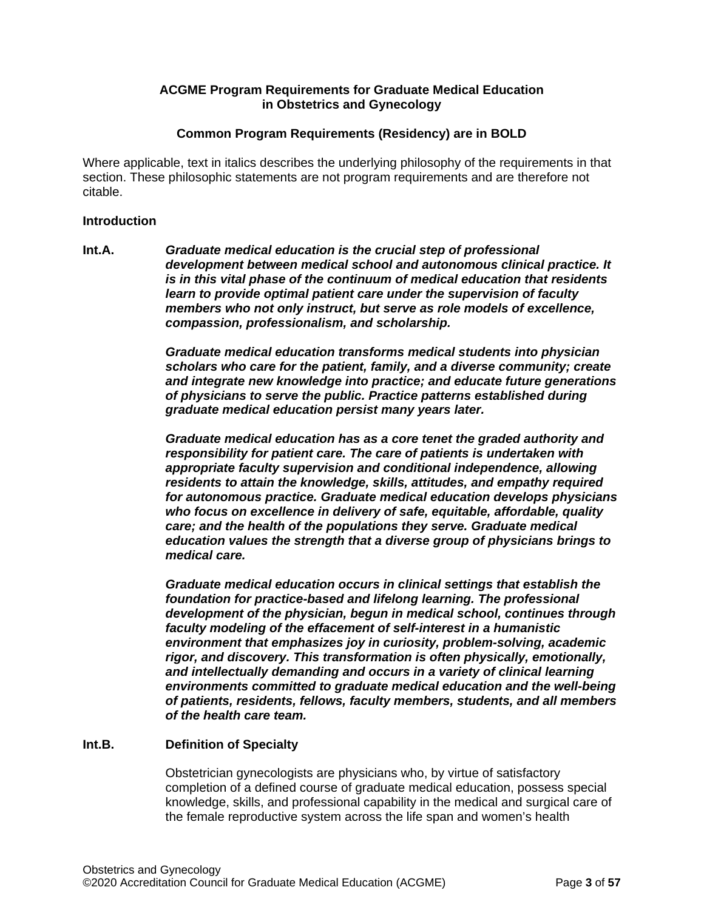**ACGME Program Requirements for Graduate Medical Education in Obstetrics and Gynecology**

**Common Program Requirements (Residency) are in BOLD**

Where applicable, text in italics describes the underlying philosophy of the requirements in that section. These philosophic statements are not program requirements and are therefore not citable.

**Introduction**

**Int.A.** ***Graduate medical education is the crucial step of professional development between medical school and autonomous clinical practice. It is in this vital phase of the continuum of medical education that residents learn to provide optimal patient care under the supervision of faculty members who not only instruct, but serve as role models of excellence, compassion, professionalism, and scholarship.***

***Graduate medical education transforms medical students into physician scholars who care for the patient, family, and a diverse community; create and integrate new knowledge into practice; and educate future generations of physicians to serve the public. Practice patterns established during graduate medical education persist many years later.***

***Graduate medical education has as a core tenet the graded authority and responsibility for patient care. The care of patients is undertaken with appropriate faculty supervision and conditional independence, allowing residents to attain the knowledge, skills, attitudes, and empathy required for autonomous practice. Graduate medical education develops physicians who focus on excellence in delivery of safe, equitable, affordable, quality care; and the health of the populations they serve. Graduate medical education values the strength that a diverse group of physicians brings to medical care.***

***Graduate medical education occurs in clinical settings that establish the foundation for practice-based and lifelong learning. The professional development of the physician, begun in medical school, continues through faculty modeling of the effacement of self-interest in a humanistic environment that emphasizes joy in curiosity, problem-solving, academic rigor, and discovery. This transformation is often physically, emotionally, and intellectually demanding and occurs in a variety of clinical learning environments committed to graduate medical education and the well-being of patients, residents, fellows, faculty members, students, and all members of the health care team.***

**Int.B.** **Definition of Specialty**

Obstetrician gynecologists are physicians who, by virtue of satisfactory completion of a defined course of graduate medical education, possess special knowledge, skills, and professional capability in the medical and surgical care of the female reproductive system across the life span and women's health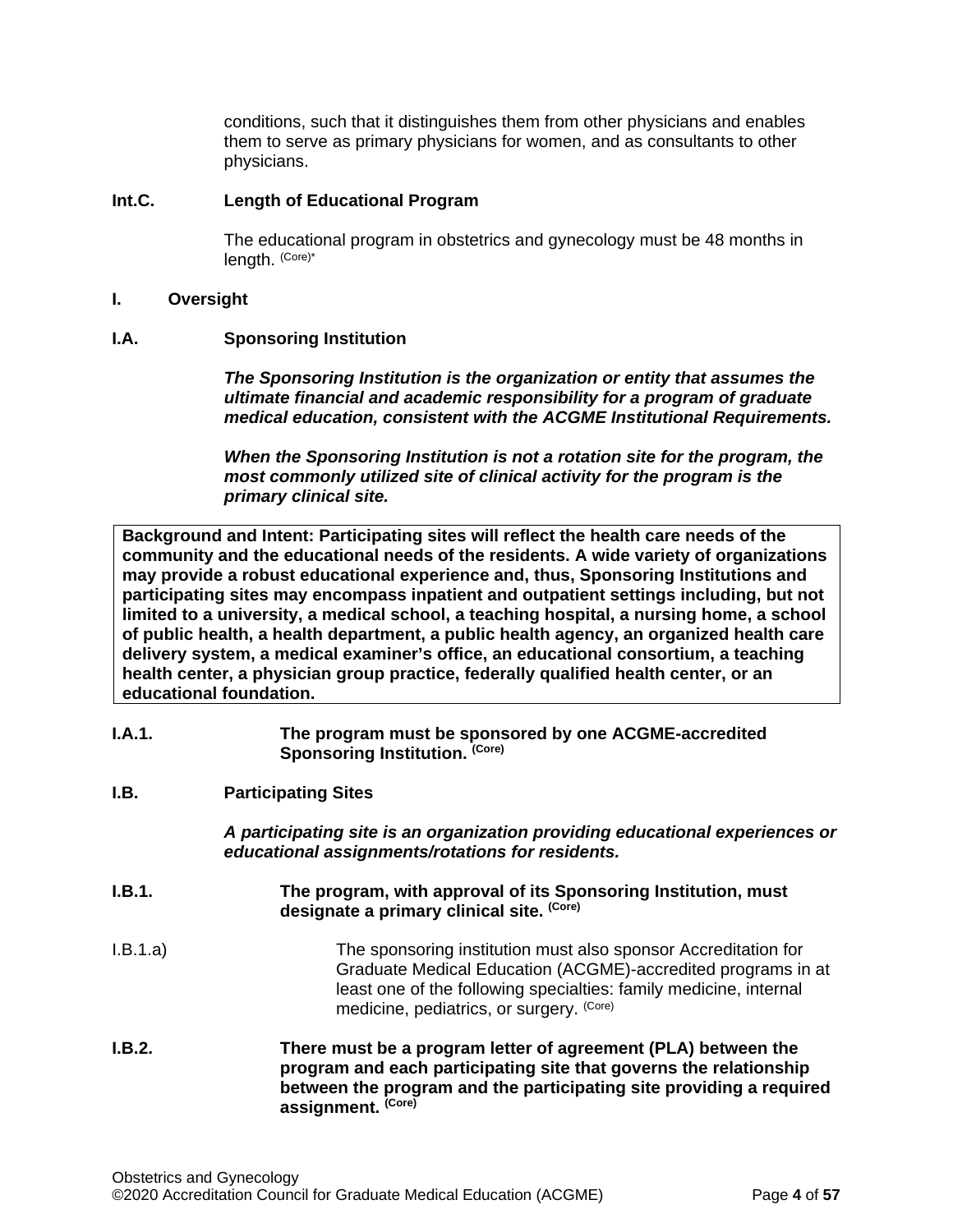conditions, such that it distinguishes them from other physicians and enables them to serve as primary physicians for women, and as consultants to other physicians.

**Int.C. Length of Educational Program**

The educational program in obstetrics and gynecology must be 48 months in length. (Core)*

## I. Oversight

**I.A. Sponsoring Institution**

***The Sponsoring Institution is the organization or entity that assumes the ultimate financial and academic responsibility for a program of graduate medical education, consistent with the ACGME Institutional Requirements.***

***When the Sponsoring Institution is not a rotation site for the program, the most commonly utilized site of clinical activity for the program is the primary clinical site.***

| **Background and Intent: Participating sites will reflect the health care needs of the community and the educational needs of the residents. A wide variety of organizations may provide a robust educational experience and, thus, Sponsoring Institutions and participating sites may encompass inpatient and outpatient settings including, but not limited to a university, a medical school, a teaching hospital, a nursing home, a school of public health, a health department, a public health agency, an organized health care delivery system, a medical examiner's office, an educational consortium, a teaching health center, a physician group practice, federally qualified health center, or an educational foundation.** |
|---|

**I.A.1. The program must be sponsored by one ACGME-accredited Sponsoring Institution. (Core)**

**I.B. Participating Sites**

***A participating site is an organization providing educational experiences or educational assignments/rotations for residents.***

**I.B.1. The program, with approval of its Sponsoring Institution, must designate a primary clinical site. (Core)**

I.B.1.a) The sponsoring institution must also sponsor Accreditation for Graduate Medical Education (ACGME)-accredited programs in at least one of the following specialties: family medicine, internal medicine, pediatrics, or surgery. (Core)

**I.B.2. There must be a program letter of agreement (PLA) between the program and each participating site that governs the relationship between the program and the participating site providing a required assignment. (Core)**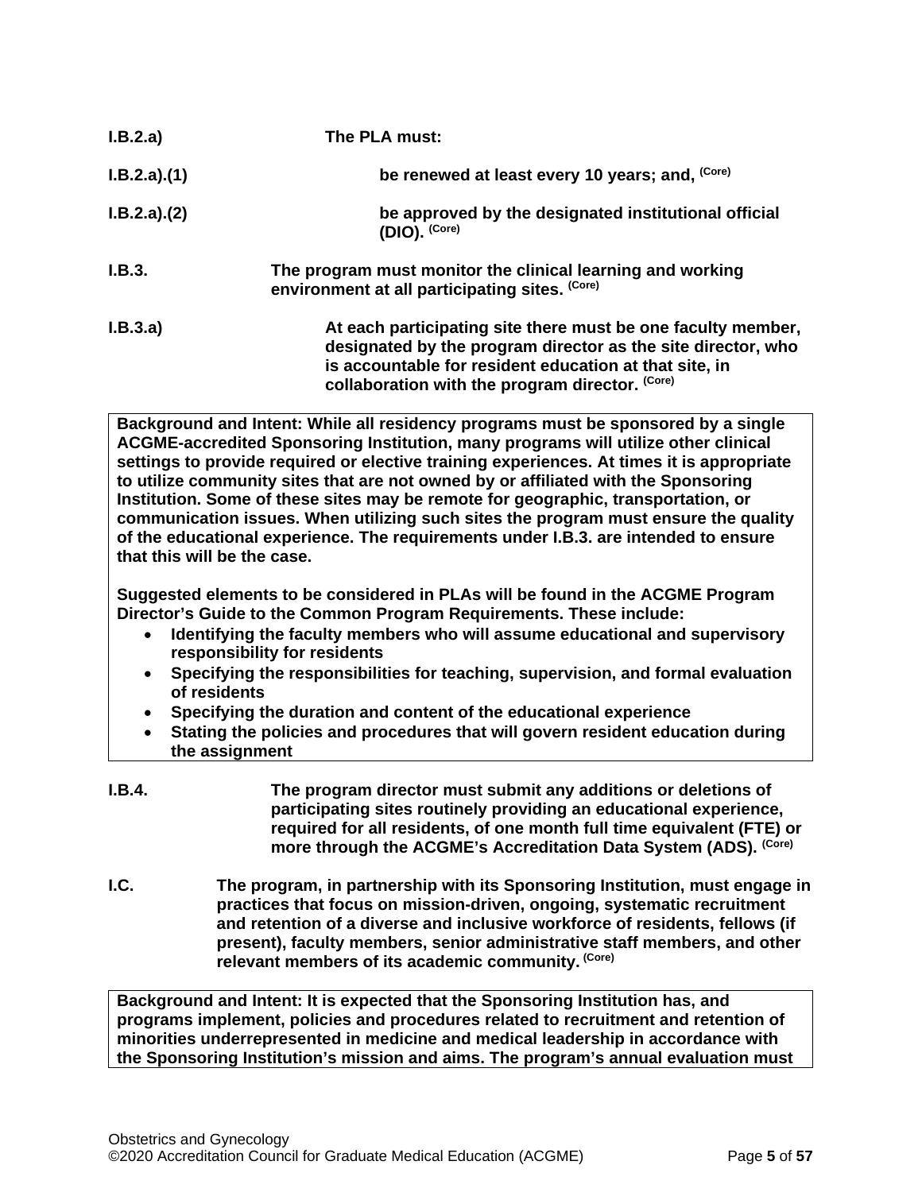**I.B.2.a)** **The PLA must:**

**I.B.2.a).(1)** **be renewed at least every 10 years; and,** (Core)

**I.B.2.a).(2)** **be approved by the designated institutional official (DIO).** (Core)

**I.B.3.** **The program must monitor the clinical learning and working environment at all participating sites.** (Core)

**I.B.3.a)** **At each participating site there must be one faculty member, designated by the program director as the site director, who is accountable for resident education at that site, in collaboration with the program director.** (Core)

> **Background and Intent: While all residency programs must be sponsored by a single ACGME-accredited Sponsoring Institution, many programs will utilize other clinical settings to provide required or elective training experiences. At times it is appropriate to utilize community sites that are not owned by or affiliated with the Sponsoring Institution. Some of these sites may be remote for geographic, transportation, or communication issues. When utilizing such sites the program must ensure the quality of the educational experience. The requirements under I.B.3. are intended to ensure that this will be the case.**
>
> **Suggested elements to be considered in PLAs will be found in the ACGME Program Director's Guide to the Common Program Requirements. These include:**
> - **Identifying the faculty members who will assume educational and supervisory responsibility for residents**
> - **Specifying the responsibilities for teaching, supervision, and formal evaluation of residents**
> - **Specifying the duration and content of the educational experience**
> - **Stating the policies and procedures that will govern resident education during the assignment**

**I.B.4.** **The program director must submit any additions or deletions of participating sites routinely providing an educational experience, required for all residents, of one month full time equivalent (FTE) or more through the ACGME's Accreditation Data System (ADS).** (Core)

**I.C.** **The program, in partnership with its Sponsoring Institution, must engage in practices that focus on mission-driven, ongoing, systematic recruitment and retention of a diverse and inclusive workforce of residents, fellows (if present), faculty members, senior administrative staff members, and other relevant members of its academic community.** (Core)

> **Background and Intent: It is expected that the Sponsoring Institution has, and programs implement, policies and procedures related to recruitment and retention of minorities underrepresented in medicine and medical leadership in accordance with the Sponsoring Institution's mission and aims. The program's annual evaluation must**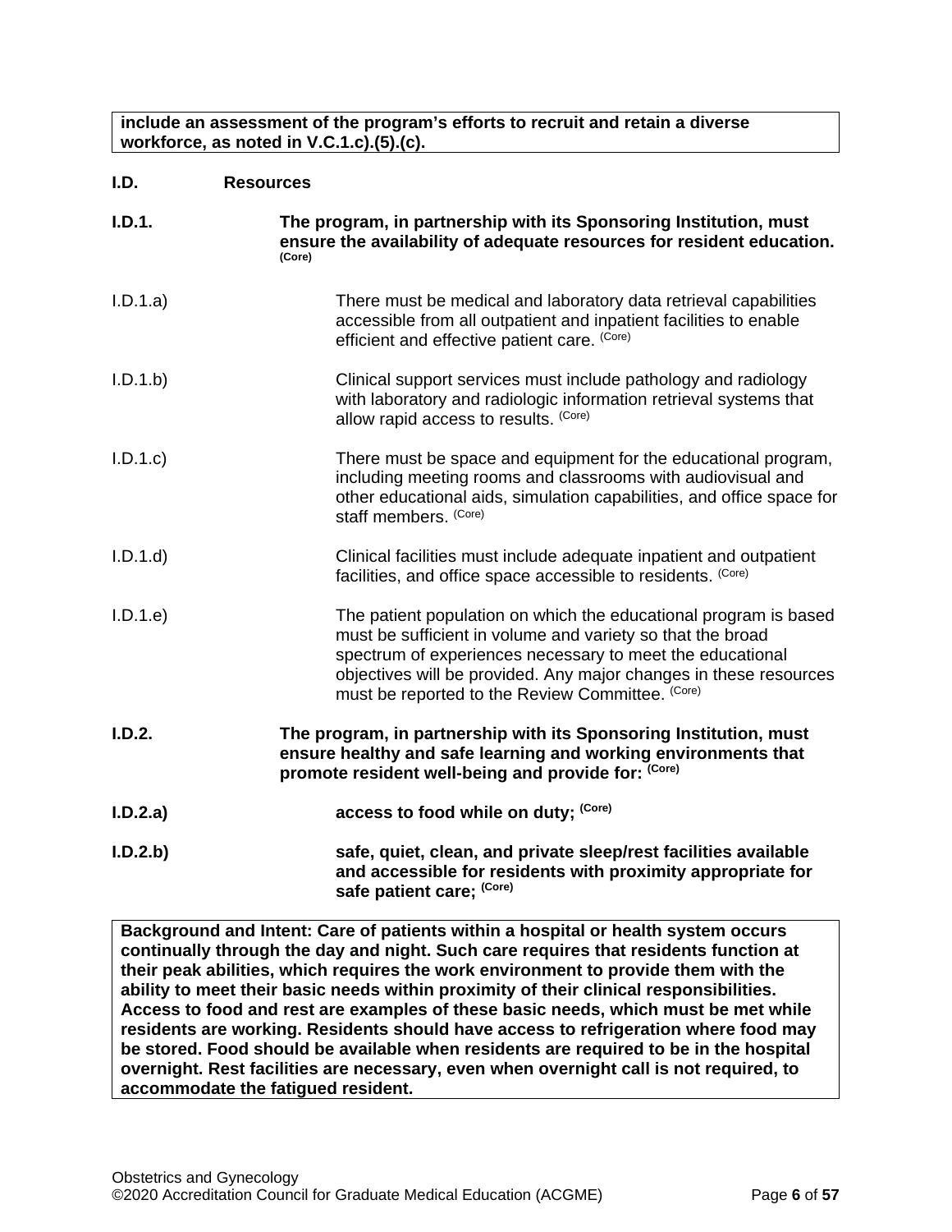**include an assessment of the program's efforts to recruit and retain a diverse workforce, as noted in V.C.1.c).(5).(c).**

**I.D. Resources**

**I.D.1. The program, in partnership with its Sponsoring Institution, must ensure the availability of adequate resources for resident education.** **(Core)**

I.D.1.a) There must be medical and laboratory data retrieval capabilities accessible from all outpatient and inpatient facilities to enable efficient and effective patient care. (Core)

I.D.1.b) Clinical support services must include pathology and radiology with laboratory and radiologic information retrieval systems that allow rapid access to results. (Core)

I.D.1.c) There must be space and equipment for the educational program, including meeting rooms and classrooms with audiovisual and other educational aids, simulation capabilities, and office space for staff members. (Core)

I.D.1.d) Clinical facilities must include adequate inpatient and outpatient facilities, and office space accessible to residents. (Core)

I.D.1.e) The patient population on which the educational program is based must be sufficient in volume and variety so that the broad spectrum of experiences necessary to meet the educational objectives will be provided. Any major changes in these resources must be reported to the Review Committee. (Core)

**I.D.2. The program, in partnership with its Sponsoring Institution, must ensure healthy and safe learning and working environments that promote resident well-being and provide for:** **(Core)**

**I.D.2.a) access to food while on duty;** **(Core)**

**I.D.2.b) safe, quiet, clean, and private sleep/rest facilities available and accessible for residents with proximity appropriate for safe patient care;** **(Core)**

**Background and Intent: Care of patients within a hospital or health system occurs continually through the day and night. Such care requires that residents function at their peak abilities, which requires the work environment to provide them with the ability to meet their basic needs within proximity of their clinical responsibilities. Access to food and rest are examples of these basic needs, which must be met while residents are working. Residents should have access to refrigeration where food may be stored. Food should be available when residents are required to be in the hospital overnight. Rest facilities are necessary, even when overnight call is not required, to accommodate the fatigued resident.**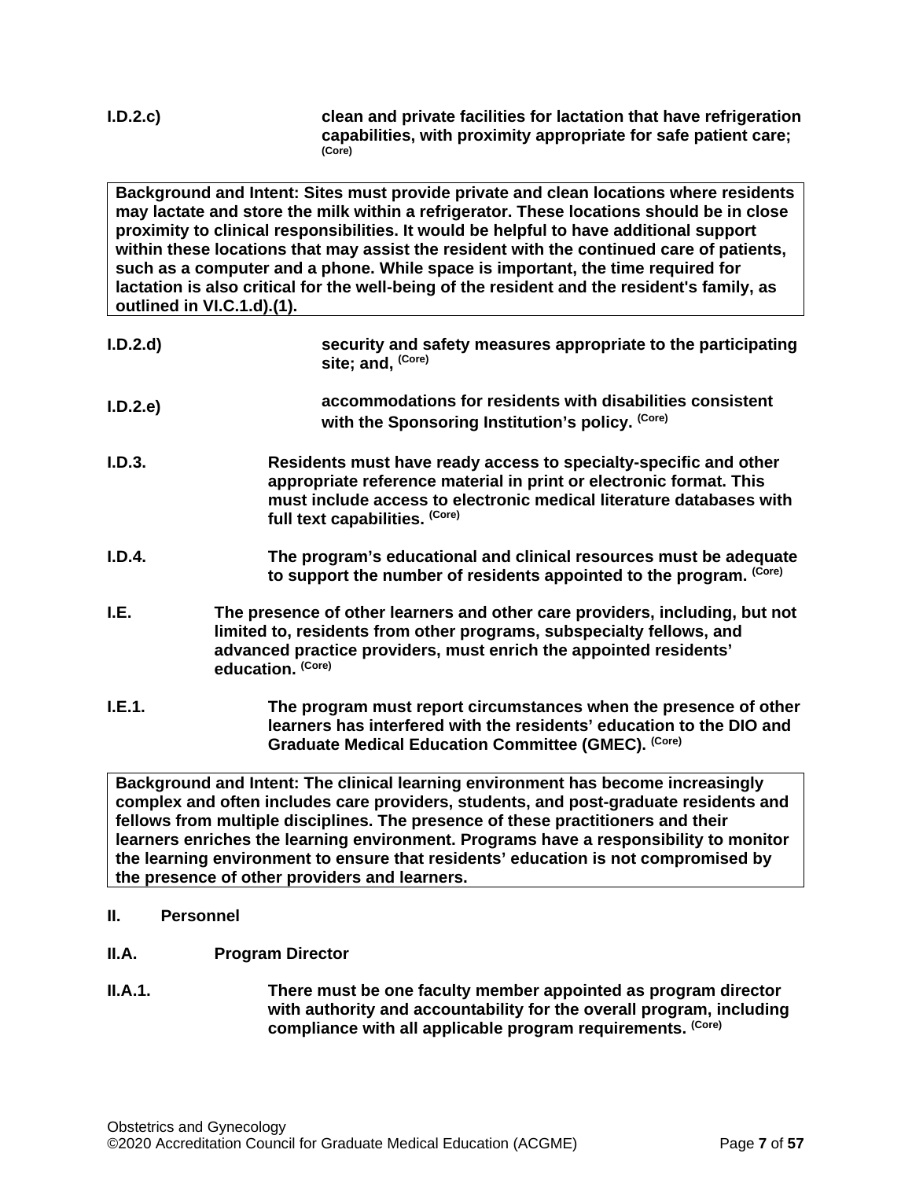**I.D.2.c)** **clean and private facilities for lactation that have refrigeration capabilities, with proximity appropriate for safe patient care;** **(Core)**

> **Background and Intent: Sites must provide private and clean locations where residents may lactate and store the milk within a refrigerator. These locations should be in close proximity to clinical responsibilities. It would be helpful to have additional support within these locations that may assist the resident with the continued care of patients, such as a computer and a phone. While space is important, the time required for lactation is also critical for the well-being of the resident and the resident's family, as outlined in VI.C.1.d).(1).**

**I.D.2.d)** **security and safety measures appropriate to the participating site; and,** **(Core)**

**I.D.2.e)** **accommodations for residents with disabilities consistent with the Sponsoring Institution's policy.** **(Core)**

**I.D.3.** **Residents must have ready access to specialty-specific and other appropriate reference material in print or electronic format. This must include access to electronic medical literature databases with full text capabilities.** **(Core)**

**I.D.4.** **The program's educational and clinical resources must be adequate to support the number of residents appointed to the program.** **(Core)**

**I.E.** **The presence of other learners and other care providers, including, but not limited to, residents from other programs, subspecialty fellows, and advanced practice providers, must enrich the appointed residents' education.** **(Core)**

**I.E.1.** **The program must report circumstances when the presence of other learners has interfered with the residents' education to the DIO and Graduate Medical Education Committee (GMEC).** **(Core)**

> **Background and Intent: The clinical learning environment has become increasingly complex and often includes care providers, students, and post-graduate residents and fellows from multiple disciplines. The presence of these practitioners and their learners enriches the learning environment. Programs have a responsibility to monitor the learning environment to ensure that residents' education is not compromised by the presence of other providers and learners.**

## II. Personnel

### II.A. Program Director

**II.A.1.** **There must be one faculty member appointed as program director with authority and accountability for the overall program, including compliance with all applicable program requirements.** **(Core)**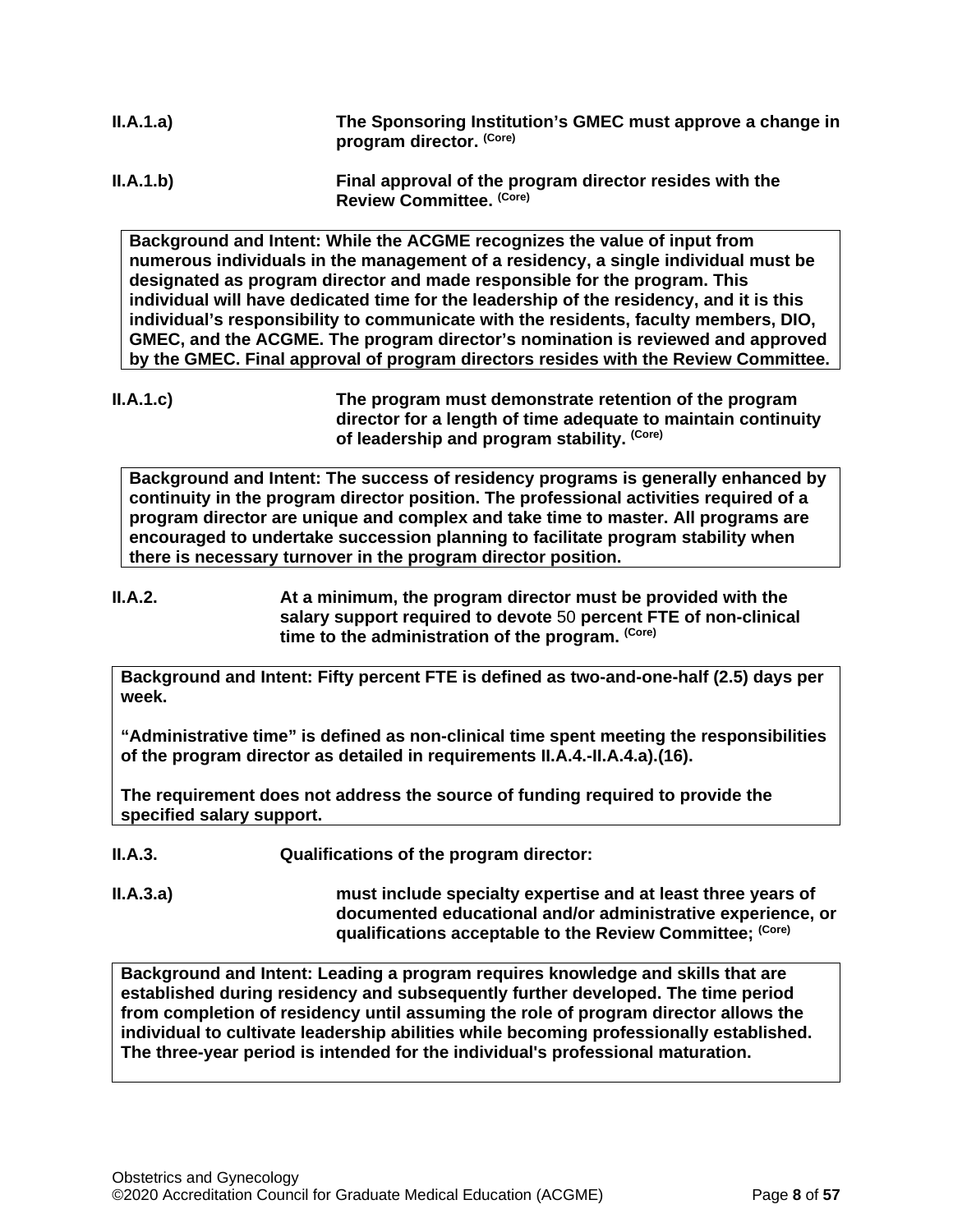**II.A.1.a)** **The Sponsoring Institution's GMEC must approve a change in program director.** (Core)

**II.A.1.b)** **Final approval of the program director resides with the Review Committee.** (Core)

> **Background and Intent: While the ACGME recognizes the value of input from numerous individuals in the management of a residency, a single individual must be designated as program director and made responsible for the program. This individual will have dedicated time for the leadership of the residency, and it is this individual's responsibility to communicate with the residents, faculty members, DIO, GMEC, and the ACGME. The program director's nomination is reviewed and approved by the GMEC. Final approval of program directors resides with the Review Committee.**

**II.A.1.c)** **The program must demonstrate retention of the program director for a length of time adequate to maintain continuity of leadership and program stability.** (Core)

> **Background and Intent: The success of residency programs is generally enhanced by continuity in the program director position. The professional activities required of a program director are unique and complex and take time to master. All programs are encouraged to undertake succession planning to facilitate program stability when there is necessary turnover in the program director position.**

**II.A.2.** **At a minimum, the program director must be provided with the salary support required to devote** 50 **percent FTE of non-clinical time to the administration of the program.** (Core)

> **Background and Intent: Fifty percent FTE is defined as two-and-one-half (2.5) days per week.**
>
> **"Administrative time" is defined as non-clinical time spent meeting the responsibilities of the program director as detailed in requirements II.A.4.-II.A.4.a).(16).**
>
> **The requirement does not address the source of funding required to provide the specified salary support.**

**II.A.3.** **Qualifications of the program director:**

**II.A.3.a)** **must include specialty expertise and at least three years of documented educational and/or administrative experience, or qualifications acceptable to the Review Committee;** (Core)

> **Background and Intent: Leading a program requires knowledge and skills that are established during residency and subsequently further developed. The time period from completion of residency until assuming the role of program director allows the individual to cultivate leadership abilities while becoming professionally established. The three-year period is intended for the individual's professional maturation.**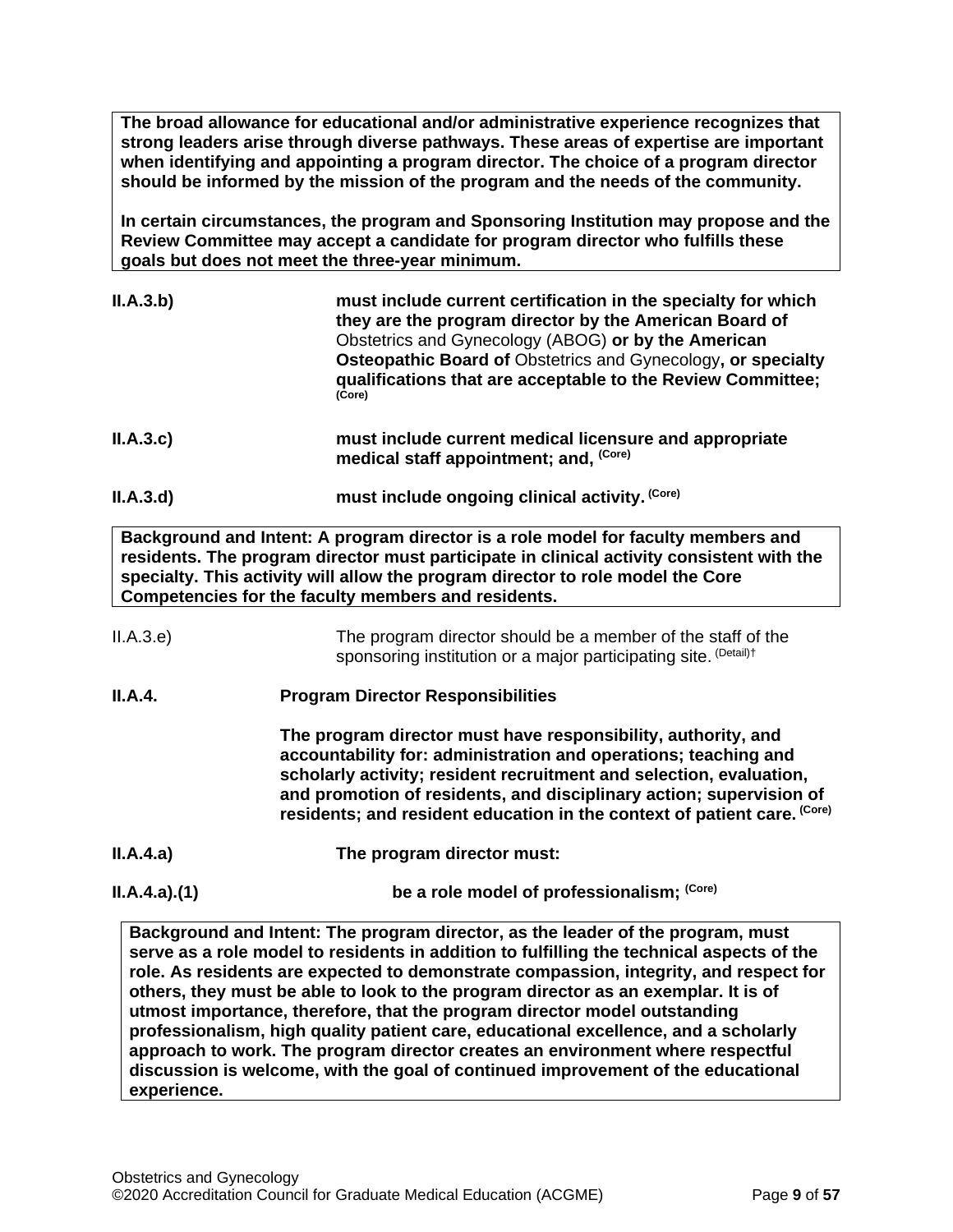**The broad allowance for educational and/or administrative experience recognizes that strong leaders arise through diverse pathways. These areas of expertise are important when identifying and appointing a program director. The choice of a program director should be informed by the mission of the program and the needs of the community.**

**In certain circumstances, the program and Sponsoring Institution may propose and the Review Committee may accept a candidate for program director who fulfills these goals but does not meet the three-year minimum.**

**II.A.3.b)** **must include current certification in the specialty for which they are the program director by the American Board of** Obstetrics and Gynecology (ABOG) **or by the American Osteopathic Board of** Obstetrics and Gynecology**, or specialty qualifications that are acceptable to the Review Committee;** **(Core)**

**II.A.3.c)** **must include current medical licensure and appropriate medical staff appointment; and,** **(Core)**

**II.A.3.d)** **must include ongoing clinical activity.** **(Core)**

**Background and Intent: A program director is a role model for faculty members and residents. The program director must participate in clinical activity consistent with the specialty. This activity will allow the program director to role model the Core Competencies for the faculty members and residents.**

II.A.3.e) The program director should be a member of the staff of the sponsoring institution or a major participating site. (Detail)†

**II.A.4.** **Program Director Responsibilities**

**The program director must have responsibility, authority, and accountability for: administration and operations; teaching and scholarly activity; resident recruitment and selection, evaluation, and promotion of residents, and disciplinary action; supervision of residents; and resident education in the context of patient care.** **(Core)**

**II.A.4.a)** **The program director must:**

**II.A.4.a).(1)** **be a role model of professionalism;** **(Core)**

**Background and Intent: The program director, as the leader of the program, must serve as a role model to residents in addition to fulfilling the technical aspects of the role. As residents are expected to demonstrate compassion, integrity, and respect for others, they must be able to look to the program director as an exemplar. It is of utmost importance, therefore, that the program director model outstanding professionalism, high quality patient care, educational excellence, and a scholarly approach to work. The program director creates an environment where respectful discussion is welcome, with the goal of continued improvement of the educational experience.**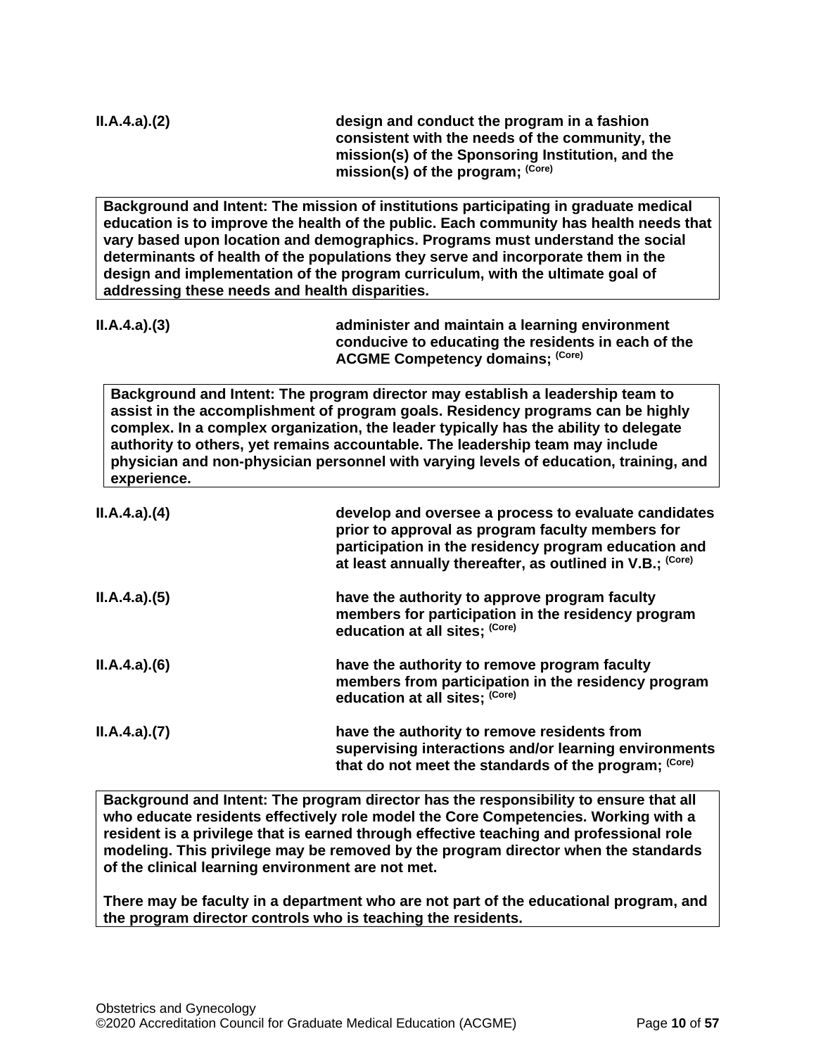**II.A.4.a).(2)** **design and conduct the program in a fashion consistent with the needs of the community, the mission(s) of the Sponsoring Institution, and the mission(s) of the program;** **(Core)**

> **Background and Intent: The mission of institutions participating in graduate medical education is to improve the health of the public. Each community has health needs that vary based upon location and demographics. Programs must understand the social determinants of health of the populations they serve and incorporate them in the design and implementation of the program curriculum, with the ultimate goal of addressing these needs and health disparities.**

**II.A.4.a).(3)** **administer and maintain a learning environment conducive to educating the residents in each of the ACGME Competency domains;** **(Core)**

> **Background and Intent: The program director may establish a leadership team to assist in the accomplishment of program goals. Residency programs can be highly complex. In a complex organization, the leader typically has the ability to delegate authority to others, yet remains accountable. The leadership team may include physician and non-physician personnel with varying levels of education, training, and experience.**

**II.A.4.a).(4)** **develop and oversee a process to evaluate candidates prior to approval as program faculty members for participation in the residency program education and at least annually thereafter, as outlined in V.B.;** **(Core)**

**II.A.4.a).(5)** **have the authority to approve program faculty members for participation in the residency program education at all sites;** **(Core)**

**II.A.4.a).(6)** **have the authority to remove program faculty members from participation in the residency program education at all sites;** **(Core)**

**II.A.4.a).(7)** **have the authority to remove residents from supervising interactions and/or learning environments that do not meet the standards of the program;** **(Core)**

> **Background and Intent: The program director has the responsibility to ensure that all who educate residents effectively role model the Core Competencies. Working with a resident is a privilege that is earned through effective teaching and professional role modeling. This privilege may be removed by the program director when the standards of the clinical learning environment are not met.**
>
> **There may be faculty in a department who are not part of the educational program, and the program director controls who is teaching the residents.**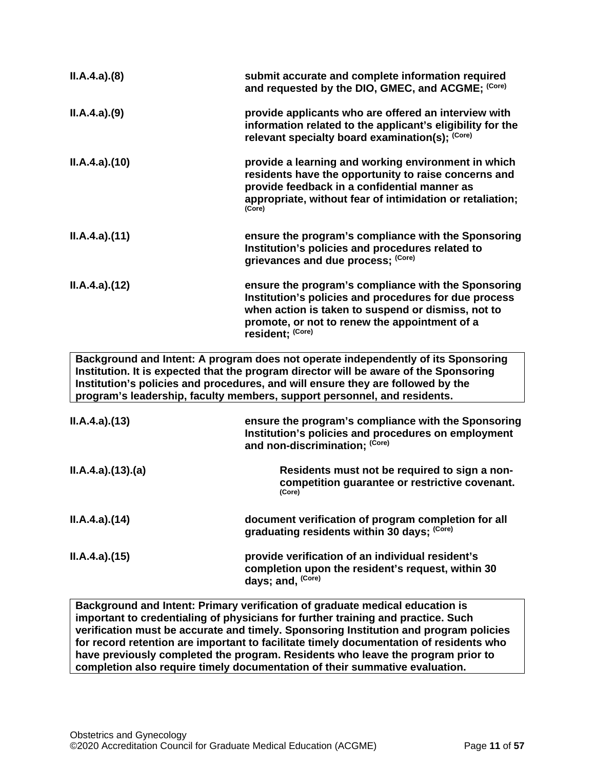| | |
|---|---|
| **II.A.4.a).(8)** | **submit accurate and complete information required and requested by the DIO, GMEC, and ACGME;** (Core) |
| **II.A.4.a).(9)** | **provide applicants who are offered an interview with information related to the applicant's eligibility for the relevant specialty board examination(s);** (Core) |
| **II.A.4.a).(10)** | **provide a learning and working environment in which residents have the opportunity to raise concerns and provide feedback in a confidential manner as appropriate, without fear of intimidation or retaliation;** (Core) |
| **II.A.4.a).(11)** | **ensure the program's compliance with the Sponsoring Institution's policies and procedures related to grievances and due process;** (Core) |
| **II.A.4.a).(12)** | **ensure the program's compliance with the Sponsoring Institution's policies and procedures for due process when action is taken to suspend or dismiss, not to promote, or not to renew the appointment of a resident;** (Core) |

**Background and Intent: A program does not operate independently of its Sponsoring Institution. It is expected that the program director will be aware of the Sponsoring Institution's policies and procedures, and will ensure they are followed by the program's leadership, faculty members, support personnel, and residents.**

| | |
|---|---|
| **II.A.4.a).(13)** | **ensure the program's compliance with the Sponsoring Institution's policies and procedures on employment and non-discrimination;** (Core) |
| **II.A.4.a).(13).(a)** | **Residents must not be required to sign a non-competition guarantee or restrictive covenant.** (Core) |
| **II.A.4.a).(14)** | **document verification of program completion for all graduating residents within 30 days;** (Core) |
| **II.A.4.a).(15)** | **provide verification of an individual resident's completion upon the resident's request, within 30 days; and,** (Core) |

**Background and Intent: Primary verification of graduate medical education is important to credentialing of physicians for further training and practice. Such verification must be accurate and timely. Sponsoring Institution and program policies for record retention are important to facilitate timely documentation of residents who have previously completed the program. Residents who leave the program prior to completion also require timely documentation of their summative evaluation.**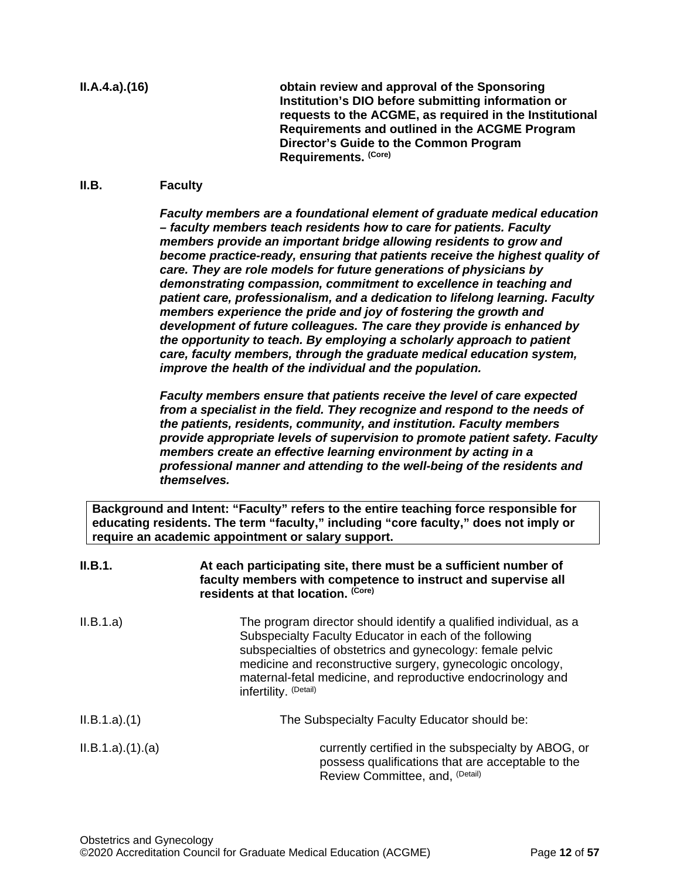**II.A.4.a).(16)** **obtain review and approval of the Sponsoring Institution's DIO before submitting information or requests to the ACGME, as required in the Institutional Requirements and outlined in the ACGME Program Director's Guide to the Common Program Requirements.** (Core)

**II.B. Faculty**

***Faculty members are a foundational element of graduate medical education – faculty members teach residents how to care for patients. Faculty members provide an important bridge allowing residents to grow and become practice-ready, ensuring that patients receive the highest quality of care. They are role models for future generations of physicians by demonstrating compassion, commitment to excellence in teaching and patient care, professionalism, and a dedication to lifelong learning. Faculty members experience the pride and joy of fostering the growth and development of future colleagues. The care they provide is enhanced by the opportunity to teach. By employing a scholarly approach to patient care, faculty members, through the graduate medical education system, improve the health of the individual and the population.***

***Faculty members ensure that patients receive the level of care expected from a specialist in the field. They recognize and respond to the needs of the patients, residents, community, and institution. Faculty members provide appropriate levels of supervision to promote patient safety. Faculty members create an effective learning environment by acting in a professional manner and attending to the well-being of the residents and themselves.***

**Background and Intent: "Faculty" refers to the entire teaching force responsible for educating residents. The term "faculty," including "core faculty," does not imply or require an academic appointment or salary support.**

**II.B.1.** **At each participating site, there must be a sufficient number of faculty members with competence to instruct and supervise all residents at that location.** (Core)

II.B.1.a) The program director should identify a qualified individual, as a Subspecialty Faculty Educator in each of the following subspecialties of obstetrics and gynecology: female pelvic medicine and reconstructive surgery, gynecologic oncology, maternal-fetal medicine, and reproductive endocrinology and infertility. (Detail)

II.B.1.a).(1) The Subspecialty Faculty Educator should be:

II.B.1.a).(1).(a) currently certified in the subspecialty by ABOG, or possess qualifications that are acceptable to the Review Committee, and, (Detail)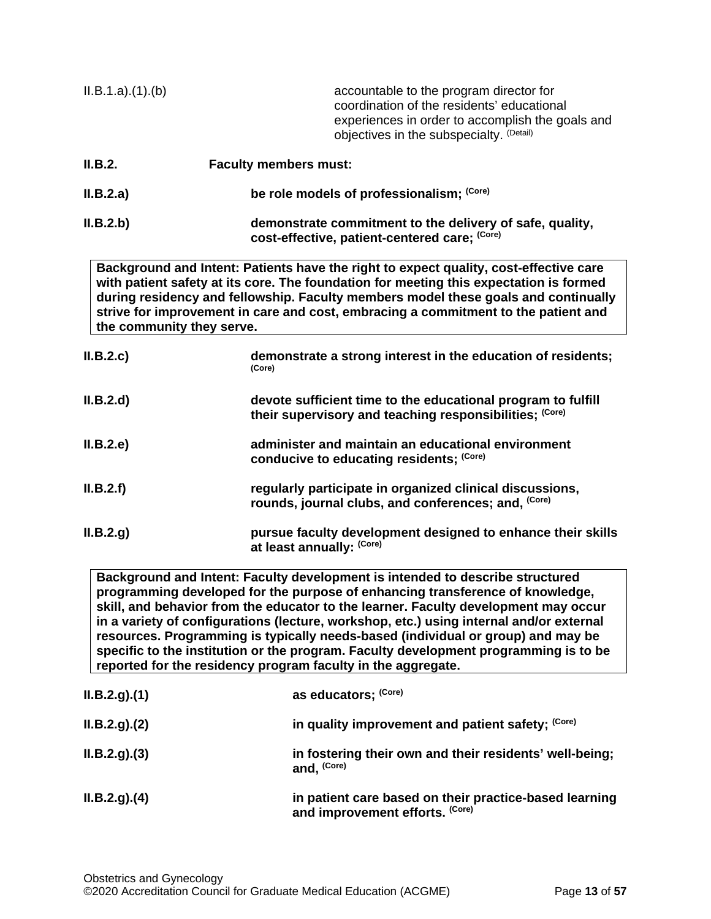II.B.1.a).(1).(b) accountable to the program director for coordination of the residents' educational experiences in order to accomplish the goals and objectives in the subspecialty. (Detail)

**II.B.2. Faculty members must:**

**II.B.2.a) be role models of professionalism; (Core)**

**II.B.2.b) demonstrate commitment to the delivery of safe, quality, cost-effective, patient-centered care; (Core)**

> **Background and Intent: Patients have the right to expect quality, cost-effective care with patient safety at its core. The foundation for meeting this expectation is formed during residency and fellowship. Faculty members model these goals and continually strive for improvement in care and cost, embracing a commitment to the patient and the community they serve.**

**II.B.2.c) demonstrate a strong interest in the education of residents; (Core)**

**II.B.2.d) devote sufficient time to the educational program to fulfill their supervisory and teaching responsibilities; (Core)**

**II.B.2.e) administer and maintain an educational environment conducive to educating residents; (Core)**

**II.B.2.f) regularly participate in organized clinical discussions, rounds, journal clubs, and conferences; and, (Core)**

**II.B.2.g) pursue faculty development designed to enhance their skills at least annually: (Core)**

> **Background and Intent: Faculty development is intended to describe structured programming developed for the purpose of enhancing transference of knowledge, skill, and behavior from the educator to the learner. Faculty development may occur in a variety of configurations (lecture, workshop, etc.) using internal and/or external resources. Programming is typically needs-based (individual or group) and may be specific to the institution or the program. Faculty development programming is to be reported for the residency program faculty in the aggregate.**

**II.B.2.g).(1) as educators; (Core)**

**II.B.2.g).(2) in quality improvement and patient safety; (Core)**

**II.B.2.g).(3) in fostering their own and their residents' well-being; and, (Core)**

**II.B.2.g).(4) in patient care based on their practice-based learning and improvement efforts. (Core)**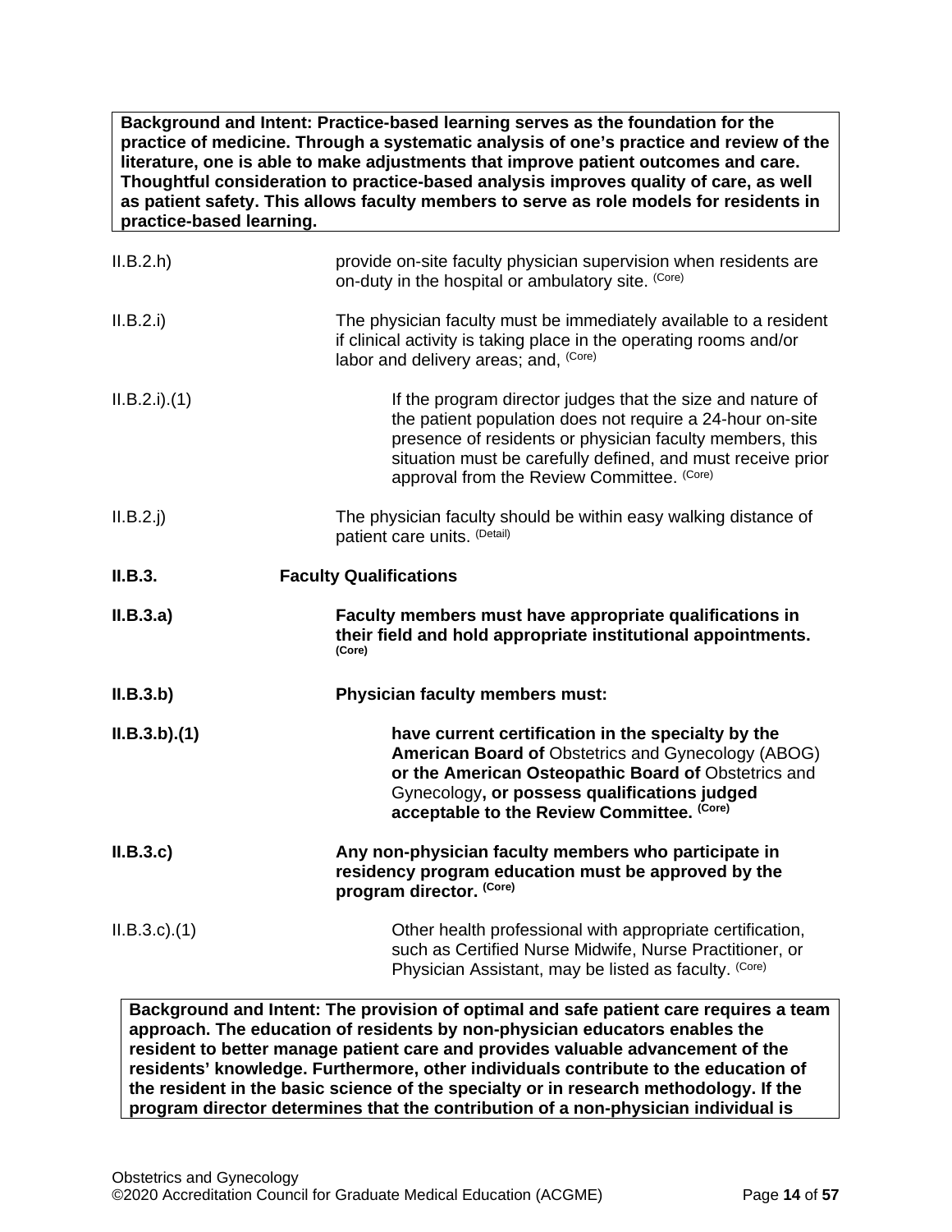**Background and Intent: Practice-based learning serves as the foundation for the practice of medicine. Through a systematic analysis of one's practice and review of the literature, one is able to make adjustments that improve patient outcomes and care. Thoughtful consideration to practice-based analysis improves quality of care, as well as patient safety. This allows faculty members to serve as role models for residents in practice-based learning.**

II.B.2.h) provide on-site faculty physician supervision when residents are on-duty in the hospital or ambulatory site. (Core)

II.B.2.i) The physician faculty must be immediately available to a resident if clinical activity is taking place in the operating rooms and/or labor and delivery areas; and, (Core)

II.B.2.i).(1) If the program director judges that the size and nature of the patient population does not require a 24-hour on-site presence of residents or physician faculty members, this situation must be carefully defined, and must receive prior approval from the Review Committee. (Core)

II.B.2.j) The physician faculty should be within easy walking distance of patient care units. (Detail)

**II.B.3. Faculty Qualifications**

**II.B.3.a) Faculty members must have appropriate qualifications in their field and hold appropriate institutional appointments. (Core)**

**II.B.3.b) Physician faculty members must:**

**II.B.3.b).(1) have current certification in the specialty by the American Board of** Obstetrics and Gynecology (ABOG) **or the American Osteopathic Board of** Obstetrics and Gynecology**, or possess qualifications judged acceptable to the Review Committee. (Core)**

**II.B.3.c) Any non-physician faculty members who participate in residency program education must be approved by the program director. (Core)**

II.B.3.c).(1) Other health professional with appropriate certification, such as Certified Nurse Midwife, Nurse Practitioner, or Physician Assistant, may be listed as faculty. (Core)

**Background and Intent: The provision of optimal and safe patient care requires a team approach. The education of residents by non-physician educators enables the resident to better manage patient care and provides valuable advancement of the residents' knowledge. Furthermore, other individuals contribute to the education of the resident in the basic science of the specialty or in research methodology. If the program director determines that the contribution of a non-physician individual is**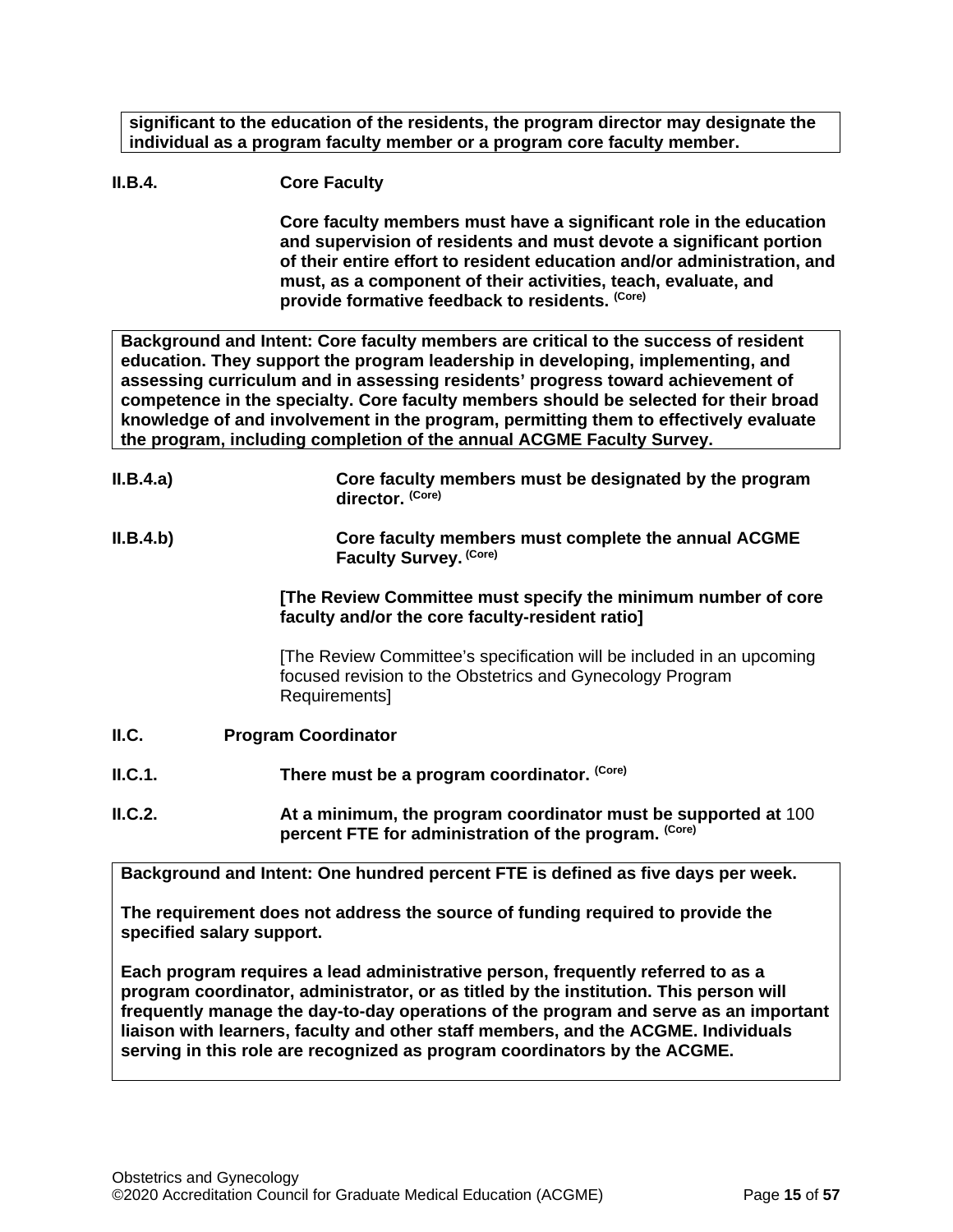**significant to the education of the residents, the program director may designate the individual as a program faculty member or a program core faculty member.**

**II.B.4.** **Core Faculty**

**Core faculty members must have a significant role in the education and supervision of residents and must devote a significant portion of their entire effort to resident education and/or administration, and must, as a component of their activities, teach, evaluate, and provide formative feedback to residents.** **(Core)**

**Background and Intent: Core faculty members are critical to the success of resident education. They support the program leadership in developing, implementing, and assessing curriculum and in assessing residents' progress toward achievement of competence in the specialty. Core faculty members should be selected for their broad knowledge of and involvement in the program, permitting them to effectively evaluate the program, including completion of the annual ACGME Faculty Survey.**

**II.B.4.a)** **Core faculty members must be designated by the program director.** **(Core)**

**II.B.4.b)** **Core faculty members must complete the annual ACGME Faculty Survey.** **(Core)**

**[The Review Committee must specify the minimum number of core faculty and/or the core faculty-resident ratio]**

[The Review Committee's specification will be included in an upcoming focused revision to the Obstetrics and Gynecology Program Requirements]

**II.C.** **Program Coordinator**

**II.C.1.** **There must be a program coordinator.** **(Core)**

**II.C.2.** **At a minimum, the program coordinator must be supported at** 100 **percent FTE for administration of the program.** **(Core)**

**Background and Intent: One hundred percent FTE is defined as five days per week.**

**The requirement does not address the source of funding required to provide the specified salary support.**

**Each program requires a lead administrative person, frequently referred to as a program coordinator, administrator, or as titled by the institution. This person will frequently manage the day-to-day operations of the program and serve as an important liaison with learners, faculty and other staff members, and the ACGME. Individuals serving in this role are recognized as program coordinators by the ACGME.**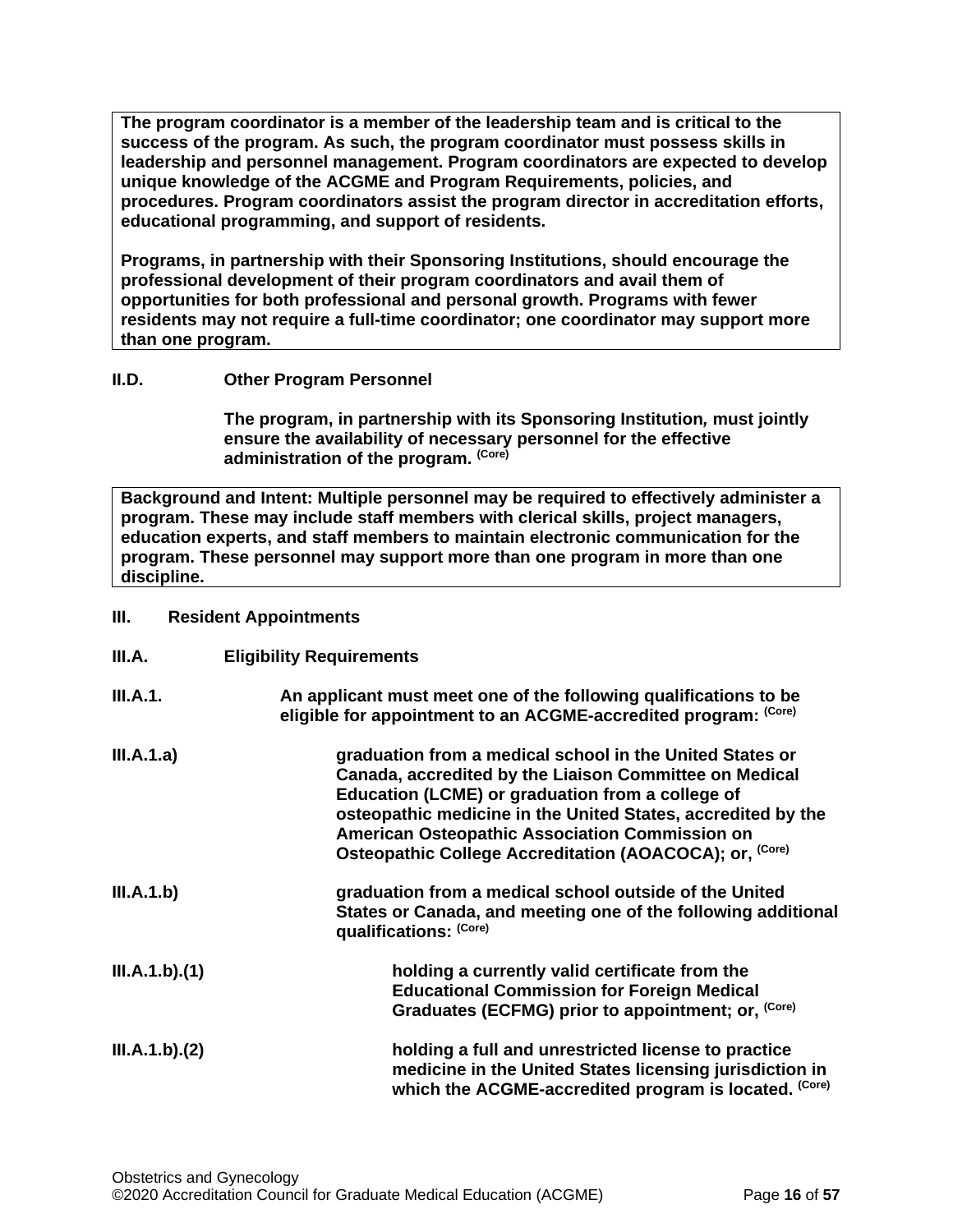**The program coordinator is a member of the leadership team and is critical to the success of the program. As such, the program coordinator must possess skills in leadership and personnel management. Program coordinators are expected to develop unique knowledge of the ACGME and Program Requirements, policies, and procedures. Program coordinators assist the program director in accreditation efforts, educational programming, and support of residents.**

**Programs, in partnership with their Sponsoring Institutions, should encourage the professional development of their program coordinators and avail them of opportunities for both professional and personal growth. Programs with fewer residents may not require a full-time coordinator; one coordinator may support more than one program.**

**II.D. Other Program Personnel**

**The program, in partnership with its Sponsoring Institution, must jointly ensure the availability of necessary personnel for the effective administration of the program.** (Core)

**Background and Intent: Multiple personnel may be required to effectively administer a program. These may include staff members with clerical skills, project managers, education experts, and staff members to maintain electronic communication for the program. These personnel may support more than one program in more than one discipline.**

**III. Resident Appointments**

**III.A. Eligibility Requirements**

**III.A.1.** **An applicant must meet one of the following qualifications to be eligible for appointment to an ACGME-accredited program:** (Core)

**III.A.1.a)** **graduation from a medical school in the United States or Canada, accredited by the Liaison Committee on Medical Education (LCME) or graduation from a college of osteopathic medicine in the United States, accredited by the American Osteopathic Association Commission on Osteopathic College Accreditation (AOACOCA); or,** (Core)

**III.A.1.b)** **graduation from a medical school outside of the United States or Canada, and meeting one of the following additional qualifications:** (Core)

**III.A.1.b).(1)** **holding a currently valid certificate from the Educational Commission for Foreign Medical Graduates (ECFMG) prior to appointment; or,** (Core)

**III.A.1.b).(2)** **holding a full and unrestricted license to practice medicine in the United States licensing jurisdiction in which the ACGME-accredited program is located.** (Core)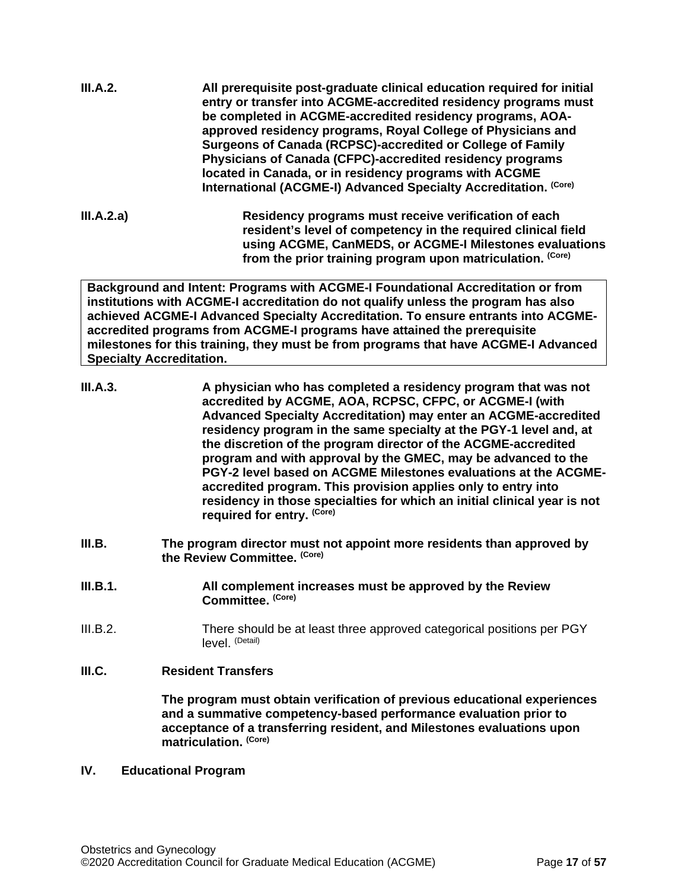**III.A.2.** **All prerequisite post-graduate clinical education required for initial entry or transfer into ACGME-accredited residency programs must be completed in ACGME-accredited residency programs, AOA-approved residency programs, Royal College of Physicians and Surgeons of Canada (RCPSC)-accredited or College of Family Physicians of Canada (CFPC)-accredited residency programs located in Canada, or in residency programs with ACGME International (ACGME-I) Advanced Specialty Accreditation. (Core)**

**III.A.2.a)** **Residency programs must receive verification of each resident's level of competency in the required clinical field using ACGME, CanMEDS, or ACGME-I Milestones evaluations from the prior training program upon matriculation. (Core)**

> **Background and Intent: Programs with ACGME-I Foundational Accreditation or from institutions with ACGME-I accreditation do not qualify unless the program has also achieved ACGME-I Advanced Specialty Accreditation. To ensure entrants into ACGME-accredited programs from ACGME-I programs have attained the prerequisite milestones for this training, they must be from programs that have ACGME-I Advanced Specialty Accreditation.**

**III.A.3.** **A physician who has completed a residency program that was not accredited by ACGME, AOA, RCPSC, CFPC, or ACGME-I (with Advanced Specialty Accreditation) may enter an ACGME-accredited residency program in the same specialty at the PGY-1 level and, at the discretion of the program director of the ACGME-accredited program and with approval by the GMEC, may be advanced to the PGY-2 level based on ACGME Milestones evaluations at the ACGME-accredited program. This provision applies only to entry into residency in those specialties for which an initial clinical year is not required for entry. (Core)**

**III.B.** **The program director must not appoint more residents than approved by the Review Committee. (Core)**

**III.B.1.** **All complement increases must be approved by the Review Committee. (Core)**

III.B.2. There should be at least three approved categorical positions per PGY level. (Detail)

**III.C.** **Resident Transfers**

**The program must obtain verification of previous educational experiences and a summative competency-based performance evaluation prior to acceptance of a transferring resident, and Milestones evaluations upon matriculation. (Core)**

## IV. Educational Program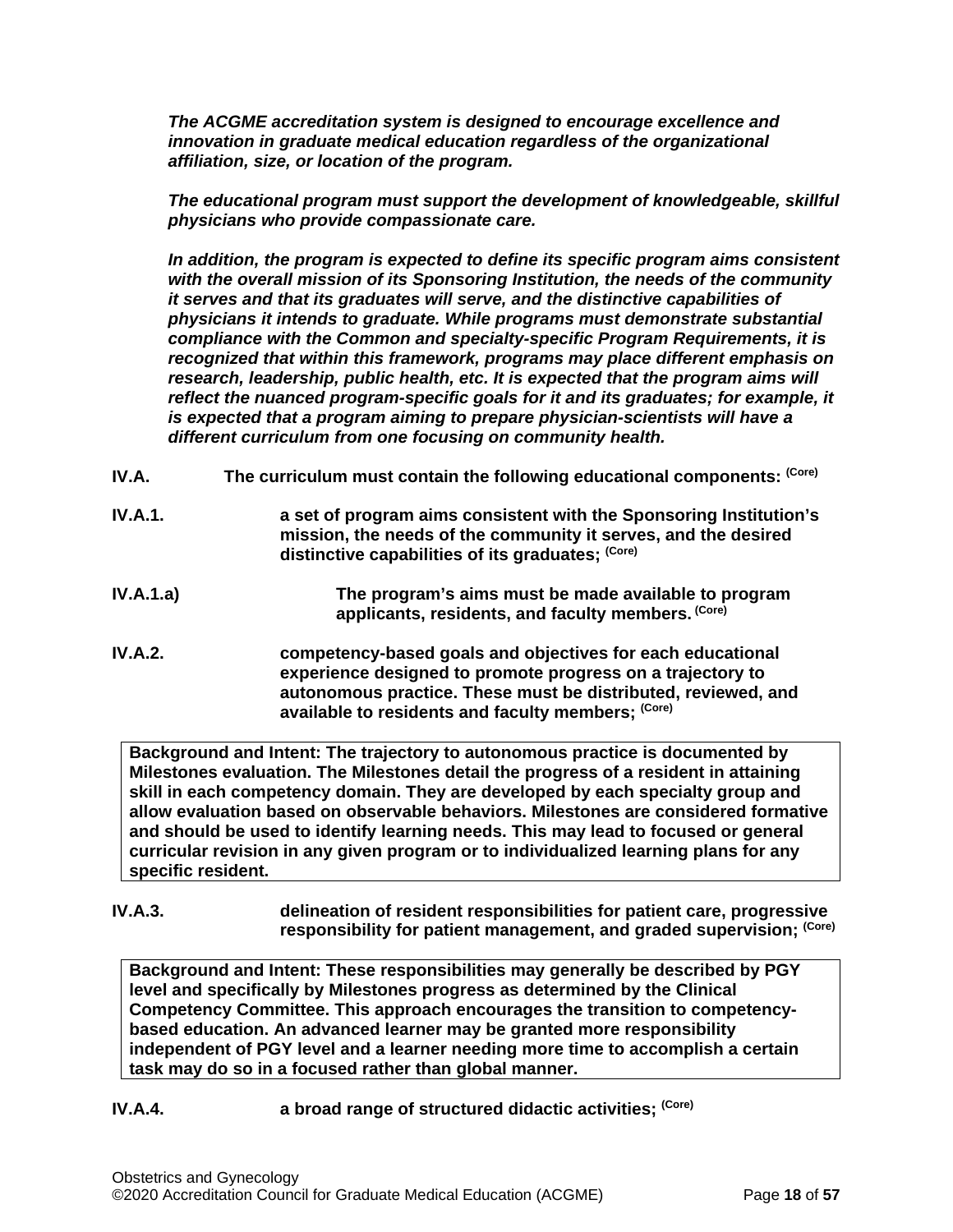*The ACGME accreditation system is designed to encourage excellence and innovation in graduate medical education regardless of the organizational affiliation, size, or location of the program.*

*The educational program must support the development of knowledgeable, skillful physicians who provide compassionate care.*

*In addition, the program is expected to define its specific program aims consistent with the overall mission of its Sponsoring Institution, the needs of the community it serves and that its graduates will serve, and the distinctive capabilities of physicians it intends to graduate. While programs must demonstrate substantial compliance with the Common and specialty-specific Program Requirements, it is recognized that within this framework, programs may place different emphasis on research, leadership, public health, etc. It is expected that the program aims will reflect the nuanced program-specific goals for it and its graduates; for example, it is expected that a program aiming to prepare physician-scientists will have a different curriculum from one focusing on community health.*

**IV.A.** **The curriculum must contain the following educational components:** **(Core)**

**IV.A.1.** **a set of program aims consistent with the Sponsoring Institution's mission, the needs of the community it serves, and the desired distinctive capabilities of its graduates;** **(Core)**

**IV.A.1.a)** **The program's aims must be made available to program applicants, residents, and faculty members.** **(Core)**

**IV.A.2.** **competency-based goals and objectives for each educational experience designed to promote progress on a trajectory to autonomous practice. These must be distributed, reviewed, and available to residents and faculty members;** **(Core)**

**Background and Intent: The trajectory to autonomous practice is documented by Milestones evaluation. The Milestones detail the progress of a resident in attaining skill in each competency domain. They are developed by each specialty group and allow evaluation based on observable behaviors. Milestones are considered formative and should be used to identify learning needs. This may lead to focused or general curricular revision in any given program or to individualized learning plans for any specific resident.**

**IV.A.3.** **delineation of resident responsibilities for patient care, progressive responsibility for patient management, and graded supervision;** **(Core)**

**Background and Intent: These responsibilities may generally be described by PGY level and specifically by Milestones progress as determined by the Clinical Competency Committee. This approach encourages the transition to competency-based education. An advanced learner may be granted more responsibility independent of PGY level and a learner needing more time to accomplish a certain task may do so in a focused rather than global manner.**

**IV.A.4.** **a broad range of structured didactic activities;** **(Core)**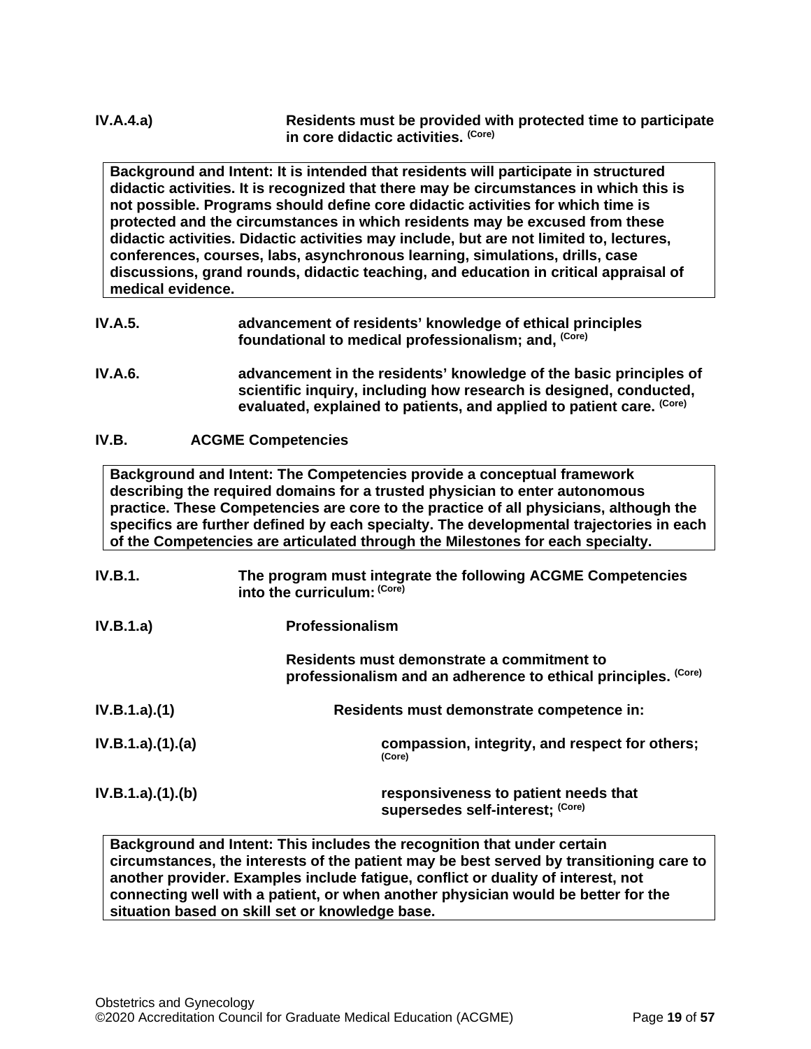**IV.A.4.a)** **Residents must be provided with protected time to participate in core didactic activities.** (Core)

> **Background and Intent: It is intended that residents will participate in structured didactic activities. It is recognized that there may be circumstances in which this is not possible. Programs should define core didactic activities for which time is protected and the circumstances in which residents may be excused from these didactic activities. Didactic activities may include, but are not limited to, lectures, conferences, courses, labs, asynchronous learning, simulations, drills, case discussions, grand rounds, didactic teaching, and education in critical appraisal of medical evidence.**

**IV.A.5.** **advancement of residents' knowledge of ethical principles foundational to medical professionalism; and,** (Core)

**IV.A.6.** **advancement in the residents' knowledge of the basic principles of scientific inquiry, including how research is designed, conducted, evaluated, explained to patients, and applied to patient care.** (Core)

## IV.B. ACGME Competencies

> **Background and Intent: The Competencies provide a conceptual framework describing the required domains for a trusted physician to enter autonomous practice. These Competencies are core to the practice of all physicians, although the specifics are further defined by each specialty. The developmental trajectories in each of the Competencies are articulated through the Milestones for each specialty.**

**IV.B.1.** **The program must integrate the following ACGME Competencies into the curriculum:** (Core)

**IV.B.1.a)** **Professionalism**

**Residents must demonstrate a commitment to professionalism and an adherence to ethical principles.** (Core)

**IV.B.1.a).(1)** **Residents must demonstrate competence in:**

**IV.B.1.a).(1).(a)** **compassion, integrity, and respect for others;** (Core)

**IV.B.1.a).(1).(b)** **responsiveness to patient needs that supersedes self-interest;** (Core)

> **Background and Intent: This includes the recognition that under certain circumstances, the interests of the patient may be best served by transitioning care to another provider. Examples include fatigue, conflict or duality of interest, not connecting well with a patient, or when another physician would be better for the situation based on skill set or knowledge base.**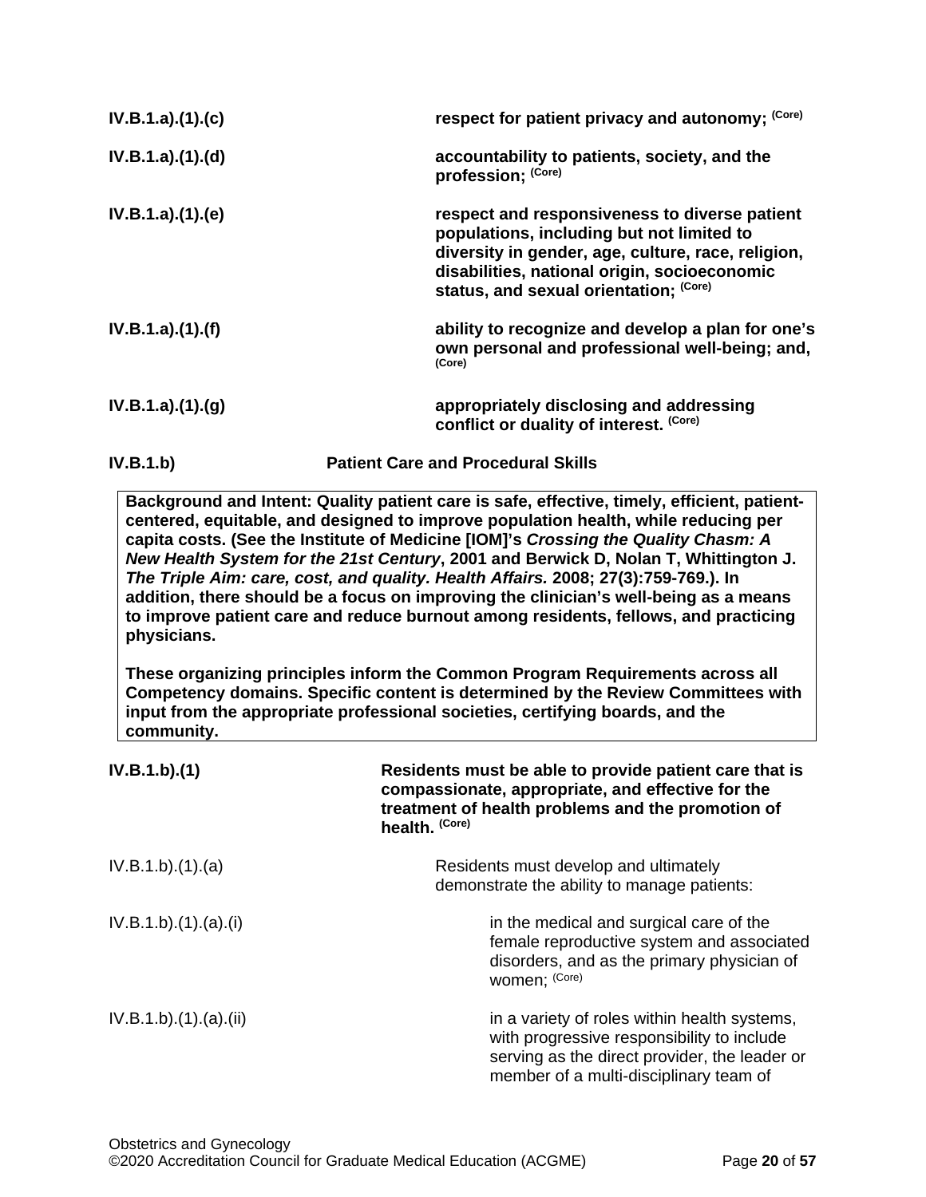**IV.B.1.a).(1).(c)** **respect for patient privacy and autonomy;** **(Core)**

**IV.B.1.a).(1).(d)** **accountability to patients, society, and the profession;** **(Core)**

**IV.B.1.a).(1).(e)** **respect and responsiveness to diverse patient populations, including but not limited to diversity in gender, age, culture, race, religion, disabilities, national origin, socioeconomic status, and sexual orientation;** **(Core)**

**IV.B.1.a).(1).(f)** **ability to recognize and develop a plan for one's own personal and professional well-being; and,** **(Core)**

**IV.B.1.a).(1).(g)** **appropriately disclosing and addressing conflict or duality of interest.** **(Core)**

**IV.B.1.b)** **Patient Care and Procedural Skills**

> **Background and Intent: Quality patient care is safe, effective, timely, efficient, patient-centered, equitable, and designed to improve population health, while reducing per capita costs. (See the Institute of Medicine [IOM]'s *Crossing the Quality Chasm: A New Health System for the 21st Century*, 2001 and Berwick D, Nolan T, Whittington J. *The Triple Aim: care, cost, and quality. Health Affairs.* 2008; 27(3):759-769.). In addition, there should be a focus on improving the clinician's well-being as a means to improve patient care and reduce burnout among residents, fellows, and practicing physicians.**
>
> **These organizing principles inform the Common Program Requirements across all Competency domains. Specific content is determined by the Review Committees with input from the appropriate professional societies, certifying boards, and the community.**

**IV.B.1.b).(1)** **Residents must be able to provide patient care that is compassionate, appropriate, and effective for the treatment of health problems and the promotion of health.** **(Core)**

IV.B.1.b).(1).(a) Residents must develop and ultimately demonstrate the ability to manage patients:

IV.B.1.b).(1).(a).(i) in the medical and surgical care of the female reproductive system and associated disorders, and as the primary physician of women; (Core)

IV.B.1.b).(1).(a).(ii) in a variety of roles within health systems, with progressive responsibility to include serving as the direct provider, the leader or member of a multi-disciplinary team of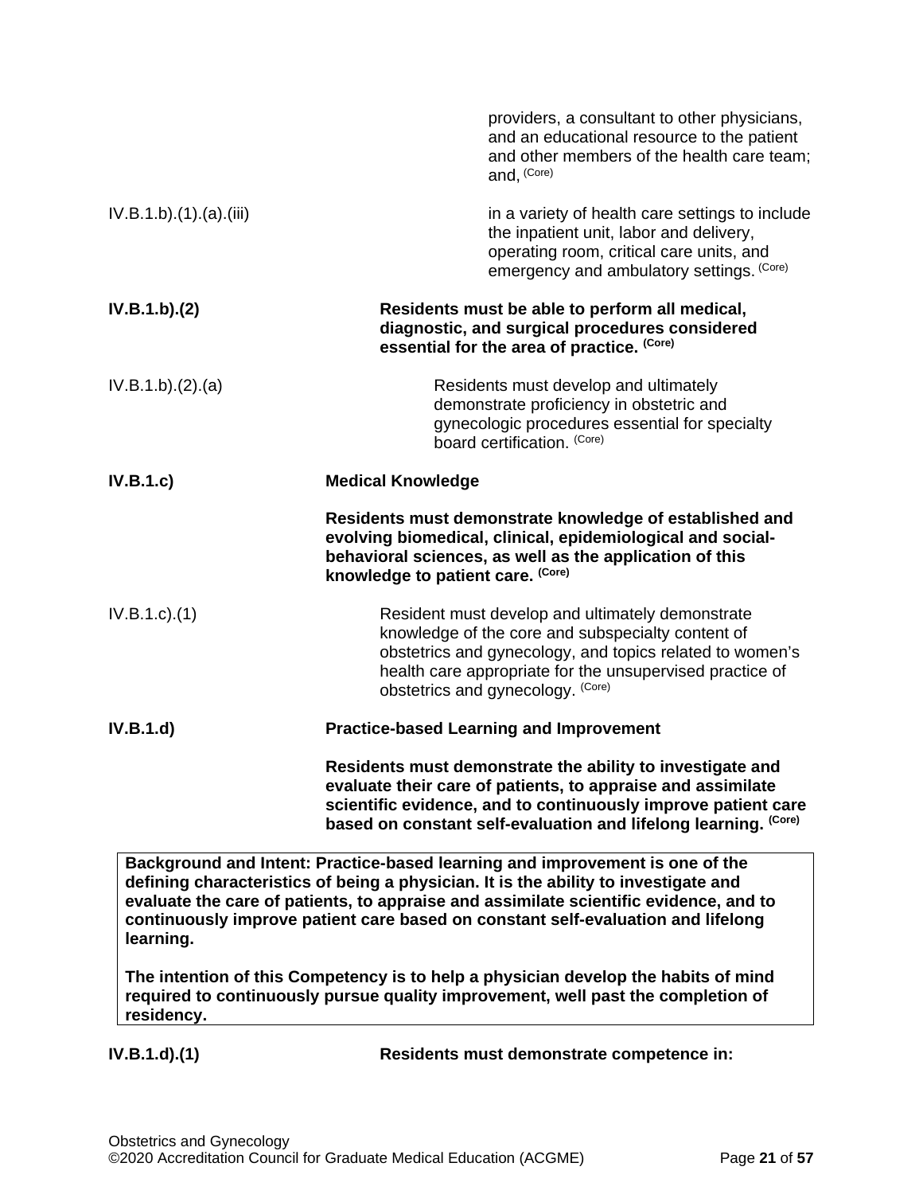providers, a consultant to other physicians, and an educational resource to the patient and other members of the health care team; and, (Core)

IV.B.1.b).(1).(a).(iii) in a variety of health care settings to include the inpatient unit, labor and delivery, operating room, critical care units, and emergency and ambulatory settings. (Core)

**IV.B.1.b).(2) Residents must be able to perform all medical, diagnostic, and surgical procedures considered essential for the area of practice. (Core)**

IV.B.1.b).(2).(a) Residents must develop and ultimately demonstrate proficiency in obstetric and gynecologic procedures essential for specialty board certification. (Core)

**IV.B.1.c) Medical Knowledge**

**Residents must demonstrate knowledge of established and evolving biomedical, clinical, epidemiological and social-behavioral sciences, as well as the application of this knowledge to patient care. (Core)**

IV.B.1.c).(1) Resident must develop and ultimately demonstrate knowledge of the core and subspecialty content of obstetrics and gynecology, and topics related to women's health care appropriate for the unsupervised practice of obstetrics and gynecology. (Core)

**IV.B.1.d) Practice-based Learning and Improvement**

**Residents must demonstrate the ability to investigate and evaluate their care of patients, to appraise and assimilate scientific evidence, and to continuously improve patient care based on constant self-evaluation and lifelong learning. (Core)**

> **Background and Intent: Practice-based learning and improvement is one of the defining characteristics of being a physician. It is the ability to investigate and evaluate the care of patients, to appraise and assimilate scientific evidence, and to continuously improve patient care based on constant self-evaluation and lifelong learning.**
>
> **The intention of this Competency is to help a physician develop the habits of mind required to continuously pursue quality improvement, well past the completion of residency.**

**IV.B.1.d).(1) Residents must demonstrate competence in:**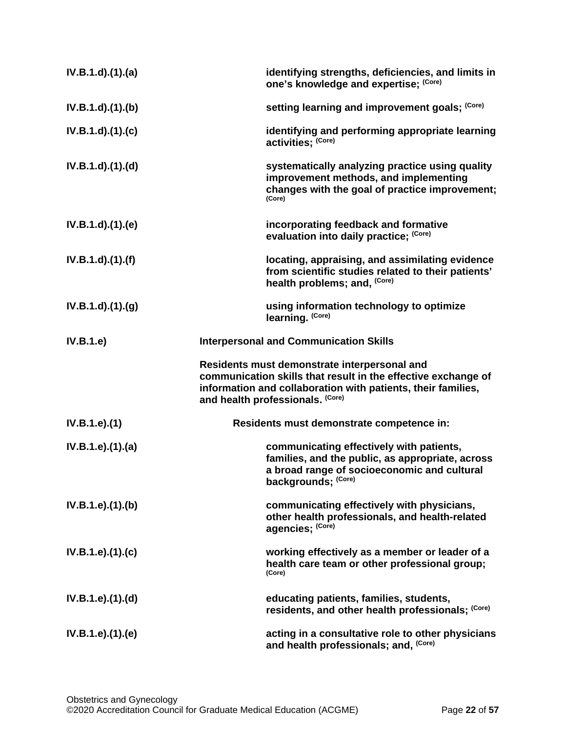| | |
|---|---|
| **IV.B.1.d).(1).(a)** | **identifying strengths, deficiencies, and limits in one's knowledge and expertise;** (Core) |
| **IV.B.1.d).(1).(b)** | **setting learning and improvement goals;** (Core) |
| **IV.B.1.d).(1).(c)** | **identifying and performing appropriate learning activities;** (Core) |
| **IV.B.1.d).(1).(d)** | **systematically analyzing practice using quality improvement methods, and implementing changes with the goal of practice improvement;** (Core) |
| **IV.B.1.d).(1).(e)** | **incorporating feedback and formative evaluation into daily practice;** (Core) |
| **IV.B.1.d).(1).(f)** | **locating, appraising, and assimilating evidence from scientific studies related to their patients' health problems; and,** (Core) |
| **IV.B.1.d).(1).(g)** | **using information technology to optimize learning.** (Core) |
| **IV.B.1.e)** | **Interpersonal and Communication Skills** |
| | **Residents must demonstrate interpersonal and communication skills that result in the effective exchange of information and collaboration with patients, their families, and health professionals.** (Core) |
| **IV.B.1.e).(1)** | **Residents must demonstrate competence in:** |
| **IV.B.1.e).(1).(a)** | **communicating effectively with patients, families, and the public, as appropriate, across a broad range of socioeconomic and cultural backgrounds;** (Core) |
| **IV.B.1.e).(1).(b)** | **communicating effectively with physicians, other health professionals, and health-related agencies;** (Core) |
| **IV.B.1.e).(1).(c)** | **working effectively as a member or leader of a health care team or other professional group;** (Core) |
| **IV.B.1.e).(1).(d)** | **educating patients, families, students, residents, and other health professionals;** (Core) |
| **IV.B.1.e).(1).(e)** | **acting in a consultative role to other physicians and health professionals; and,** (Core) |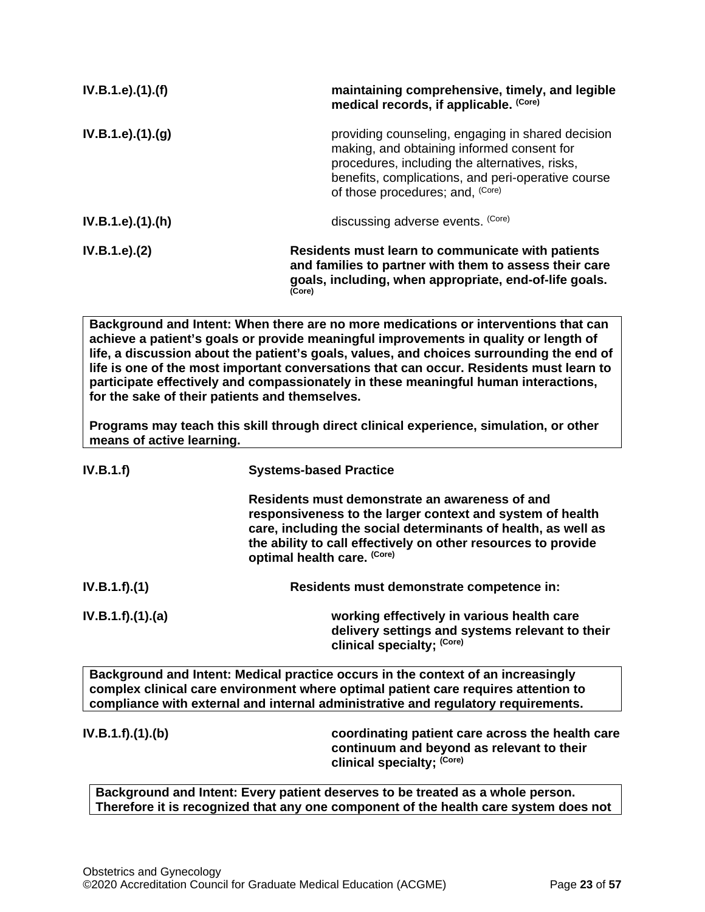IV.B.1.e).(1).(f) **maintaining comprehensive, timely, and legible medical records, if applicable.** (Core)

IV.B.1.e).(1).(g) providing counseling, engaging in shared decision making, and obtaining informed consent for procedures, including the alternatives, risks, benefits, complications, and peri-operative course of those procedures; and, (Core)

IV.B.1.e).(1).(h) discussing adverse events. (Core)

IV.B.1.e).(2) **Residents must learn to communicate with patients and families to partner with them to assess their care goals, including, when appropriate, end-of-life goals.** (Core)

> **Background and Intent: When there are no more medications or interventions that can achieve a patient's goals or provide meaningful improvements in quality or length of life, a discussion about the patient's goals, values, and choices surrounding the end of life is one of the most important conversations that can occur. Residents must learn to participate effectively and compassionately in these meaningful human interactions, for the sake of their patients and themselves.**
>
> **Programs may teach this skill through direct clinical experience, simulation, or other means of active learning.**

IV.B.1.f) **Systems-based Practice**

**Residents must demonstrate an awareness of and responsiveness to the larger context and system of health care, including the social determinants of health, as well as the ability to call effectively on other resources to provide optimal health care.** (Core)

IV.B.1.f).(1) **Residents must demonstrate competence in:**

IV.B.1.f).(1).(a) **working effectively in various health care delivery settings and systems relevant to their clinical specialty;** (Core)

> **Background and Intent: Medical practice occurs in the context of an increasingly complex clinical care environment where optimal patient care requires attention to compliance with external and internal administrative and regulatory requirements.**

IV.B.1.f).(1).(b) **coordinating patient care across the health care continuum and beyond as relevant to their clinical specialty;** (Core)

> **Background and Intent: Every patient deserves to be treated as a whole person. Therefore it is recognized that any one component of the health care system does not**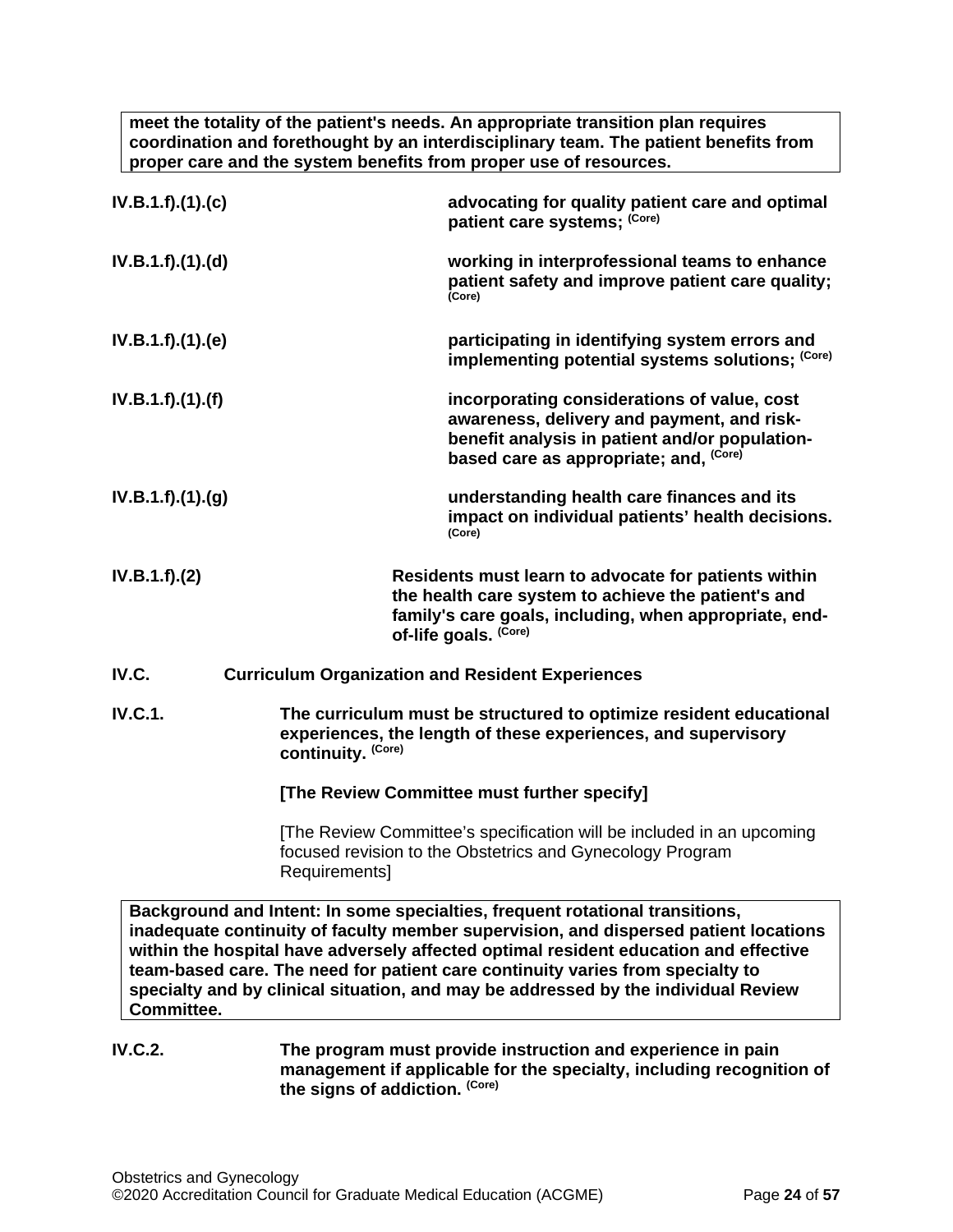**meet the totality of the patient's needs. An appropriate transition plan requires coordination and forethought by an interdisciplinary team. The patient benefits from proper care and the system benefits from proper use of resources.**

**IV.B.1.f).(1).(c)** **advocating for quality patient care and optimal patient care systems;** **(Core)**

**IV.B.1.f).(1).(d)** **working in interprofessional teams to enhance patient safety and improve patient care quality;** **(Core)**

**IV.B.1.f).(1).(e)** **participating in identifying system errors and implementing potential systems solutions;** **(Core)**

**IV.B.1.f).(1).(f)** **incorporating considerations of value, cost awareness, delivery and payment, and risk-benefit analysis in patient and/or population-based care as appropriate; and,** **(Core)**

**IV.B.1.f).(1).(g)** **understanding health care finances and its impact on individual patients' health decisions.** **(Core)**

**IV.B.1.f).(2)** **Residents must learn to advocate for patients within the health care system to achieve the patient's and family's care goals, including, when appropriate, end-of-life goals.** **(Core)**

**IV.C. Curriculum Organization and Resident Experiences**

**IV.C.1.** **The curriculum must be structured to optimize resident educational experiences, the length of these experiences, and supervisory continuity.** **(Core)**

**[The Review Committee must further specify]**

[The Review Committee's specification will be included in an upcoming focused revision to the Obstetrics and Gynecology Program Requirements]

**Background and Intent: In some specialties, frequent rotational transitions, inadequate continuity of faculty member supervision, and dispersed patient locations within the hospital have adversely affected optimal resident education and effective team-based care. The need for patient care continuity varies from specialty to specialty and by clinical situation, and may be addressed by the individual Review Committee.**

**IV.C.2.** **The program must provide instruction and experience in pain management if applicable for the specialty, including recognition of the signs of addiction.** **(Core)**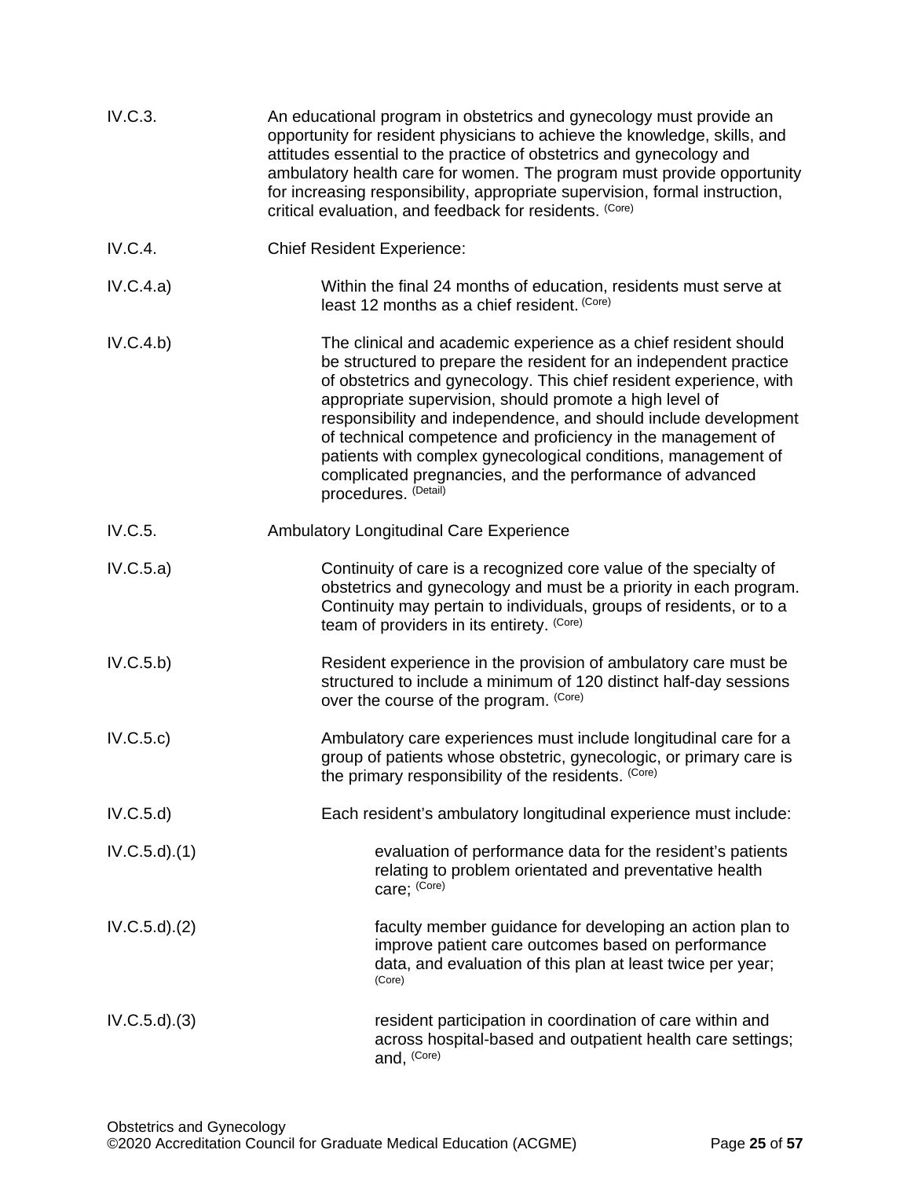IV.C.3. An educational program in obstetrics and gynecology must provide an opportunity for resident physicians to achieve the knowledge, skills, and attitudes essential to the practice of obstetrics and gynecology and ambulatory health care for women. The program must provide opportunity for increasing responsibility, appropriate supervision, formal instruction, critical evaluation, and feedback for residents. (Core)

IV.C.4. Chief Resident Experience:

IV.C.4.a) Within the final 24 months of education, residents must serve at least 12 months as a chief resident. (Core)

IV.C.4.b) The clinical and academic experience as a chief resident should be structured to prepare the resident for an independent practice of obstetrics and gynecology. This chief resident experience, with appropriate supervision, should promote a high level of responsibility and independence, and should include development of technical competence and proficiency in the management of patients with complex gynecological conditions, management of complicated pregnancies, and the performance of advanced procedures. (Detail)

IV.C.5. Ambulatory Longitudinal Care Experience

IV.C.5.a) Continuity of care is a recognized core value of the specialty of obstetrics and gynecology and must be a priority in each program. Continuity may pertain to individuals, groups of residents, or to a team of providers in its entirety. (Core)

IV.C.5.b) Resident experience in the provision of ambulatory care must be structured to include a minimum of 120 distinct half-day sessions over the course of the program. (Core)

IV.C.5.c) Ambulatory care experiences must include longitudinal care for a group of patients whose obstetric, gynecologic, or primary care is the primary responsibility of the residents. (Core)

IV.C.5.d) Each resident's ambulatory longitudinal experience must include:

IV.C.5.d).(1) evaluation of performance data for the resident's patients relating to problem orientated and preventative health care; (Core)

IV.C.5.d).(2) faculty member guidance for developing an action plan to improve patient care outcomes based on performance data, and evaluation of this plan at least twice per year; (Core)

IV.C.5.d).(3) resident participation in coordination of care within and across hospital-based and outpatient health care settings; and, (Core)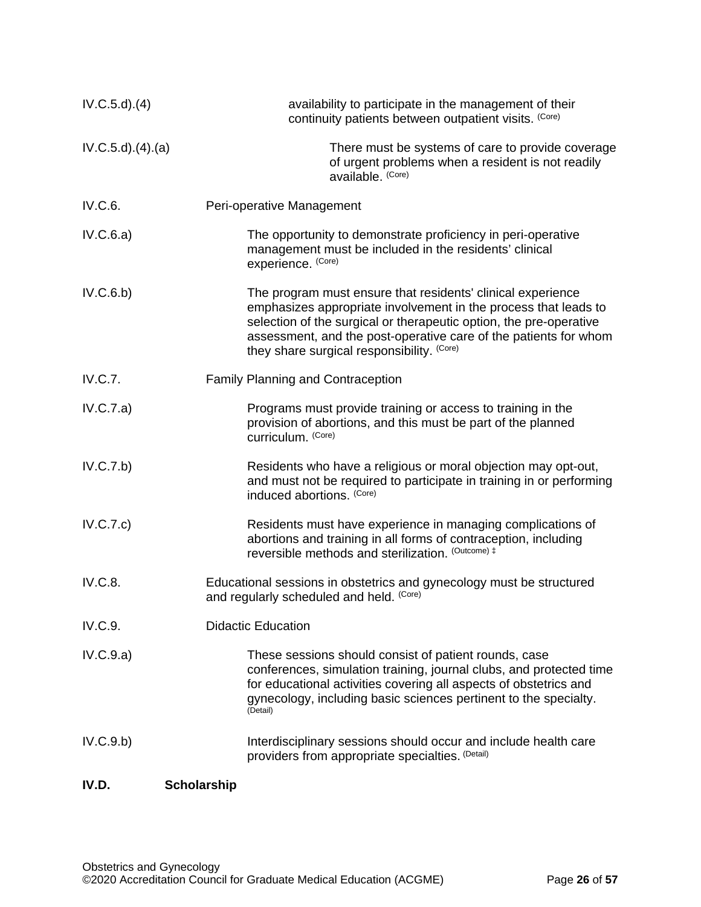IV.C.5.d).(4) availability to participate in the management of their continuity patients between outpatient visits. (Core)

IV.C.5.d).(4).(a) There must be systems of care to provide coverage of urgent problems when a resident is not readily available. (Core)

IV.C.6. Peri-operative Management

IV.C.6.a) The opportunity to demonstrate proficiency in peri-operative management must be included in the residents' clinical experience. (Core)

IV.C.6.b) The program must ensure that residents' clinical experience emphasizes appropriate involvement in the process that leads to selection of the surgical or therapeutic option, the pre-operative assessment, and the post-operative care of the patients for whom they share surgical responsibility. (Core)

IV.C.7. Family Planning and Contraception

IV.C.7.a) Programs must provide training or access to training in the provision of abortions, and this must be part of the planned curriculum. (Core)

IV.C.7.b) Residents who have a religious or moral objection may opt-out, and must not be required to participate in training in or performing induced abortions. (Core)

IV.C.7.c) Residents must have experience in managing complications of abortions and training in all forms of contraception, including reversible methods and sterilization. (Outcome) ‡

IV.C.8. Educational sessions in obstetrics and gynecology must be structured and regularly scheduled and held. (Core)

IV.C.9. Didactic Education

IV.C.9.a) These sessions should consist of patient rounds, case conferences, simulation training, journal clubs, and protected time for educational activities covering all aspects of obstetrics and gynecology, including basic sciences pertinent to the specialty. (Detail)

IV.C.9.b) Interdisciplinary sessions should occur and include health care providers from appropriate specialties. (Detail)

**IV.D. Scholarship**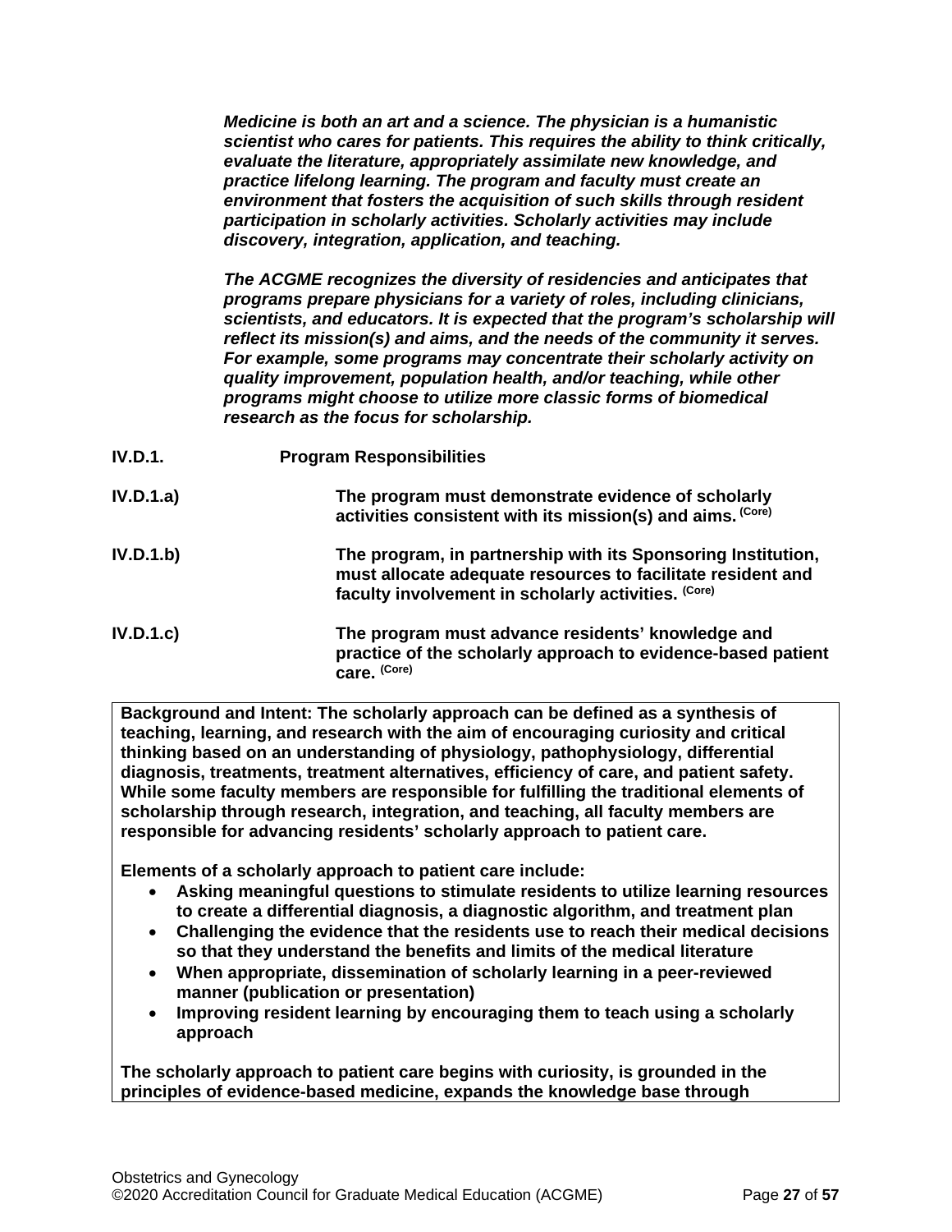***Medicine is both an art and a science. The physician is a humanistic scientist who cares for patients. This requires the ability to think critically, evaluate the literature, appropriately assimilate new knowledge, and practice lifelong learning. The program and faculty must create an environment that fosters the acquisition of such skills through resident participation in scholarly activities. Scholarly activities may include discovery, integration, application, and teaching.***

***The ACGME recognizes the diversity of residencies and anticipates that programs prepare physicians for a variety of roles, including clinicians, scientists, and educators. It is expected that the program's scholarship will reflect its mission(s) and aims, and the needs of the community it serves. For example, some programs may concentrate their scholarly activity on quality improvement, population health, and/or teaching, while other programs might choose to utilize more classic forms of biomedical research as the focus for scholarship.***

**IV.D.1.** **Program Responsibilities**

**IV.D.1.a)** **The program must demonstrate evidence of scholarly activities consistent with its mission(s) and aims.** (Core)

**IV.D.1.b)** **The program, in partnership with its Sponsoring Institution, must allocate adequate resources to facilitate resident and faculty involvement in scholarly activities.** (Core)

**IV.D.1.c)** **The program must advance residents' knowledge and practice of the scholarly approach to evidence-based patient care.** (Core)

**Background and Intent: The scholarly approach can be defined as a synthesis of teaching, learning, and research with the aim of encouraging curiosity and critical thinking based on an understanding of physiology, pathophysiology, differential diagnosis, treatments, treatment alternatives, efficiency of care, and patient safety. While some faculty members are responsible for fulfilling the traditional elements of scholarship through research, integration, and teaching, all faculty members are responsible for advancing residents' scholarly approach to patient care.**

**Elements of a scholarly approach to patient care include:**

- **Asking meaningful questions to stimulate residents to utilize learning resources to create a differential diagnosis, a diagnostic algorithm, and treatment plan**
- **Challenging the evidence that the residents use to reach their medical decisions so that they understand the benefits and limits of the medical literature**
- **When appropriate, dissemination of scholarly learning in a peer-reviewed manner (publication or presentation)**
- **Improving resident learning by encouraging them to teach using a scholarly approach**

**The scholarly approach to patient care begins with curiosity, is grounded in the principles of evidence-based medicine, expands the knowledge base through**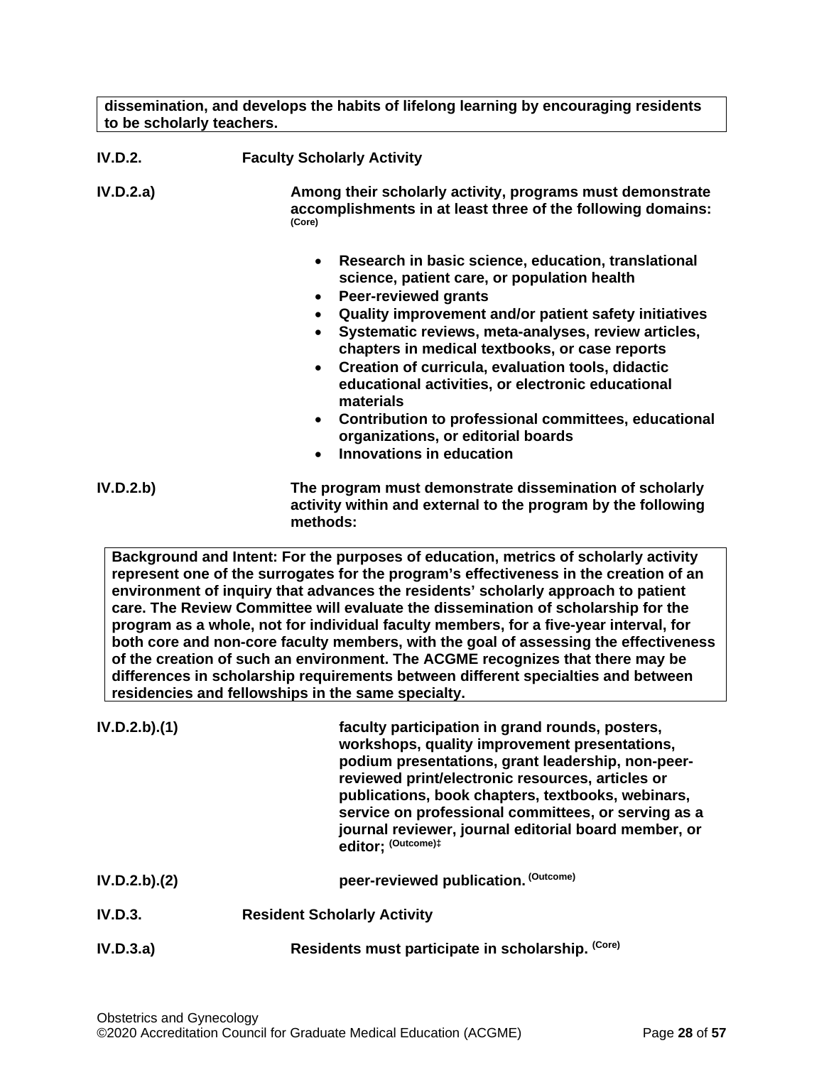**dissemination, and develops the habits of lifelong learning by encouraging residents to be scholarly teachers.**

**IV.D.2.** **Faculty Scholarly Activity**

**IV.D.2.a)** **Among their scholarly activity, programs must demonstrate accomplishments in at least three of the following domains:** **(Core)**

- **Research in basic science, education, translational science, patient care, or population health**
- **Peer-reviewed grants**
- **Quality improvement and/or patient safety initiatives**
- **Systematic reviews, meta-analyses, review articles, chapters in medical textbooks, or case reports**
- **Creation of curricula, evaluation tools, didactic educational activities, or electronic educational materials**
- **Contribution to professional committees, educational organizations, or editorial boards**
- **Innovations in education**

**IV.D.2.b)** **The program must demonstrate dissemination of scholarly activity within and external to the program by the following methods:**

**Background and Intent: For the purposes of education, metrics of scholarly activity represent one of the surrogates for the program's effectiveness in the creation of an environment of inquiry that advances the residents' scholarly approach to patient care. The Review Committee will evaluate the dissemination of scholarship for the program as a whole, not for individual faculty members, for a five-year interval, for both core and non-core faculty members, with the goal of assessing the effectiveness of the creation of such an environment. The ACGME recognizes that there may be differences in scholarship requirements between different specialties and between residencies and fellowships in the same specialty.**

**IV.D.2.b).(1)** **faculty participation in grand rounds, posters, workshops, quality improvement presentations, podium presentations, grant leadership, non-peer-reviewed print/electronic resources, articles or publications, book chapters, textbooks, webinars, service on professional committees, or serving as a journal reviewer, journal editorial board member, or editor;** **(Outcome)‡**

**IV.D.2.b).(2)** **peer-reviewed publication.** **(Outcome)**

**IV.D.3.** **Resident Scholarly Activity**

**IV.D.3.a)** **Residents must participate in scholarship.** **(Core)**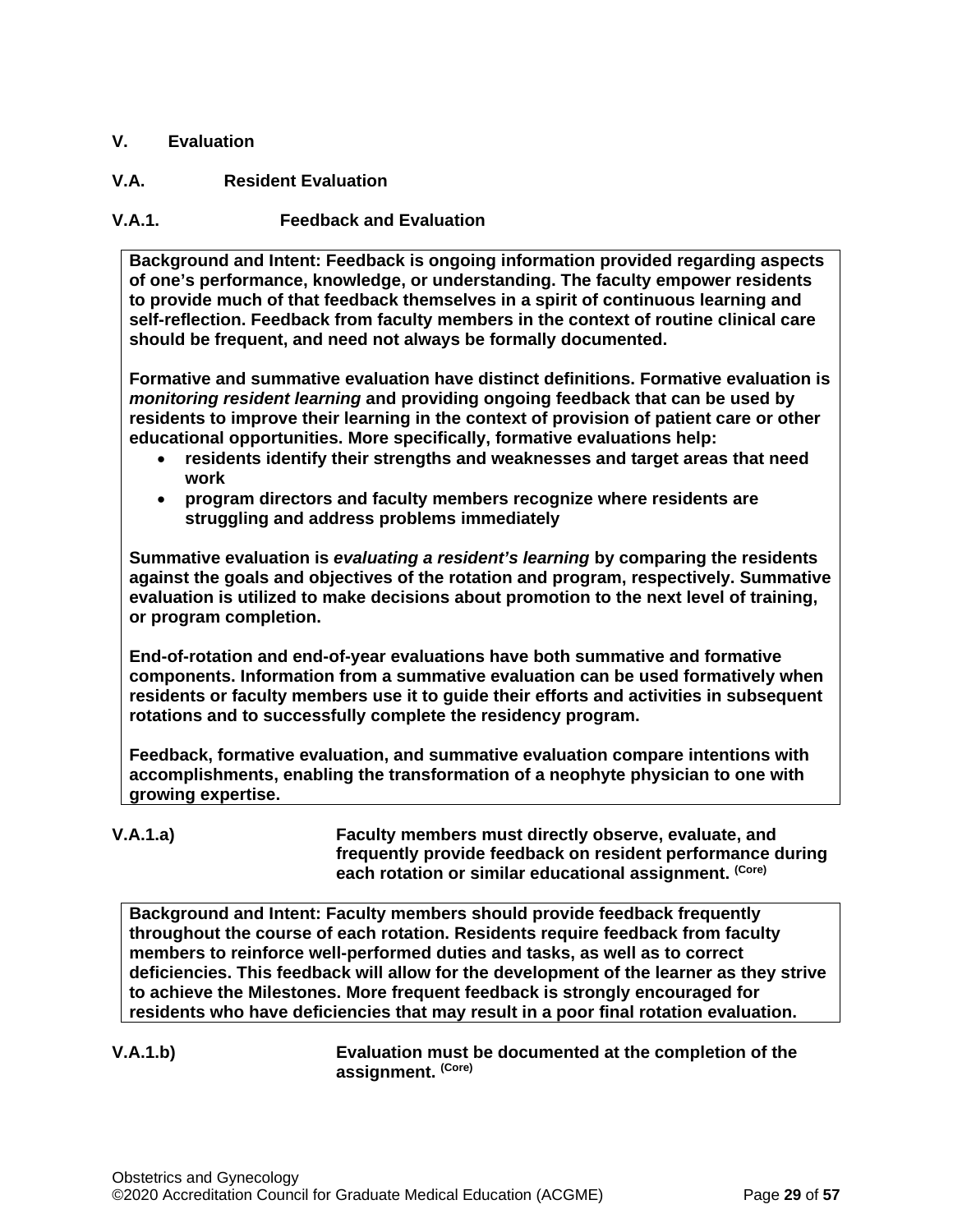## V. Evaluation

### V.A. Resident Evaluation

#### V.A.1. Feedback and Evaluation

**Background and Intent: Feedback is ongoing information provided regarding aspects of one's performance, knowledge, or understanding. The faculty empower residents to provide much of that feedback themselves in a spirit of continuous learning and self-reflection. Feedback from faculty members in the context of routine clinical care should be frequent, and need not always be formally documented.**

**Formative and summative evaluation have distinct definitions. Formative evaluation is *monitoring resident learning* and providing ongoing feedback that can be used by residents to improve their learning in the context of provision of patient care or other educational opportunities. More specifically, formative evaluations help:**

- **residents identify their strengths and weaknesses and target areas that need work**
- **program directors and faculty members recognize where residents are struggling and address problems immediately**

**Summative evaluation is *evaluating a resident's learning* by comparing the residents against the goals and objectives of the rotation and program, respectively. Summative evaluation is utilized to make decisions about promotion to the next level of training, or program completion.**

**End-of-rotation and end-of-year evaluations have both summative and formative components. Information from a summative evaluation can be used formatively when residents or faculty members use it to guide their efforts and activities in subsequent rotations and to successfully complete the residency program.**

**Feedback, formative evaluation, and summative evaluation compare intentions with accomplishments, enabling the transformation of a neophyte physician to one with growing expertise.**

**V.A.1.a)** **Faculty members must directly observe, evaluate, and frequently provide feedback on resident performance during each rotation or similar educational assignment.** (Core)

**Background and Intent: Faculty members should provide feedback frequently throughout the course of each rotation. Residents require feedback from faculty members to reinforce well-performed duties and tasks, as well as to correct deficiencies. This feedback will allow for the development of the learner as they strive to achieve the Milestones. More frequent feedback is strongly encouraged for residents who have deficiencies that may result in a poor final rotation evaluation.**

**V.A.1.b)** **Evaluation must be documented at the completion of the assignment.** (Core)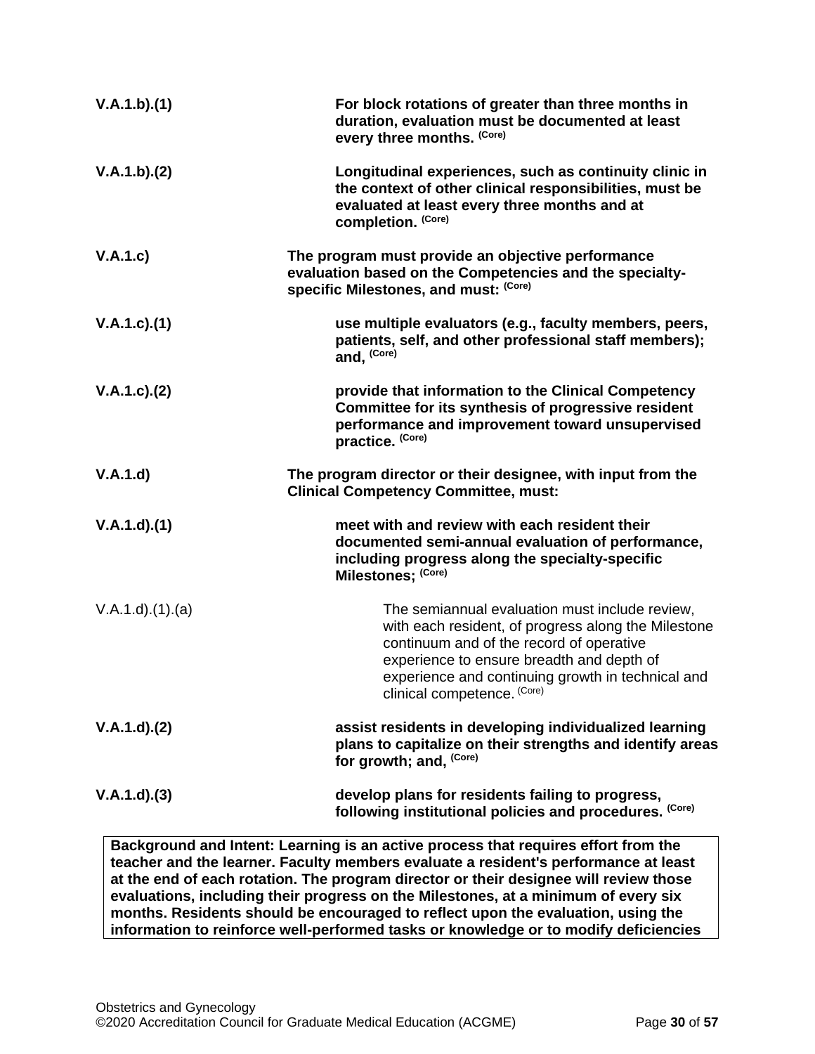**V.A.1.b).(1)** **For block rotations of greater than three months in duration, evaluation must be documented at least every three months.** **(Core)**

**V.A.1.b).(2)** **Longitudinal experiences, such as continuity clinic in the context of other clinical responsibilities, must be evaluated at least every three months and at completion.** **(Core)**

**V.A.1.c)** **The program must provide an objective performance evaluation based on the Competencies and the specialty-specific Milestones, and must:** **(Core)**

**V.A.1.c).(1)** **use multiple evaluators (e.g., faculty members, peers, patients, self, and other professional staff members); and,** **(Core)**

**V.A.1.c).(2)** **provide that information to the Clinical Competency Committee for its synthesis of progressive resident performance and improvement toward unsupervised practice.** **(Core)**

**V.A.1.d)** **The program director or their designee, with input from the Clinical Competency Committee, must:**

**V.A.1.d).(1)** **meet with and review with each resident their documented semi-annual evaluation of performance, including progress along the specialty-specific Milestones;** **(Core)**

V.A.1.d).(1).(a) The semiannual evaluation must include review, with each resident, of progress along the Milestone continuum and of the record of operative experience to ensure breadth and depth of experience and continuing growth in technical and clinical competence. (Core)

**V.A.1.d).(2)** **assist residents in developing individualized learning plans to capitalize on their strengths and identify areas for growth; and,** **(Core)**

**V.A.1.d).(3)** **develop plans for residents failing to progress, following institutional policies and procedures.** **(Core)**

**Background and Intent: Learning is an active process that requires effort from the teacher and the learner. Faculty members evaluate a resident's performance at least at the end of each rotation. The program director or their designee will review those evaluations, including their progress on the Milestones, at a minimum of every six months. Residents should be encouraged to reflect upon the evaluation, using the information to reinforce well-performed tasks or knowledge or to modify deficiencies**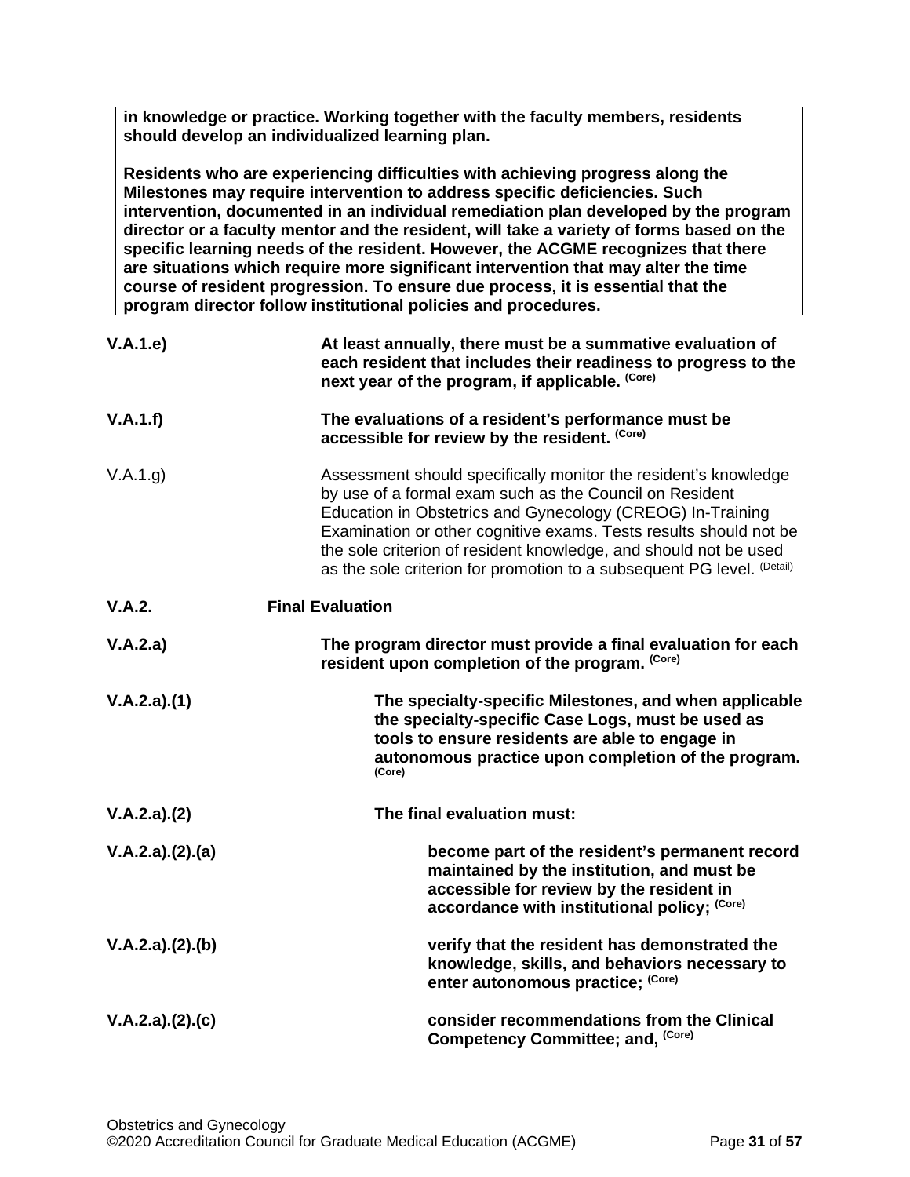**in knowledge or practice. Working together with the faculty members, residents should develop an individualized learning plan.**

**Residents who are experiencing difficulties with achieving progress along the Milestones may require intervention to address specific deficiencies. Such intervention, documented in an individual remediation plan developed by the program director or a faculty mentor and the resident, will take a variety of forms based on the specific learning needs of the resident. However, the ACGME recognizes that there are situations which require more significant intervention that may alter the time course of resident progression. To ensure due process, it is essential that the program director follow institutional policies and procedures.**

**V.A.1.e)** **At least annually, there must be a summative evaluation of each resident that includes their readiness to progress to the next year of the program, if applicable.** (Core)

**V.A.1.f)** **The evaluations of a resident's performance must be accessible for review by the resident.** (Core)

V.A.1.g) Assessment should specifically monitor the resident's knowledge by use of a formal exam such as the Council on Resident Education in Obstetrics and Gynecology (CREOG) In-Training Examination or other cognitive exams. Tests results should not be the sole criterion of resident knowledge, and should not be used as the sole criterion for promotion to a subsequent PG level. (Detail)

**V.A.2.** **Final Evaluation**

**V.A.2.a)** **The program director must provide a final evaluation for each resident upon completion of the program.** (Core)

**V.A.2.a).(1)** **The specialty-specific Milestones, and when applicable the specialty-specific Case Logs, must be used as tools to ensure residents are able to engage in autonomous practice upon completion of the program.** (Core)

**V.A.2.a).(2)** **The final evaluation must:**

**V.A.2.a).(2).(a)** **become part of the resident's permanent record maintained by the institution, and must be accessible for review by the resident in accordance with institutional policy;** (Core)

**V.A.2.a).(2).(b)** **verify that the resident has demonstrated the knowledge, skills, and behaviors necessary to enter autonomous practice;** (Core)

**V.A.2.a).(2).(c)** **consider recommendations from the Clinical Competency Committee; and,** (Core)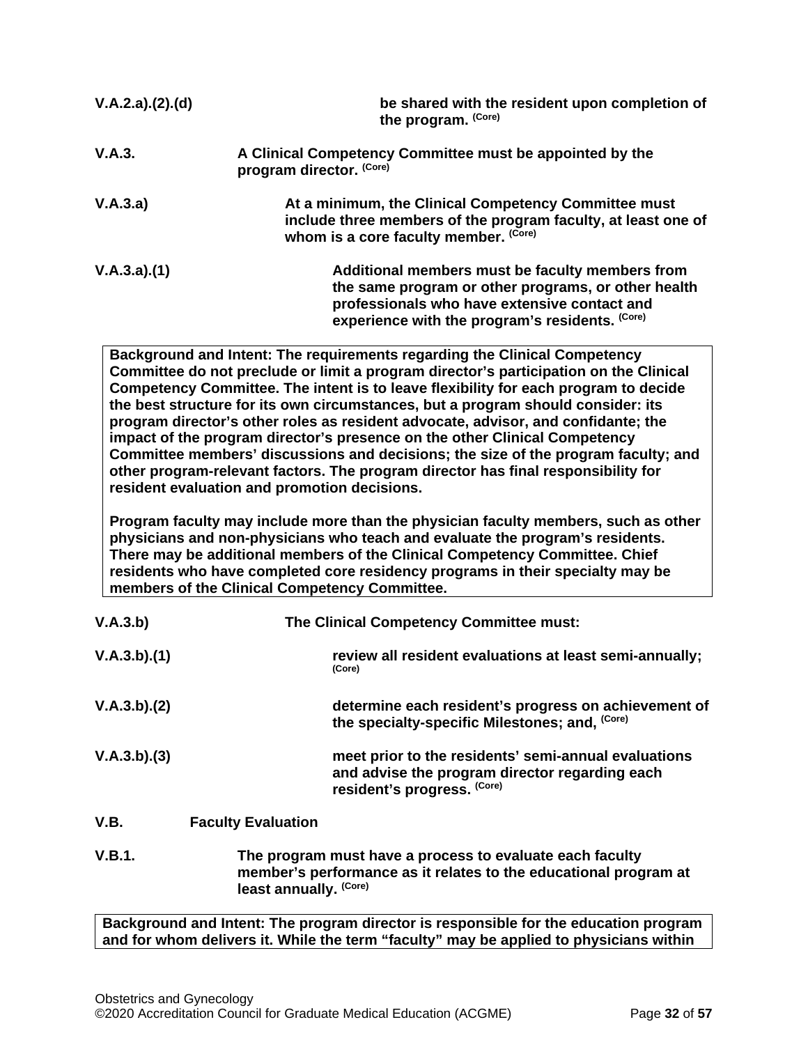**V.A.2.a).(2).(d)** **be shared with the resident upon completion of the program.** (Core)

**V.A.3.** **A Clinical Competency Committee must be appointed by the program director.** (Core)

**V.A.3.a)** **At a minimum, the Clinical Competency Committee must include three members of the program faculty, at least one of whom is a core faculty member.** (Core)

**V.A.3.a).(1)** **Additional members must be faculty members from the same program or other programs, or other health professionals who have extensive contact and experience with the program's residents.** (Core)

> **Background and Intent:** The requirements regarding the Clinical Competency Committee do not preclude or limit a program director's participation on the Clinical Competency Committee. The intent is to leave flexibility for each program to decide the best structure for its own circumstances, but a program should consider: its program director's other roles as resident advocate, advisor, and confidante; the impact of the program director's presence on the other Clinical Competency Committee members' discussions and decisions; the size of the program faculty; and other program-relevant factors. The program director has final responsibility for resident evaluation and promotion decisions.
>
> Program faculty may include more than the physician faculty members, such as other physicians and non-physicians who teach and evaluate the program's residents. There may be additional members of the Clinical Competency Committee. Chief residents who have completed core residency programs in their specialty may be members of the Clinical Competency Committee.

**V.A.3.b)** **The Clinical Competency Committee must:**

**V.A.3.b).(1)** **review all resident evaluations at least semi-annually;** (Core)

**V.A.3.b).(2)** **determine each resident's progress on achievement of the specialty-specific Milestones; and,** (Core)

**V.A.3.b).(3)** **meet prior to the residents' semi-annual evaluations and advise the program director regarding each resident's progress.** (Core)

## V.B. Faculty Evaluation

**V.B.1.** **The program must have a process to evaluate each faculty member's performance as it relates to the educational program at least annually.** (Core)

> **Background and Intent:** The program director is responsible for the education program and for whom delivers it. While the term "faculty" may be applied to physicians within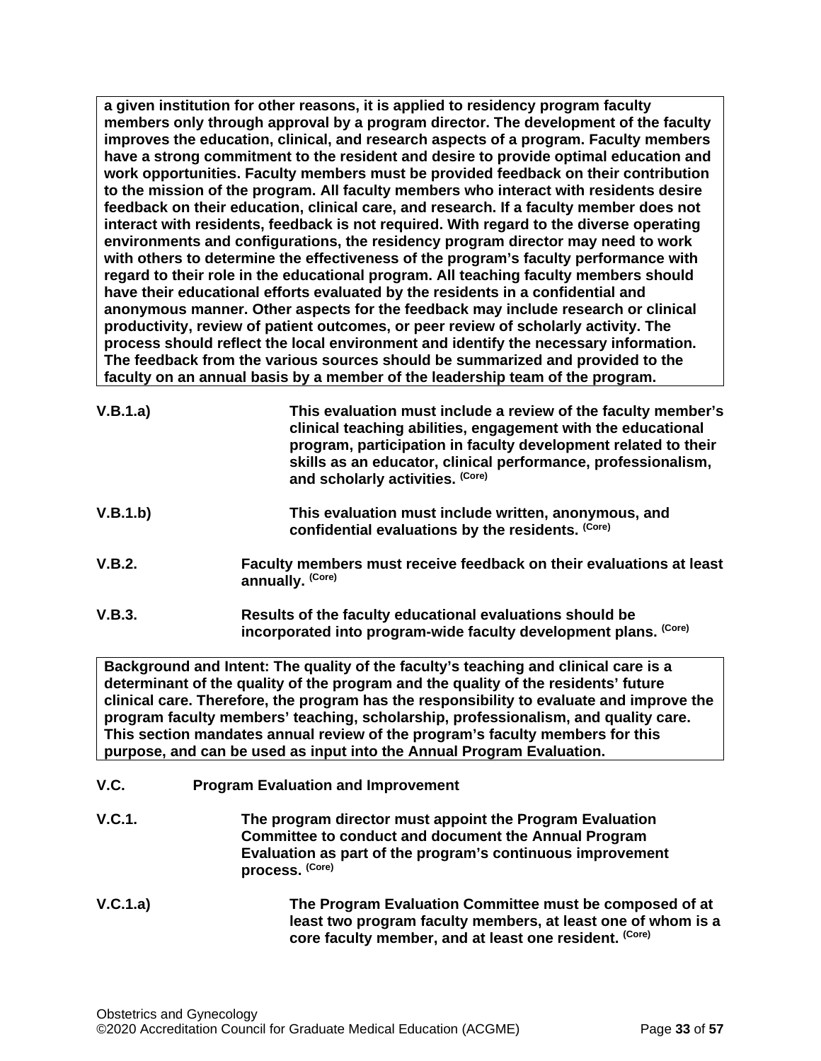**a given institution for other reasons, it is applied to residency program faculty members only through approval by a program director. The development of the faculty improves the education, clinical, and research aspects of a program. Faculty members have a strong commitment to the resident and desire to provide optimal education and work opportunities. Faculty members must be provided feedback on their contribution to the mission of the program. All faculty members who interact with residents desire feedback on their education, clinical care, and research. If a faculty member does not interact with residents, feedback is not required. With regard to the diverse operating environments and configurations, the residency program director may need to work with others to determine the effectiveness of the program's faculty performance with regard to their role in the educational program. All teaching faculty members should have their educational efforts evaluated by the residents in a confidential and anonymous manner. Other aspects for the feedback may include research or clinical productivity, review of patient outcomes, or peer review of scholarly activity. The process should reflect the local environment and identify the necessary information. The feedback from the various sources should be summarized and provided to the faculty on an annual basis by a member of the leadership team of the program.**

**V.B.1.a)** **This evaluation must include a review of the faculty member's clinical teaching abilities, engagement with the educational program, participation in faculty development related to their skills as an educator, clinical performance, professionalism, and scholarly activities.** (Core)

**V.B.1.b)** **This evaluation must include written, anonymous, and confidential evaluations by the residents.** (Core)

**V.B.2.** **Faculty members must receive feedback on their evaluations at least annually.** (Core)

**V.B.3.** **Results of the faculty educational evaluations should be incorporated into program-wide faculty development plans.** (Core)

**Background and Intent: The quality of the faculty's teaching and clinical care is a determinant of the quality of the program and the quality of the residents' future clinical care. Therefore, the program has the responsibility to evaluate and improve the program faculty members' teaching, scholarship, professionalism, and quality care. This section mandates annual review of the program's faculty members for this purpose, and can be used as input into the Annual Program Evaluation.**

**V.C.** **Program Evaluation and Improvement**

**V.C.1.** **The program director must appoint the Program Evaluation Committee to conduct and document the Annual Program Evaluation as part of the program's continuous improvement process.** (Core)

**V.C.1.a)** **The Program Evaluation Committee must be composed of at least two program faculty members, at least one of whom is a core faculty member, and at least one resident.** (Core)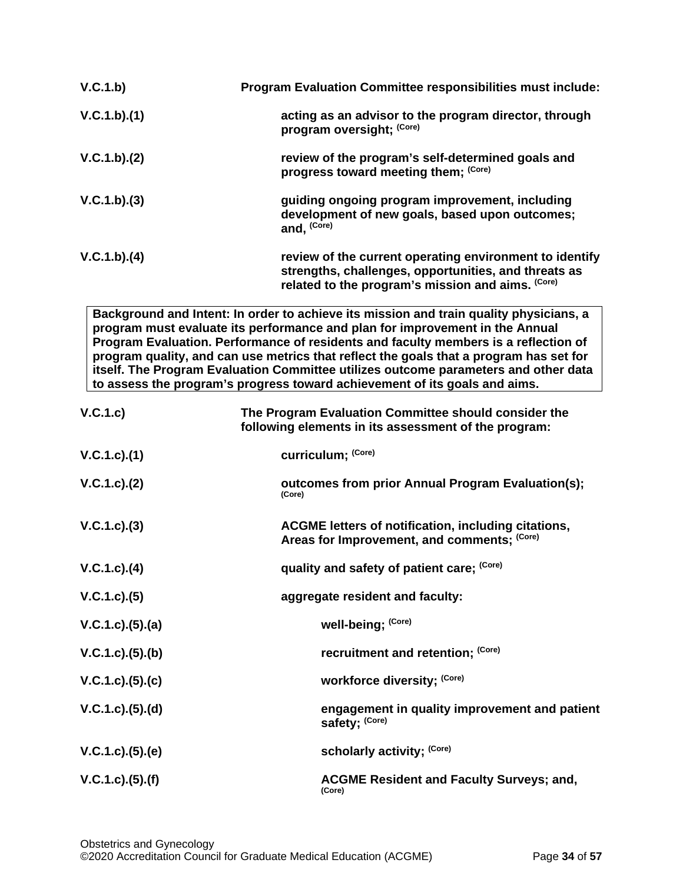**V.C.1.b)** **Program Evaluation Committee responsibilities must include:**

**V.C.1.b).(1)** **acting as an advisor to the program director, through program oversight;** (Core)

**V.C.1.b).(2)** **review of the program's self-determined goals and progress toward meeting them;** (Core)

**V.C.1.b).(3)** **guiding ongoing program improvement, including development of new goals, based upon outcomes; and,** (Core)

**V.C.1.b).(4)** **review of the current operating environment to identify strengths, challenges, opportunities, and threats as related to the program's mission and aims.** (Core)

| Background and Intent: In order to achieve its mission and train quality physicians, a program must evaluate its performance and plan for improvement in the Annual Program Evaluation. Performance of residents and faculty members is a reflection of program quality, and can use metrics that reflect the goals that a program has set for itself. The Program Evaluation Committee utilizes outcome parameters and other data to assess the program's progress toward achievement of its goals and aims. |
|---|

**V.C.1.c)** **The Program Evaluation Committee should consider the following elements in its assessment of the program:**

**V.C.1.c).(1)** **curriculum;** (Core)

**V.C.1.c).(2)** **outcomes from prior Annual Program Evaluation(s);** (Core)

**V.C.1.c).(3)** **ACGME letters of notification, including citations, Areas for Improvement, and comments;** (Core)

**V.C.1.c).(4)** **quality and safety of patient care;** (Core)

**V.C.1.c).(5)** **aggregate resident and faculty:**

**V.C.1.c).(5).(a)** **well-being;** (Core)

**V.C.1.c).(5).(b)** **recruitment and retention;** (Core)

**V.C.1.c).(5).(c)** **workforce diversity;** (Core)

**V.C.1.c).(5).(d)** **engagement in quality improvement and patient safety;** (Core)

**V.C.1.c).(5).(e)** **scholarly activity;** (Core)

**V.C.1.c).(5).(f)** **ACGME Resident and Faculty Surveys; and,** (Core)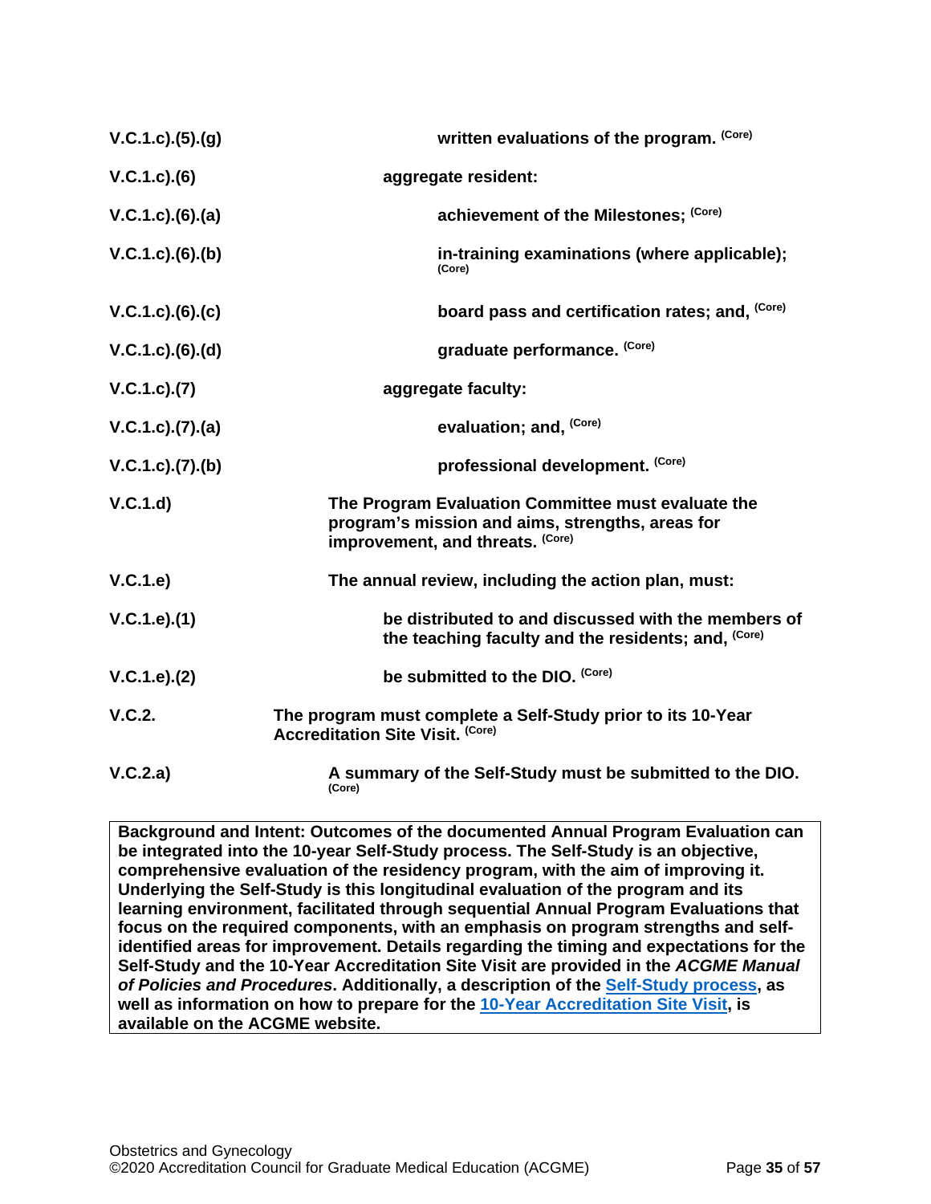| | |
|---|---|
| V.C.1.c).(5).(g) | written evaluations of the program. (Core) |
| V.C.1.c).(6) | aggregate resident: |
| V.C.1.c).(6).(a) | achievement of the Milestones; (Core) |
| V.C.1.c).(6).(b) | in-training examinations (where applicable); (Core) |
| V.C.1.c).(6).(c) | board pass and certification rates; and, (Core) |
| V.C.1.c).(6).(d) | graduate performance. (Core) |
| V.C.1.c).(7) | aggregate faculty: |
| V.C.1.c).(7).(a) | evaluation; and, (Core) |
| V.C.1.c).(7).(b) | professional development. (Core) |
| V.C.1.d) | The Program Evaluation Committee must evaluate the program's mission and aims, strengths, areas for improvement, and threats. (Core) |
| V.C.1.e) | The annual review, including the action plan, must: |
| V.C.1.e).(1) | be distributed to and discussed with the members of the teaching faculty and the residents; and, (Core) |
| V.C.1.e).(2) | be submitted to the DIO. (Core) |
| V.C.2. | The program must complete a Self-Study prior to its 10-Year Accreditation Site Visit. (Core) |
| V.C.2.a) | A summary of the Self-Study must be submitted to the DIO. (Core) |

**Background and Intent: Outcomes of the documented Annual Program Evaluation can be integrated into the 10-year Self-Study process. The Self-Study is an objective, comprehensive evaluation of the residency program, with the aim of improving it. Underlying the Self-Study is this longitudinal evaluation of the program and its learning environment, facilitated through sequential Annual Program Evaluations that focus on the required components, with an emphasis on program strengths and self-identified areas for improvement. Details regarding the timing and expectations for the Self-Study and the 10-Year Accreditation Site Visit are provided in the *ACGME Manual of Policies and Procedures*. Additionally, a description of the Self-Study process, as well as information on how to prepare for the 10-Year Accreditation Site Visit, is available on the ACGME website.**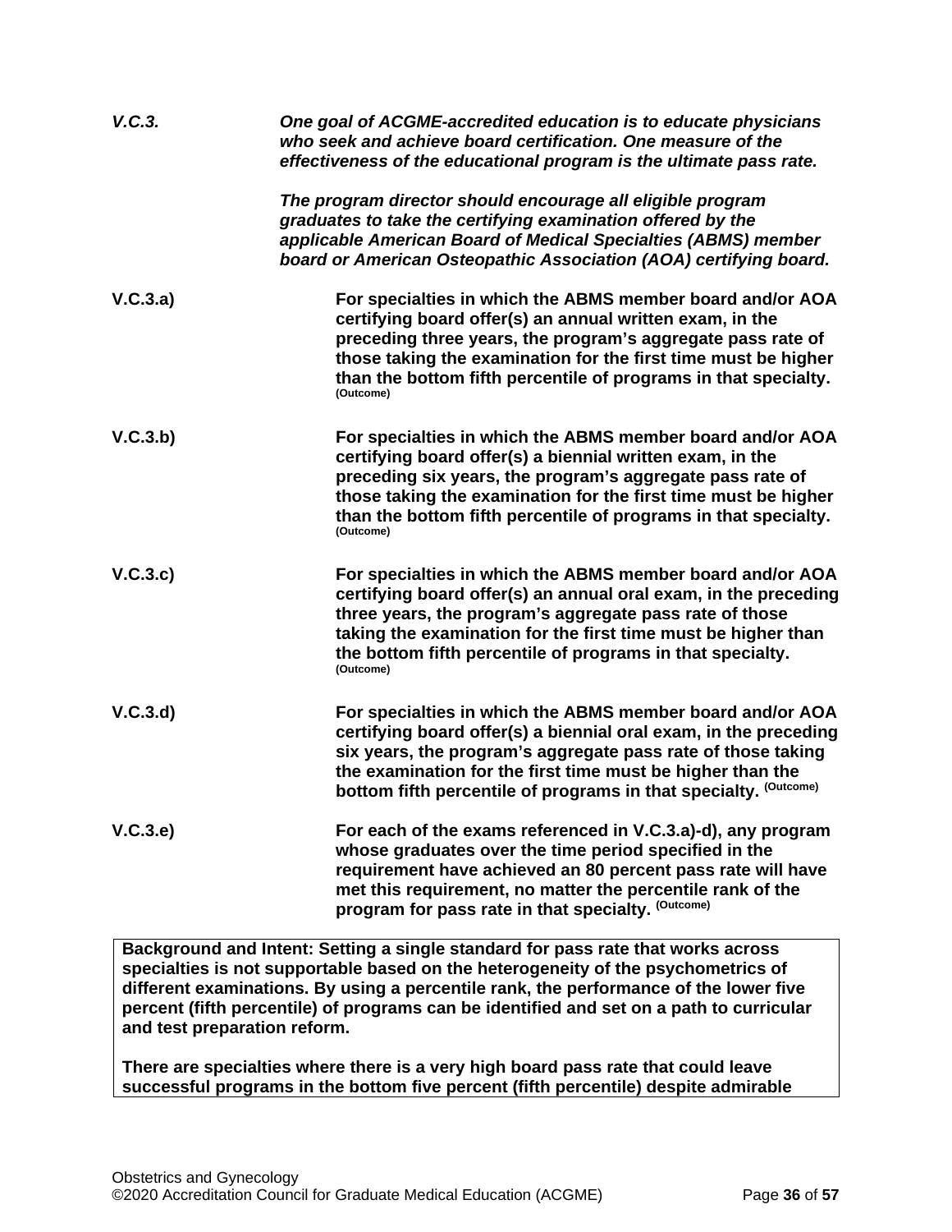*V.C.3.* *One goal of ACGME-accredited education is to educate physicians who seek and achieve board certification. One measure of the effectiveness of the educational program is the ultimate pass rate.*

*The program director should encourage all eligible program graduates to take the certifying examination offered by the applicable American Board of Medical Specialties (ABMS) member board or American Osteopathic Association (AOA) certifying board.*

**V.C.3.a)** **For specialties in which the ABMS member board and/or AOA certifying board offer(s) an annual written exam, in the preceding three years, the program's aggregate pass rate of those taking the examination for the first time must be higher than the bottom fifth percentile of programs in that specialty.** (Outcome)

**V.C.3.b)** **For specialties in which the ABMS member board and/or AOA certifying board offer(s) a biennial written exam, in the preceding six years, the program's aggregate pass rate of those taking the examination for the first time must be higher than the bottom fifth percentile of programs in that specialty.** (Outcome)

**V.C.3.c)** **For specialties in which the ABMS member board and/or AOA certifying board offer(s) an annual oral exam, in the preceding three years, the program's aggregate pass rate of those taking the examination for the first time must be higher than the bottom fifth percentile of programs in that specialty.** (Outcome)

**V.C.3.d)** **For specialties in which the ABMS member board and/or AOA certifying board offer(s) a biennial oral exam, in the preceding six years, the program's aggregate pass rate of those taking the examination for the first time must be higher than the bottom fifth percentile of programs in that specialty.** (Outcome)

**V.C.3.e)** **For each of the exams referenced in V.C.3.a)-d), any program whose graduates over the time period specified in the requirement have achieved an 80 percent pass rate will have met this requirement, no matter the percentile rank of the program for pass rate in that specialty.** (Outcome)

**Background and Intent: Setting a single standard for pass rate that works across specialties is not supportable based on the heterogeneity of the psychometrics of different examinations. By using a percentile rank, the performance of the lower five percent (fifth percentile) of programs can be identified and set on a path to curricular and test preparation reform.**

**There are specialties where there is a very high board pass rate that could leave successful programs in the bottom five percent (fifth percentile) despite admirable**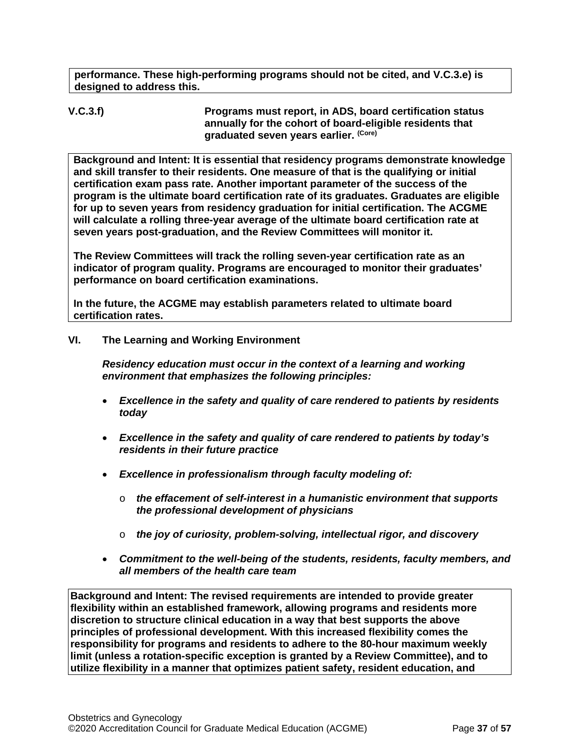**performance. These high-performing programs should not be cited, and V.C.3.e) is designed to address this.**

**V.C.3.f)** **Programs must report, in ADS, board certification status annually for the cohort of board-eligible residents that graduated seven years earlier.** (Core)

**Background and Intent: It is essential that residency programs demonstrate knowledge and skill transfer to their residents. One measure of that is the qualifying or initial certification exam pass rate. Another important parameter of the success of the program is the ultimate board certification rate of its graduates. Graduates are eligible for up to seven years from residency graduation for initial certification. The ACGME will calculate a rolling three-year average of the ultimate board certification rate at seven years post-graduation, and the Review Committees will monitor it.**

**The Review Committees will track the rolling seven-year certification rate as an indicator of program quality. Programs are encouraged to monitor their graduates' performance on board certification examinations.**

**In the future, the ACGME may establish parameters related to ultimate board certification rates.**

## VI. The Learning and Working Environment

***Residency education must occur in the context of a learning and working environment that emphasizes the following principles:***

- ***Excellence in the safety and quality of care rendered to patients by residents today***
- ***Excellence in the safety and quality of care rendered to patients by today's residents in their future practice***
- ***Excellence in professionalism through faculty modeling of:***
  - ***the effacement of self-interest in a humanistic environment that supports the professional development of physicians***
  - ***the joy of curiosity, problem-solving, intellectual rigor, and discovery***
- ***Commitment to the well-being of the students, residents, faculty members, and all members of the health care team***

**Background and Intent: The revised requirements are intended to provide greater flexibility within an established framework, allowing programs and residents more discretion to structure clinical education in a way that best supports the above principles of professional development. With this increased flexibility comes the responsibility for programs and residents to adhere to the 80-hour maximum weekly limit (unless a rotation-specific exception is granted by a Review Committee), and to utilize flexibility in a manner that optimizes patient safety, resident education, and**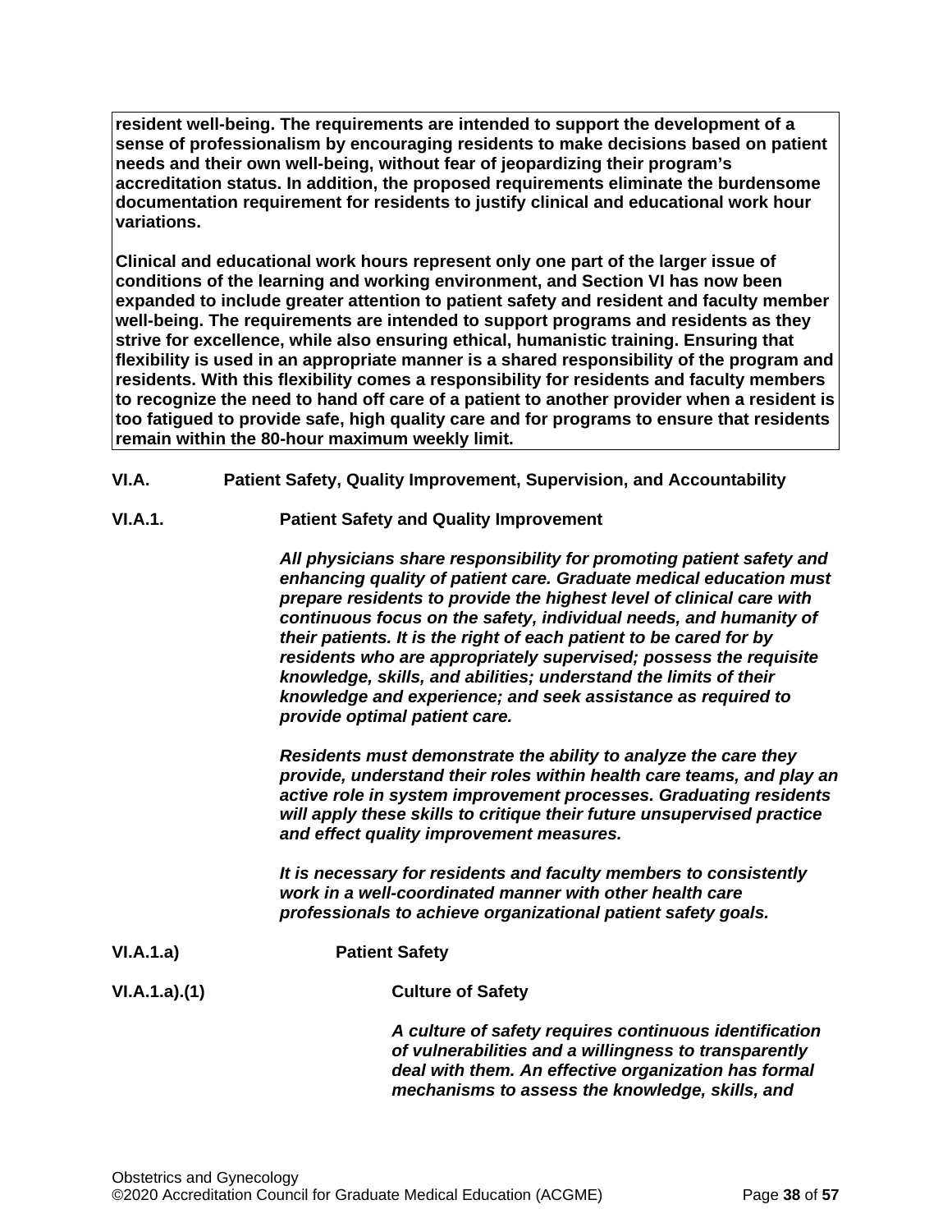**resident well-being. The requirements are intended to support the development of a sense of professionalism by encouraging residents to make decisions based on patient needs and their own well-being, without fear of jeopardizing their program's accreditation status. In addition, the proposed requirements eliminate the burdensome documentation requirement for residents to justify clinical and educational work hour variations.**

**Clinical and educational work hours represent only one part of the larger issue of conditions of the learning and working environment, and Section VI has now been expanded to include greater attention to patient safety and resident and faculty member well-being. The requirements are intended to support programs and residents as they strive for excellence, while also ensuring ethical, humanistic training. Ensuring that flexibility is used in an appropriate manner is a shared responsibility of the program and residents. With this flexibility comes a responsibility for residents and faculty members to recognize the need to hand off care of a patient to another provider when a resident is too fatigued to provide safe, high quality care and for programs to ensure that residents remain within the 80-hour maximum weekly limit.**

**VI.A. Patient Safety, Quality Improvement, Supervision, and Accountability**

**VI.A.1. Patient Safety and Quality Improvement**

***All physicians share responsibility for promoting patient safety and enhancing quality of patient care. Graduate medical education must prepare residents to provide the highest level of clinical care with continuous focus on the safety, individual needs, and humanity of their patients. It is the right of each patient to be cared for by residents who are appropriately supervised; possess the requisite knowledge, skills, and abilities; understand the limits of their knowledge and experience; and seek assistance as required to provide optimal patient care.***

***Residents must demonstrate the ability to analyze the care they provide, understand their roles within health care teams, and play an active role in system improvement processes. Graduating residents will apply these skills to critique their future unsupervised practice and effect quality improvement measures.***

***It is necessary for residents and faculty members to consistently work in a well-coordinated manner with other health care professionals to achieve organizational patient safety goals.***

**VI.A.1.a) Patient Safety**

**VI.A.1.a).(1) Culture of Safety**

***A culture of safety requires continuous identification of vulnerabilities and a willingness to transparently deal with them. An effective organization has formal mechanisms to assess the knowledge, skills, and***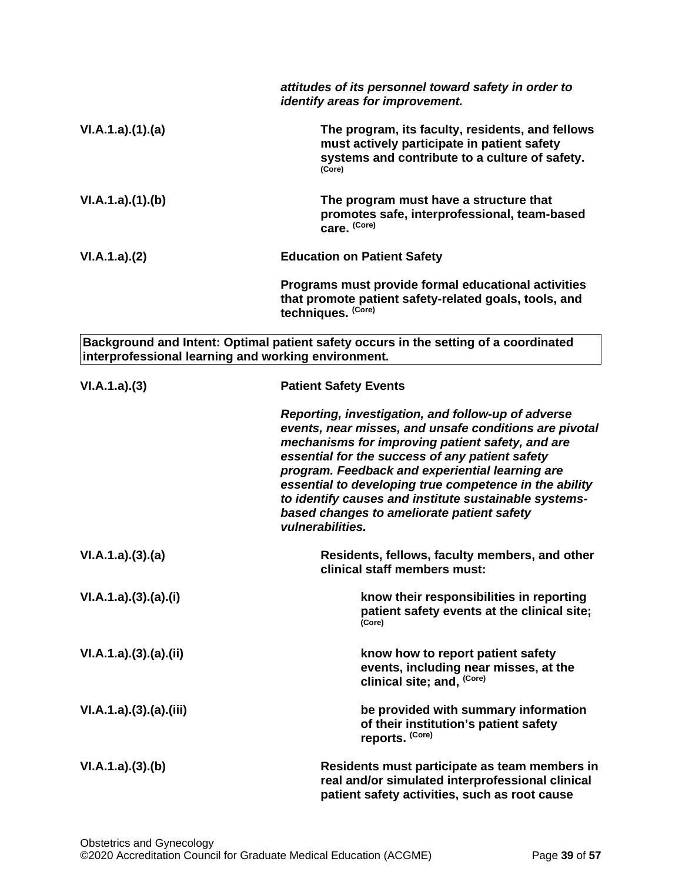*attitudes of its personnel toward safety in order to identify areas for improvement.*

VI.A.1.a).(1).(a) **The program, its faculty, residents, and fellows must actively participate in patient safety systems and contribute to a culture of safety.** (Core)

VI.A.1.a).(1).(b) **The program must have a structure that promotes safe, interprofessional, team-based care.** (Core)

VI.A.1.a).(2) **Education on Patient Safety**

**Programs must provide formal educational activities that promote patient safety-related goals, tools, and techniques.** (Core)

| Background and Intent: Optimal patient safety occurs in the setting of a coordinated interprofessional learning and working environment. |
|---|

VI.A.1.a).(3) **Patient Safety Events**

***Reporting, investigation, and follow-up of adverse events, near misses, and unsafe conditions are pivotal mechanisms for improving patient safety, and are essential for the success of any patient safety program. Feedback and experiential learning are essential to developing true competence in the ability to identify causes and institute sustainable systems-based changes to ameliorate patient safety vulnerabilities.***

VI.A.1.a).(3).(a) **Residents, fellows, faculty members, and other clinical staff members must:**

VI.A.1.a).(3).(a).(i) **know their responsibilities in reporting patient safety events at the clinical site;** (Core)

VI.A.1.a).(3).(a).(ii) **know how to report patient safety events, including near misses, at the clinical site; and,** (Core)

VI.A.1.a).(3).(a).(iii) **be provided with summary information of their institution's patient safety reports.** (Core)

VI.A.1.a).(3).(b) **Residents must participate as team members in real and/or simulated interprofessional clinical patient safety activities, such as root cause**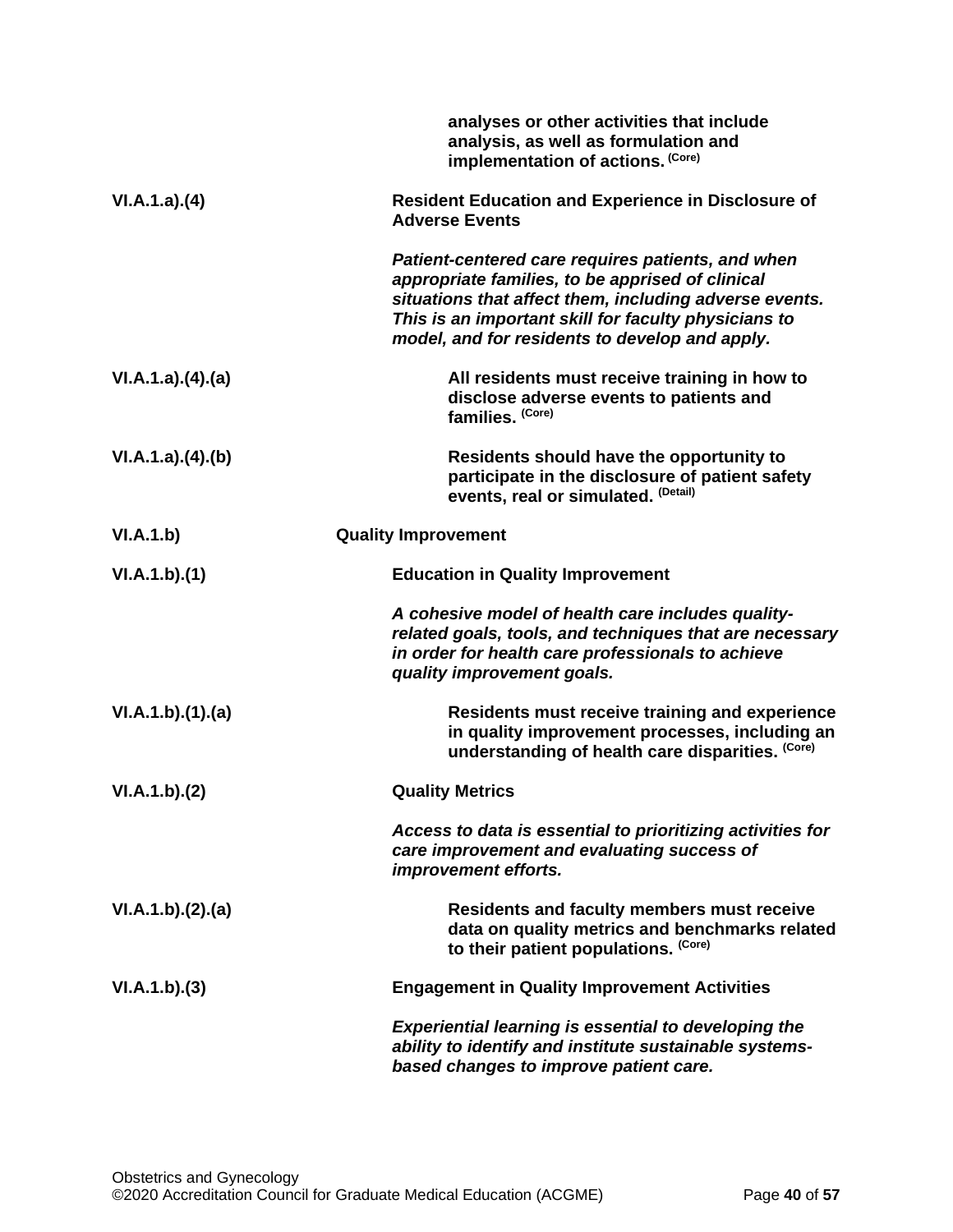| | |
|---|---|
| | **analyses or other activities that include analysis, as well as formulation and implementation of actions.** (Core) |
| VI.A.1.a).(4) | **Resident Education and Experience in Disclosure of Adverse Events** |
| | ***Patient-centered care requires patients, and when appropriate families, to be apprised of clinical situations that affect them, including adverse events. This is an important skill for faculty physicians to model, and for residents to develop and apply.*** |
| VI.A.1.a).(4).(a) | **All residents must receive training in how to disclose adverse events to patients and families.** (Core) |
| VI.A.1.a).(4).(b) | **Residents should have the opportunity to participate in the disclosure of patient safety events, real or simulated.** (Detail) |
| VI.A.1.b) | **Quality Improvement** |
| VI.A.1.b).(1) | **Education in Quality Improvement** |
| | ***A cohesive model of health care includes quality-related goals, tools, and techniques that are necessary in order for health care professionals to achieve quality improvement goals.*** |
| VI.A.1.b).(1).(a) | **Residents must receive training and experience in quality improvement processes, including an understanding of health care disparities.** (Core) |
| VI.A.1.b).(2) | **Quality Metrics** |
| | ***Access to data is essential to prioritizing activities for care improvement and evaluating success of improvement efforts.*** |
| VI.A.1.b).(2).(a) | **Residents and faculty members must receive data on quality metrics and benchmarks related to their patient populations.** (Core) |
| VI.A.1.b).(3) | **Engagement in Quality Improvement Activities** |
| | ***Experiential learning is essential to developing the ability to identify and institute sustainable systems-based changes to improve patient care.*** |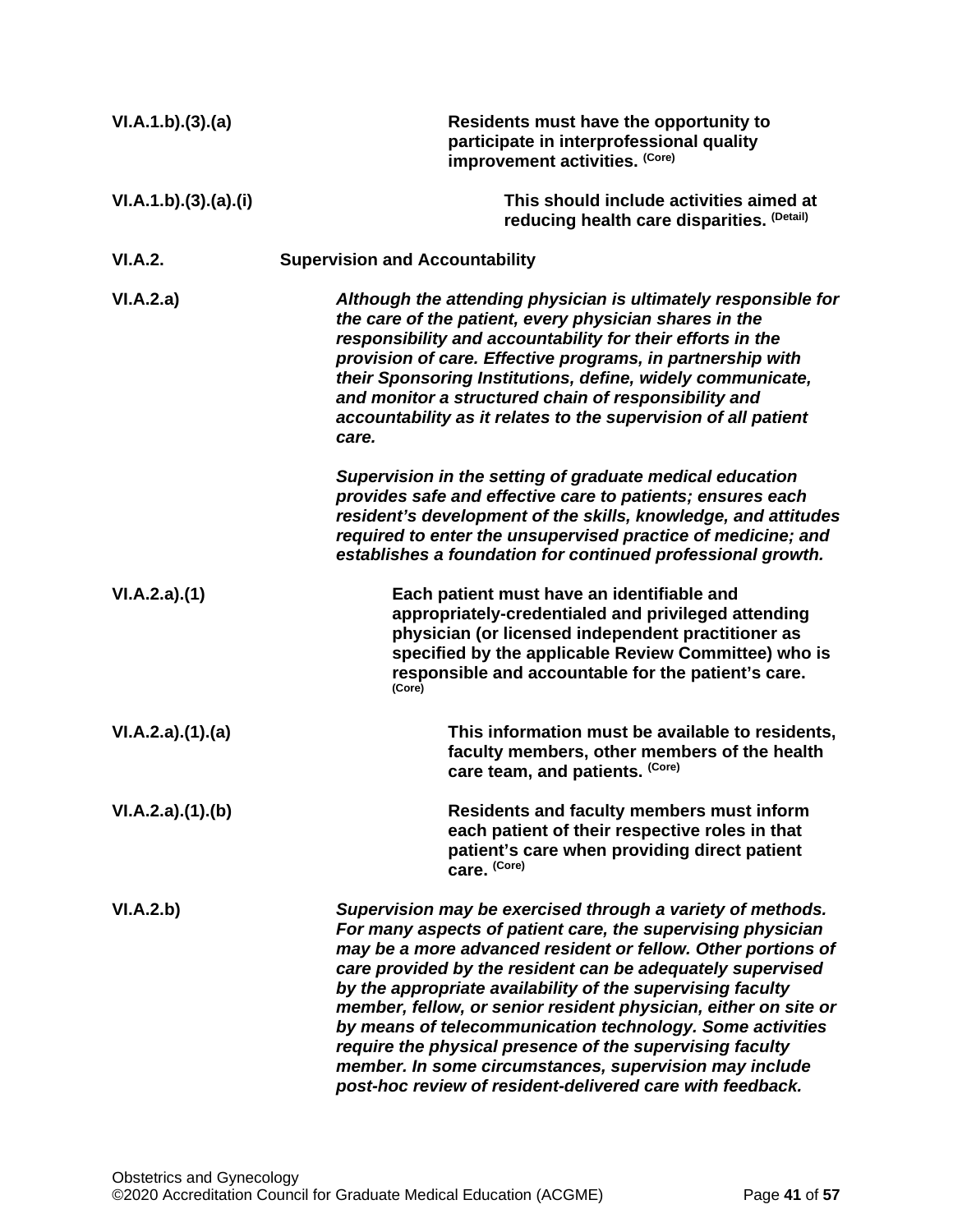**VI.A.1.b).(3).(a)** **Residents must have the opportunity to participate in interprofessional quality improvement activities.** (Core)

**VI.A.1.b).(3).(a).(i)** **This should include activities aimed at reducing health care disparities.** (Detail)

**VI.A.2.** **Supervision and Accountability**

**VI.A.2.a)** ***Although the attending physician is ultimately responsible for the care of the patient, every physician shares in the responsibility and accountability for their efforts in the provision of care. Effective programs, in partnership with their Sponsoring Institutions, define, widely communicate, and monitor a structured chain of responsibility and accountability as it relates to the supervision of all patient care.***

***Supervision in the setting of graduate medical education provides safe and effective care to patients; ensures each resident's development of the skills, knowledge, and attitudes required to enter the unsupervised practice of medicine; and establishes a foundation for continued professional growth.***

**VI.A.2.a).(1)** **Each patient must have an identifiable and appropriately-credentialed and privileged attending physician (or licensed independent practitioner as specified by the applicable Review Committee) who is responsible and accountable for the patient's care.** (Core)

**VI.A.2.a).(1).(a)** **This information must be available to residents, faculty members, other members of the health care team, and patients.** (Core)

**VI.A.2.a).(1).(b)** **Residents and faculty members must inform each patient of their respective roles in that patient's care when providing direct patient care.** (Core)

**VI.A.2.b)** ***Supervision may be exercised through a variety of methods. For many aspects of patient care, the supervising physician may be a more advanced resident or fellow. Other portions of care provided by the resident can be adequately supervised by the appropriate availability of the supervising faculty member, fellow, or senior resident physician, either on site or by means of telecommunication technology. Some activities require the physical presence of the supervising faculty member. In some circumstances, supervision may include post-hoc review of resident-delivered care with feedback.***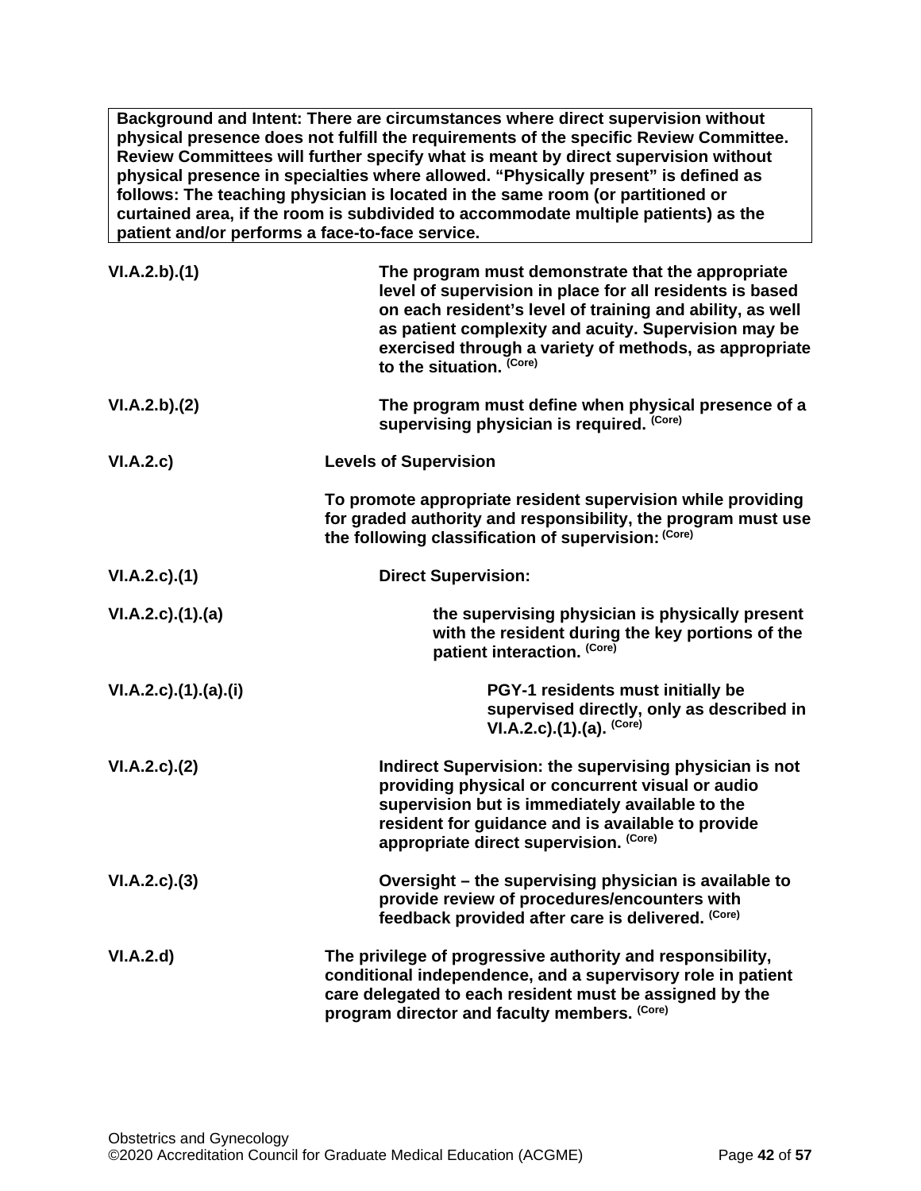**Background and Intent: There are circumstances where direct supervision without physical presence does not fulfill the requirements of the specific Review Committee. Review Committees will further specify what is meant by direct supervision without physical presence in specialties where allowed. "Physically present" is defined as follows: The teaching physician is located in the same room (or partitioned or curtained area, if the room is subdivided to accommodate multiple patients) as the patient and/or performs a face-to-face service.**

| | |
|---|---|
| **VI.A.2.b).(1)** | **The program must demonstrate that the appropriate level of supervision in place for all residents is based on each resident's level of training and ability, as well as patient complexity and acuity. Supervision may be exercised through a variety of methods, as appropriate to the situation.** (Core) |
| **VI.A.2.b).(2)** | **The program must define when physical presence of a supervising physician is required.** (Core) |
| **VI.A.2.c)** | **Levels of Supervision** |
| | **To promote appropriate resident supervision while providing for graded authority and responsibility, the program must use the following classification of supervision:** (Core) |
| **VI.A.2.c).(1)** | **Direct Supervision:** |
| **VI.A.2.c).(1).(a)** | **the supervising physician is physically present with the resident during the key portions of the patient interaction.** (Core) |
| **VI.A.2.c).(1).(a).(i)** | **PGY-1 residents must initially be supervised directly, only as described in VI.A.2.c).(1).(a).** (Core) |
| **VI.A.2.c).(2)** | **Indirect Supervision: the supervising physician is not providing physical or concurrent visual or audio supervision but is immediately available to the resident for guidance and is available to provide appropriate direct supervision.** (Core) |
| **VI.A.2.c).(3)** | **Oversight – the supervising physician is available to provide review of procedures/encounters with feedback provided after care is delivered.** (Core) |
| **VI.A.2.d)** | **The privilege of progressive authority and responsibility, conditional independence, and a supervisory role in patient care delegated to each resident must be assigned by the program director and faculty members.** (Core) |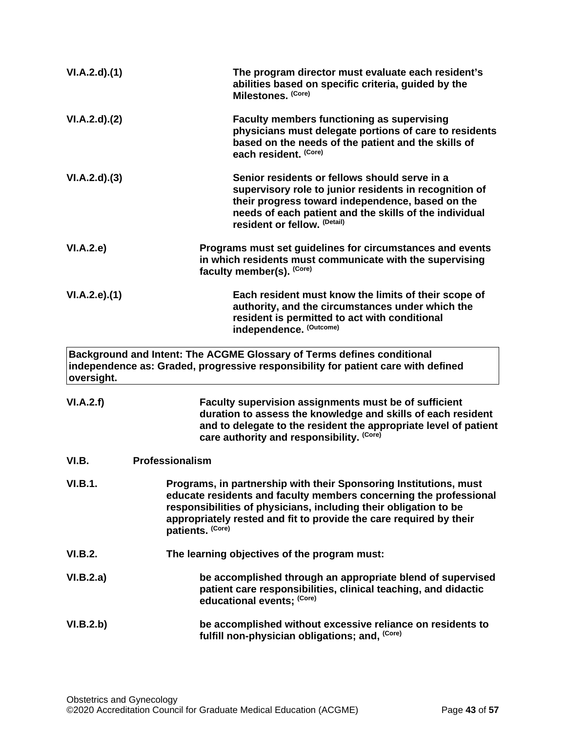**VI.A.2.d).(1)** **The program director must evaluate each resident's abilities based on specific criteria, guided by the Milestones.** **(Core)**

**VI.A.2.d).(2)** **Faculty members functioning as supervising physicians must delegate portions of care to residents based on the needs of the patient and the skills of each resident.** **(Core)**

**VI.A.2.d).(3)** **Senior residents or fellows should serve in a supervisory role to junior residents in recognition of their progress toward independence, based on the needs of each patient and the skills of the individual resident or fellow.** **(Detail)**

**VI.A.2.e)** **Programs must set guidelines for circumstances and events in which residents must communicate with the supervising faculty member(s).** **(Core)**

**VI.A.2.e).(1)** **Each resident must know the limits of their scope of authority, and the circumstances under which the resident is permitted to act with conditional independence.** **(Outcome)**

| **Background and Intent: The ACGME Glossary of Terms defines conditional independence as: Graded, progressive responsibility for patient care with defined oversight.** |
|---|

**VI.A.2.f)** **Faculty supervision assignments must be of sufficient duration to assess the knowledge and skills of each resident and to delegate to the resident the appropriate level of patient care authority and responsibility.** **(Core)**

**VI.B.** **Professionalism**

**VI.B.1.** **Programs, in partnership with their Sponsoring Institutions, must educate residents and faculty members concerning the professional responsibilities of physicians, including their obligation to be appropriately rested and fit to provide the care required by their patients.** **(Core)**

**VI.B.2.** **The learning objectives of the program must:**

**VI.B.2.a)** **be accomplished through an appropriate blend of supervised patient care responsibilities, clinical teaching, and didactic educational events;** **(Core)**

**VI.B.2.b)** **be accomplished without excessive reliance on residents to fulfill non-physician obligations; and,** **(Core)**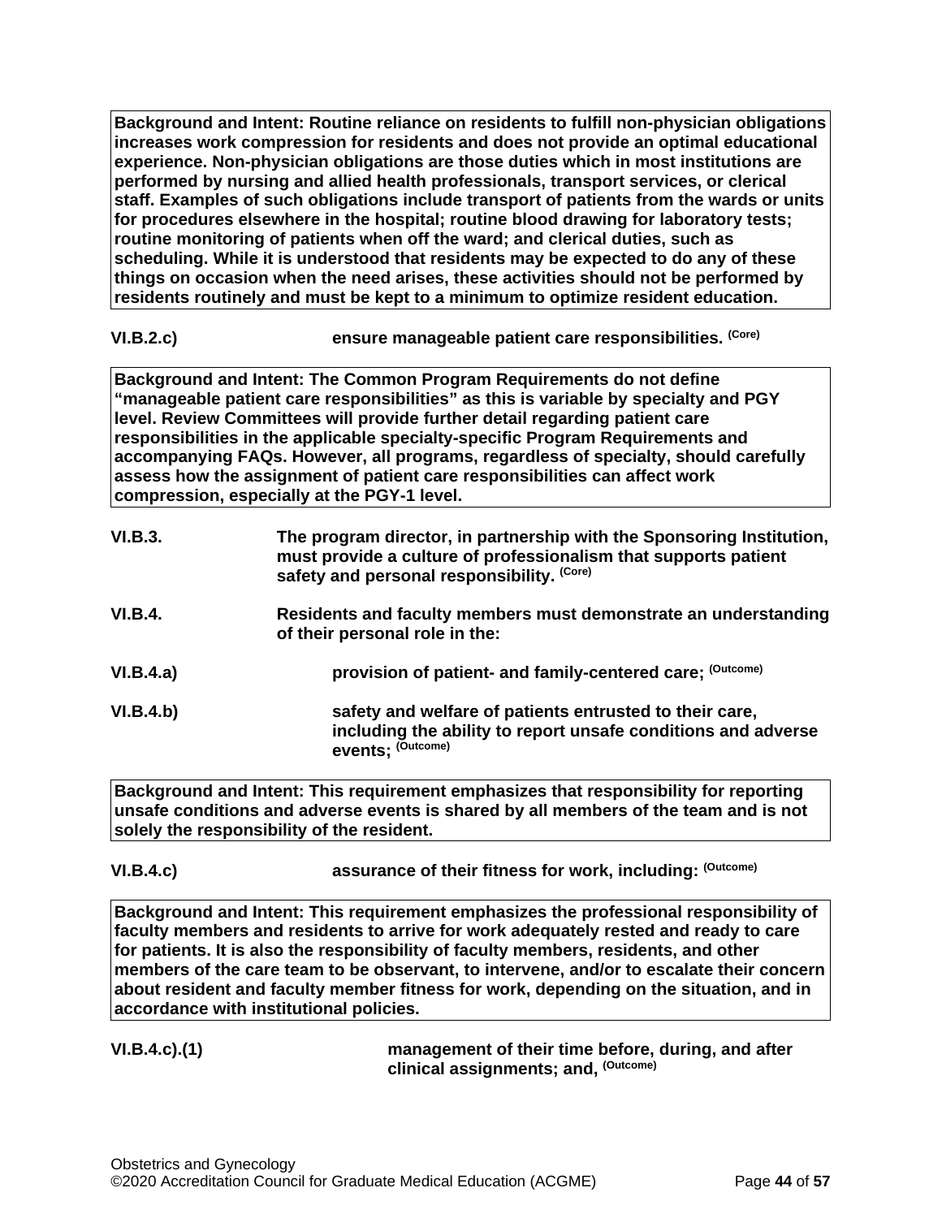**Background and Intent: Routine reliance on residents to fulfill non-physician obligations increases work compression for residents and does not provide an optimal educational experience. Non-physician obligations are those duties which in most institutions are performed by nursing and allied health professionals, transport services, or clerical staff. Examples of such obligations include transport of patients from the wards or units for procedures elsewhere in the hospital; routine blood drawing for laboratory tests; routine monitoring of patients when off the ward; and clerical duties, such as scheduling. While it is understood that residents may be expected to do any of these things on occasion when the need arises, these activities should not be performed by residents routinely and must be kept to a minimum to optimize resident education.**

**VI.B.2.c)** **ensure manageable patient care responsibilities.** (Core)

**Background and Intent: The Common Program Requirements do not define "manageable patient care responsibilities" as this is variable by specialty and PGY level. Review Committees will provide further detail regarding patient care responsibilities in the applicable specialty-specific Program Requirements and accompanying FAQs. However, all programs, regardless of specialty, should carefully assess how the assignment of patient care responsibilities can affect work compression, especially at the PGY-1 level.**

**VI.B.3.** **The program director, in partnership with the Sponsoring Institution, must provide a culture of professionalism that supports patient safety and personal responsibility.** (Core)

**VI.B.4.** **Residents and faculty members must demonstrate an understanding of their personal role in the:**

**VI.B.4.a)** **provision of patient- and family-centered care;** (Outcome)

**VI.B.4.b)** **safety and welfare of patients entrusted to their care, including the ability to report unsafe conditions and adverse events;** (Outcome)

**Background and Intent: This requirement emphasizes that responsibility for reporting unsafe conditions and adverse events is shared by all members of the team and is not solely the responsibility of the resident.**

**VI.B.4.c)** **assurance of their fitness for work, including:** (Outcome)

**Background and Intent: This requirement emphasizes the professional responsibility of faculty members and residents to arrive for work adequately rested and ready to care for patients. It is also the responsibility of faculty members, residents, and other members of the care team to be observant, to intervene, and/or to escalate their concern about resident and faculty member fitness for work, depending on the situation, and in accordance with institutional policies.**

**VI.B.4.c).(1)** **management of their time before, during, and after clinical assignments; and,** (Outcome)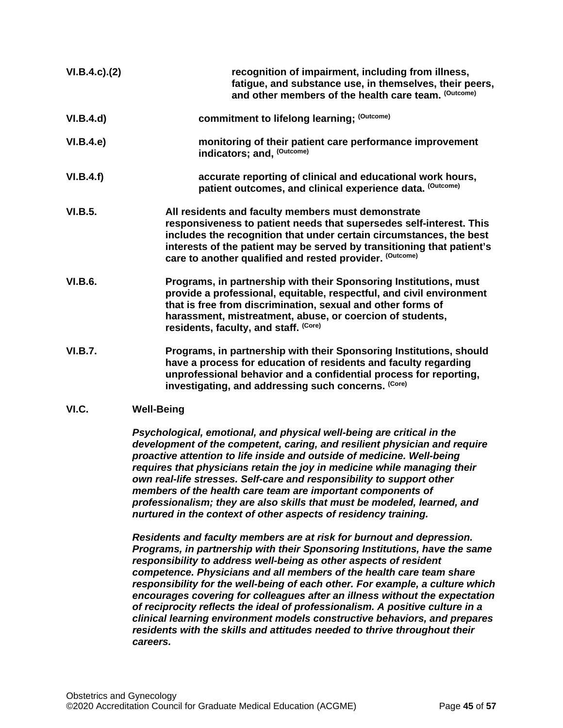**VI.B.4.c).(2)** **recognition of impairment, including from illness, fatigue, and substance use, in themselves, their peers, and other members of the health care team.** **(Outcome)**

**VI.B.4.d)** **commitment to lifelong learning;** **(Outcome)**

**VI.B.4.e)** **monitoring of their patient care performance improvement indicators; and,** **(Outcome)**

**VI.B.4.f)** **accurate reporting of clinical and educational work hours, patient outcomes, and clinical experience data.** **(Outcome)**

**VI.B.5.** **All residents and faculty members must demonstrate responsiveness to patient needs that supersedes self-interest. This includes the recognition that under certain circumstances, the best interests of the patient may be served by transitioning that patient's care to another qualified and rested provider.** **(Outcome)**

**VI.B.6.** **Programs, in partnership with their Sponsoring Institutions, must provide a professional, equitable, respectful, and civil environment that is free from discrimination, sexual and other forms of harassment, mistreatment, abuse, or coercion of students, residents, faculty, and staff.** **(Core)**

**VI.B.7.** **Programs, in partnership with their Sponsoring Institutions, should have a process for education of residents and faculty regarding unprofessional behavior and a confidential process for reporting, investigating, and addressing such concerns.** **(Core)**

## VI.C. Well-Being

***Psychological, emotional, and physical well-being are critical in the development of the competent, caring, and resilient physician and require proactive attention to life inside and outside of medicine. Well-being requires that physicians retain the joy in medicine while managing their own real-life stresses. Self-care and responsibility to support other members of the health care team are important components of professionalism; they are also skills that must be modeled, learned, and nurtured in the context of other aspects of residency training.***

***Residents and faculty members are at risk for burnout and depression. Programs, in partnership with their Sponsoring Institutions, have the same responsibility to address well-being as other aspects of resident competence. Physicians and all members of the health care team share responsibility for the well-being of each other. For example, a culture which encourages covering for colleagues after an illness without the expectation of reciprocity reflects the ideal of professionalism. A positive culture in a clinical learning environment models constructive behaviors, and prepares residents with the skills and attitudes needed to thrive throughout their careers.***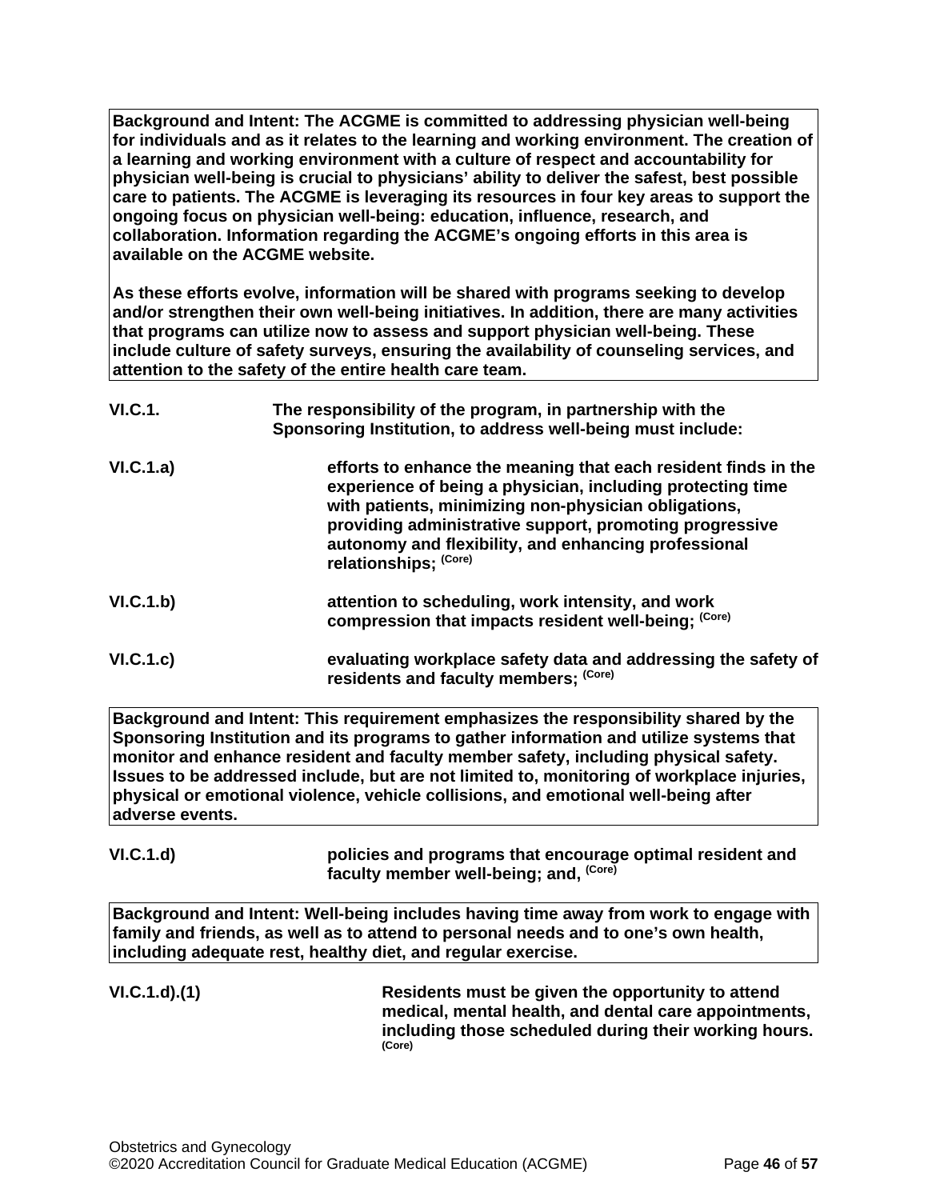**Background and Intent: The ACGME is committed to addressing physician well-being for individuals and as it relates to the learning and working environment. The creation of a learning and working environment with a culture of respect and accountability for physician well-being is crucial to physicians' ability to deliver the safest, best possible care to patients. The ACGME is leveraging its resources in four key areas to support the ongoing focus on physician well-being: education, influence, research, and collaboration. Information regarding the ACGME's ongoing efforts in this area is available on the ACGME website.**

**As these efforts evolve, information will be shared with programs seeking to develop and/or strengthen their own well-being initiatives. In addition, there are many activities that programs can utilize now to assess and support physician well-being. These include culture of safety surveys, ensuring the availability of counseling services, and attention to the safety of the entire health care team.**

**VI.C.1.** **The responsibility of the program, in partnership with the Sponsoring Institution, to address well-being must include:**

**VI.C.1.a)** **efforts to enhance the meaning that each resident finds in the experience of being a physician, including protecting time with patients, minimizing non-physician obligations, providing administrative support, promoting progressive autonomy and flexibility, and enhancing professional relationships;** (Core)

**VI.C.1.b)** **attention to scheduling, work intensity, and work compression that impacts resident well-being;** (Core)

**VI.C.1.c)** **evaluating workplace safety data and addressing the safety of residents and faculty members;** (Core)

**Background and Intent: This requirement emphasizes the responsibility shared by the Sponsoring Institution and its programs to gather information and utilize systems that monitor and enhance resident and faculty member safety, including physical safety. Issues to be addressed include, but are not limited to, monitoring of workplace injuries, physical or emotional violence, vehicle collisions, and emotional well-being after adverse events.**

**VI.C.1.d)** **policies and programs that encourage optimal resident and faculty member well-being; and,** (Core)

**Background and Intent: Well-being includes having time away from work to engage with family and friends, as well as to attend to personal needs and to one's own health, including adequate rest, healthy diet, and regular exercise.**

**VI.C.1.d).(1)** **Residents must be given the opportunity to attend medical, mental health, and dental care appointments, including those scheduled during their working hours.** (Core)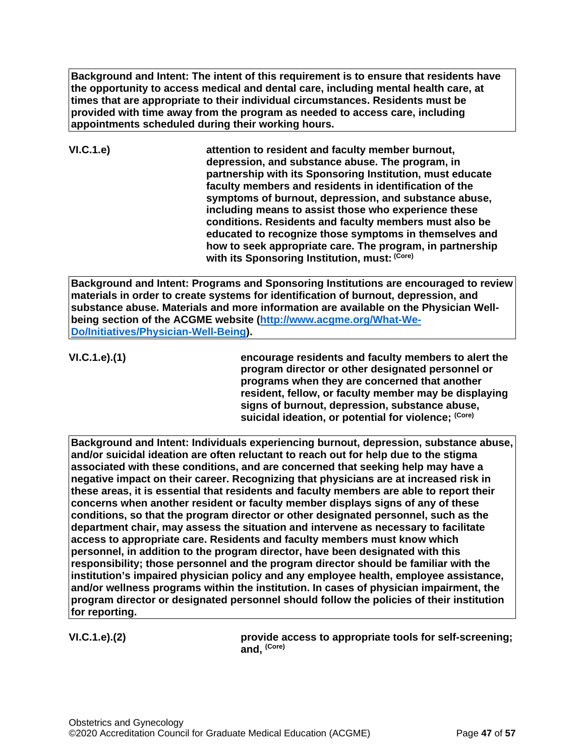**Background and Intent: The intent of this requirement is to ensure that residents have the opportunity to access medical and dental care, including mental health care, at times that are appropriate to their individual circumstances. Residents must be provided with time away from the program as needed to access care, including appointments scheduled during their working hours.**

**VI.C.1.e)** **attention to resident and faculty member burnout, depression, and substance abuse. The program, in partnership with its Sponsoring Institution, must educate faculty members and residents in identification of the symptoms of burnout, depression, and substance abuse, including means to assist those who experience these conditions. Residents and faculty members must also be educated to recognize those symptoms in themselves and how to seek appropriate care. The program, in partnership with its Sponsoring Institution, must:** (Core)

**Background and Intent: Programs and Sponsoring Institutions are encouraged to review materials in order to create systems for identification of burnout, depression, and substance abuse. Materials and more information are available on the Physician Well-being section of the ACGME website ([http://www.acgme.org/What-We-Do/Initiatives/Physician-Well-Being](http://www.acgme.org/What-We-Do/Initiatives/Physician-Well-Being)).**

**VI.C.1.e).(1)** **encourage residents and faculty members to alert the program director or other designated personnel or programs when they are concerned that another resident, fellow, or faculty member may be displaying signs of burnout, depression, substance abuse, suicidal ideation, or potential for violence;** (Core)

**Background and Intent: Individuals experiencing burnout, depression, substance abuse, and/or suicidal ideation are often reluctant to reach out for help due to the stigma associated with these conditions, and are concerned that seeking help may have a negative impact on their career. Recognizing that physicians are at increased risk in these areas, it is essential that residents and faculty members are able to report their concerns when another resident or faculty member displays signs of any of these conditions, so that the program director or other designated personnel, such as the department chair, may assess the situation and intervene as necessary to facilitate access to appropriate care. Residents and faculty members must know which personnel, in addition to the program director, have been designated with this responsibility; those personnel and the program director should be familiar with the institution's impaired physician policy and any employee health, employee assistance, and/or wellness programs within the institution. In cases of physician impairment, the program director or designated personnel should follow the policies of their institution for reporting.**

**VI.C.1.e).(2)** **provide access to appropriate tools for self-screening; and,** (Core)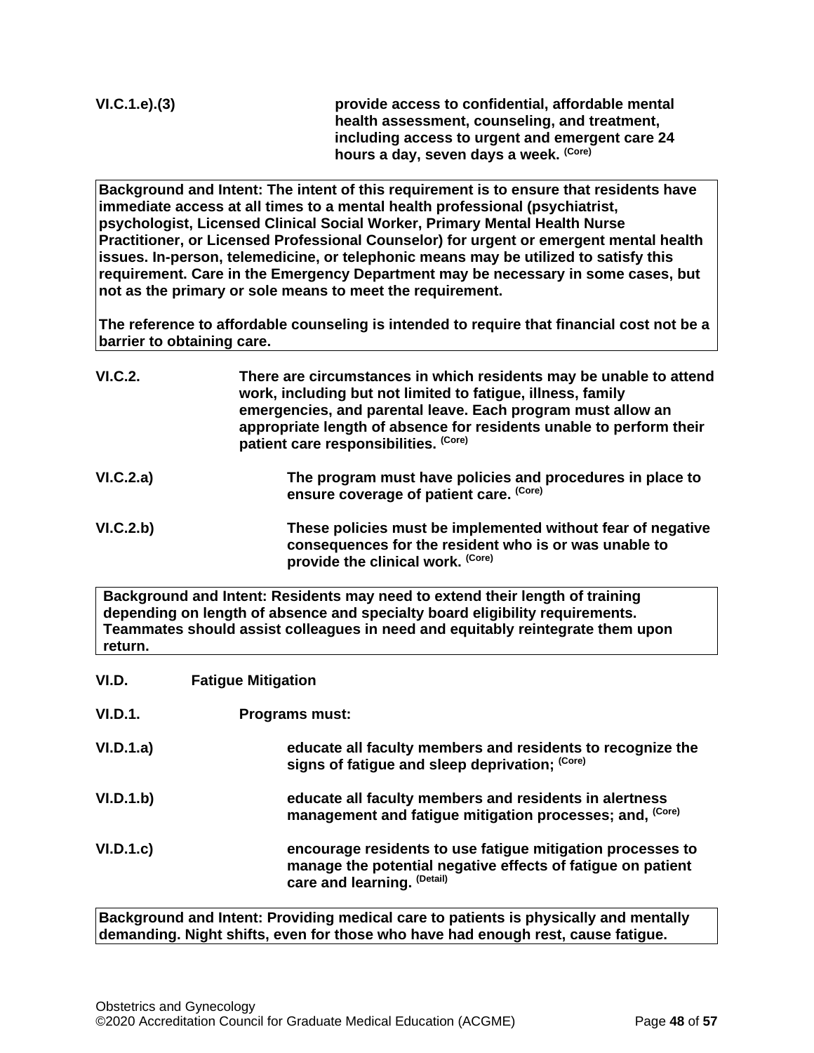**VI.C.1.e).(3)** **provide access to confidential, affordable mental health assessment, counseling, and treatment, including access to urgent and emergent care 24 hours a day, seven days a week.** (Core)

> **Background and Intent: The intent of this requirement is to ensure that residents have immediate access at all times to a mental health professional (psychiatrist, psychologist, Licensed Clinical Social Worker, Primary Mental Health Nurse Practitioner, or Licensed Professional Counselor) for urgent or emergent mental health issues. In-person, telemedicine, or telephonic means may be utilized to satisfy this requirement. Care in the Emergency Department may be necessary in some cases, but not as the primary or sole means to meet the requirement.**
>
> **The reference to affordable counseling is intended to require that financial cost not be a barrier to obtaining care.**

**VI.C.2.** **There are circumstances in which residents may be unable to attend work, including but not limited to fatigue, illness, family emergencies, and parental leave. Each program must allow an appropriate length of absence for residents unable to perform their patient care responsibilities.** (Core)

**VI.C.2.a)** **The program must have policies and procedures in place to ensure coverage of patient care.** (Core)

**VI.C.2.b)** **These policies must be implemented without fear of negative consequences for the resident who is or was unable to provide the clinical work.** (Core)

> **Background and Intent: Residents may need to extend their length of training depending on length of absence and specialty board eligibility requirements. Teammates should assist colleagues in need and equitably reintegrate them upon return.**

**VI.D.** **Fatigue Mitigation**

**VI.D.1.** **Programs must:**

**VI.D.1.a)** **educate all faculty members and residents to recognize the signs of fatigue and sleep deprivation;** (Core)

**VI.D.1.b)** **educate all faculty members and residents in alertness management and fatigue mitigation processes; and,** (Core)

**VI.D.1.c)** **encourage residents to use fatigue mitigation processes to manage the potential negative effects of fatigue on patient care and learning.** (Detail)

> **Background and Intent: Providing medical care to patients is physically and mentally demanding. Night shifts, even for those who have had enough rest, cause fatigue.**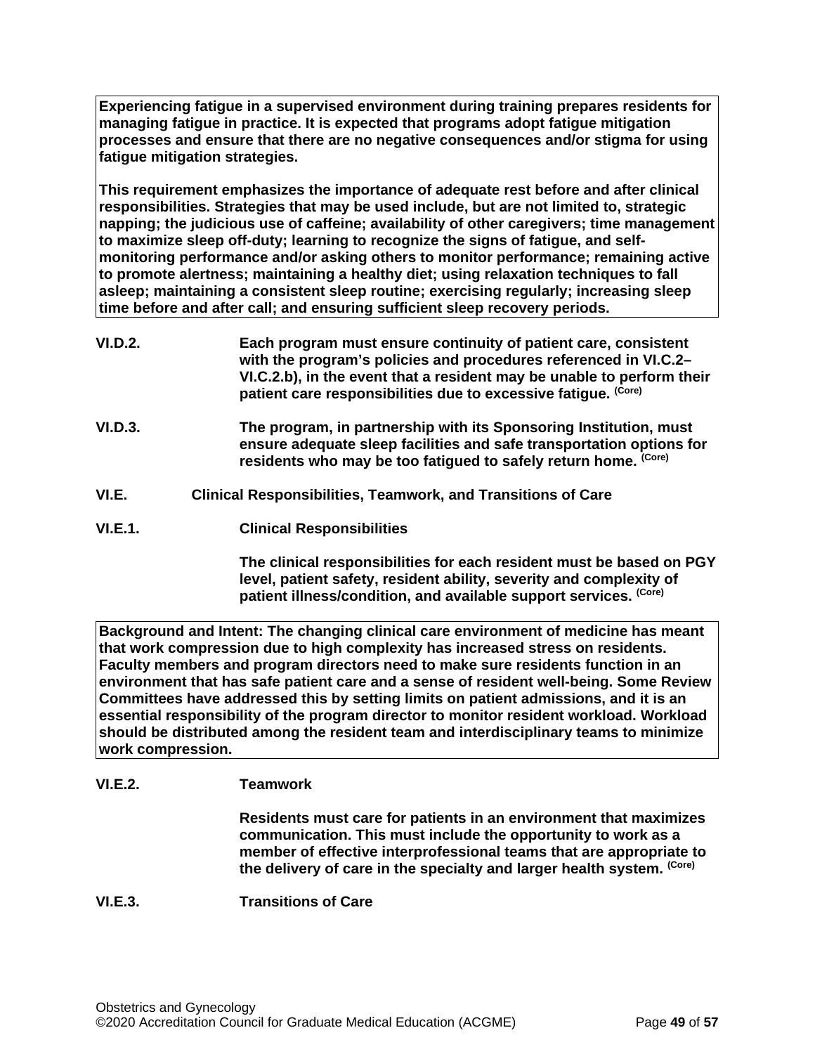**Experiencing fatigue in a supervised environment during training prepares residents for managing fatigue in practice. It is expected that programs adopt fatigue mitigation processes and ensure that there are no negative consequences and/or stigma for using fatigue mitigation strategies.**

**This requirement emphasizes the importance of adequate rest before and after clinical responsibilities. Strategies that may be used include, but are not limited to, strategic napping; the judicious use of caffeine; availability of other caregivers; time management to maximize sleep off-duty; learning to recognize the signs of fatigue, and self-monitoring performance and/or asking others to monitor performance; remaining active to promote alertness; maintaining a healthy diet; using relaxation techniques to fall asleep; maintaining a consistent sleep routine; exercising regularly; increasing sleep time before and after call; and ensuring sufficient sleep recovery periods.**

**VI.D.2.** **Each program must ensure continuity of patient care, consistent with the program's policies and procedures referenced in VI.C.2–VI.C.2.b), in the event that a resident may be unable to perform their patient care responsibilities due to excessive fatigue. (Core)**

**VI.D.3.** **The program, in partnership with its Sponsoring Institution, must ensure adequate sleep facilities and safe transportation options for residents who may be too fatigued to safely return home. (Core)**

**VI.E.** **Clinical Responsibilities, Teamwork, and Transitions of Care**

**VI.E.1.** **Clinical Responsibilities**

**The clinical responsibilities for each resident must be based on PGY level, patient safety, resident ability, severity and complexity of patient illness/condition, and available support services. (Core)**

**Background and Intent: The changing clinical care environment of medicine has meant that work compression due to high complexity has increased stress on residents. Faculty members and program directors need to make sure residents function in an environment that has safe patient care and a sense of resident well-being. Some Review Committees have addressed this by setting limits on patient admissions, and it is an essential responsibility of the program director to monitor resident workload. Workload should be distributed among the resident team and interdisciplinary teams to minimize work compression.**

**VI.E.2.** **Teamwork**

**Residents must care for patients in an environment that maximizes communication. This must include the opportunity to work as a member of effective interprofessional teams that are appropriate to the delivery of care in the specialty and larger health system. (Core)**

**VI.E.3.** **Transitions of Care**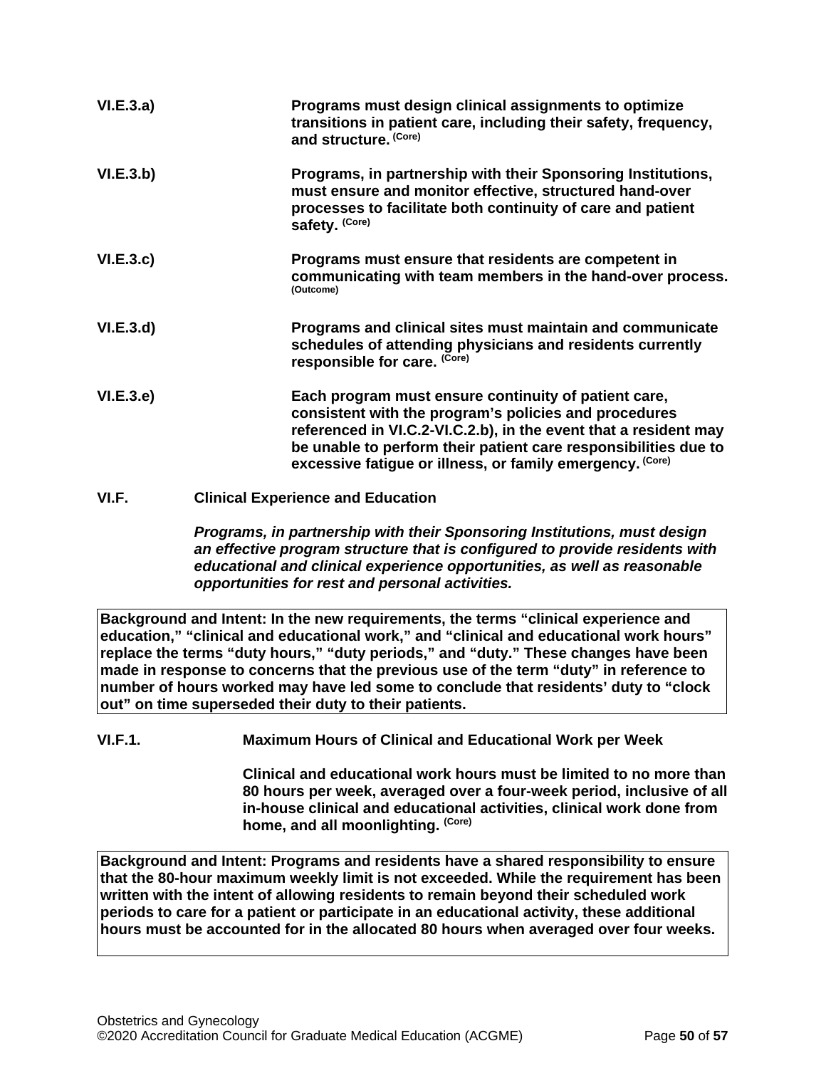**VI.E.3.a)** **Programs must design clinical assignments to optimize transitions in patient care, including their safety, frequency, and structure.** (Core)

**VI.E.3.b)** **Programs, in partnership with their Sponsoring Institutions, must ensure and monitor effective, structured hand-over processes to facilitate both continuity of care and patient safety.** (Core)

**VI.E.3.c)** **Programs must ensure that residents are competent in communicating with team members in the hand-over process.** (Outcome)

**VI.E.3.d)** **Programs and clinical sites must maintain and communicate schedules of attending physicians and residents currently responsible for care.** (Core)

**VI.E.3.e)** **Each program must ensure continuity of patient care, consistent with the program's policies and procedures referenced in VI.C.2-VI.C.2.b), in the event that a resident may be unable to perform their patient care responsibilities due to excessive fatigue or illness, or family emergency.** (Core)

**VI.F.** **Clinical Experience and Education**

***Programs, in partnership with their Sponsoring Institutions, must design an effective program structure that is configured to provide residents with educational and clinical experience opportunities, as well as reasonable opportunities for rest and personal activities.***

| **Background and Intent: In the new requirements, the terms "clinical experience and education," "clinical and educational work," and "clinical and educational work hours" replace the terms "duty hours," "duty periods," and "duty." These changes have been made in response to concerns that the previous use of the term "duty" in reference to number of hours worked may have led some to conclude that residents' duty to "clock out" on time superseded their duty to their patients.** |
|---|

**VI.F.1.** **Maximum Hours of Clinical and Educational Work per Week**

**Clinical and educational work hours must be limited to no more than 80 hours per week, averaged over a four-week period, inclusive of all in-house clinical and educational activities, clinical work done from home, and all moonlighting.** (Core)

| **Background and Intent: Programs and residents have a shared responsibility to ensure that the 80-hour maximum weekly limit is not exceeded. While the requirement has been written with the intent of allowing residents to remain beyond their scheduled work periods to care for a patient or participate in an educational activity, these additional hours must be accounted for in the allocated 80 hours when averaged over four weeks.** |
|---|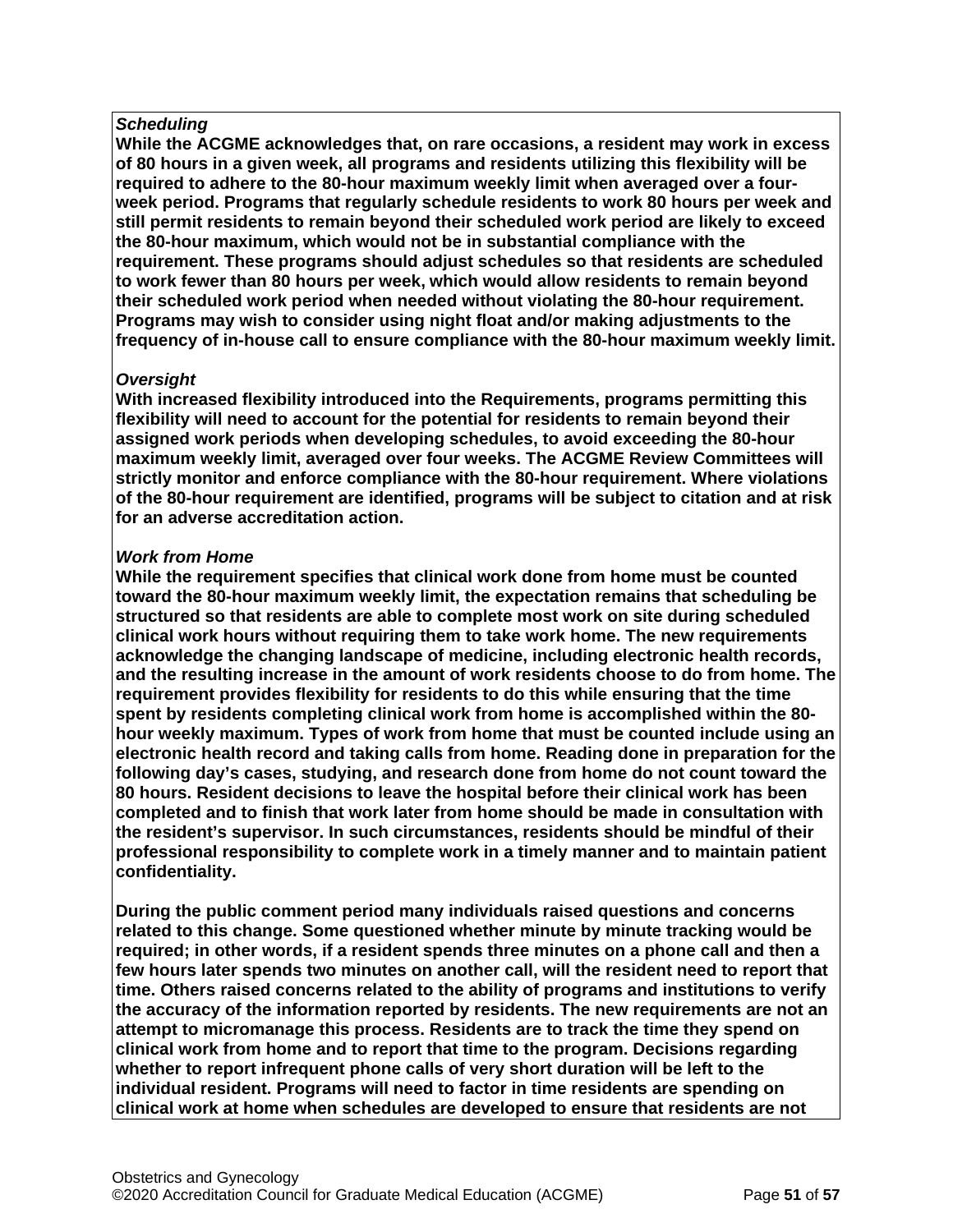***Scheduling***

**While the ACGME acknowledges that, on rare occasions, a resident may work in excess of 80 hours in a given week, all programs and residents utilizing this flexibility will be required to adhere to the 80-hour maximum weekly limit when averaged over a four-week period. Programs that regularly schedule residents to work 80 hours per week and still permit residents to remain beyond their scheduled work period are likely to exceed the 80-hour maximum, which would not be in substantial compliance with the requirement. These programs should adjust schedules so that residents are scheduled to work fewer than 80 hours per week, which would allow residents to remain beyond their scheduled work period when needed without violating the 80-hour requirement. Programs may wish to consider using night float and/or making adjustments to the frequency of in-house call to ensure compliance with the 80-hour maximum weekly limit.**

***Oversight***

**With increased flexibility introduced into the Requirements, programs permitting this flexibility will need to account for the potential for residents to remain beyond their assigned work periods when developing schedules, to avoid exceeding the 80-hour maximum weekly limit, averaged over four weeks. The ACGME Review Committees will strictly monitor and enforce compliance with the 80-hour requirement. Where violations of the 80-hour requirement are identified, programs will be subject to citation and at risk for an adverse accreditation action.**

***Work from Home***

**While the requirement specifies that clinical work done from home must be counted toward the 80-hour maximum weekly limit, the expectation remains that scheduling be structured so that residents are able to complete most work on site during scheduled clinical work hours without requiring them to take work home. The new requirements acknowledge the changing landscape of medicine, including electronic health records, and the resulting increase in the amount of work residents choose to do from home. The requirement provides flexibility for residents to do this while ensuring that the time spent by residents completing clinical work from home is accomplished within the 80-hour weekly maximum. Types of work from home that must be counted include using an electronic health record and taking calls from home. Reading done in preparation for the following day's cases, studying, and research done from home do not count toward the 80 hours. Resident decisions to leave the hospital before their clinical work has been completed and to finish that work later from home should be made in consultation with the resident's supervisor. In such circumstances, residents should be mindful of their professional responsibility to complete work in a timely manner and to maintain patient confidentiality.**

**During the public comment period many individuals raised questions and concerns related to this change. Some questioned whether minute by minute tracking would be required; in other words, if a resident spends three minutes on a phone call and then a few hours later spends two minutes on another call, will the resident need to report that time. Others raised concerns related to the ability of programs and institutions to verify the accuracy of the information reported by residents. The new requirements are not an attempt to micromanage this process. Residents are to track the time they spend on clinical work from home and to report that time to the program. Decisions regarding whether to report infrequent phone calls of very short duration will be left to the individual resident. Programs will need to factor in time residents are spending on clinical work at home when schedules are developed to ensure that residents are not**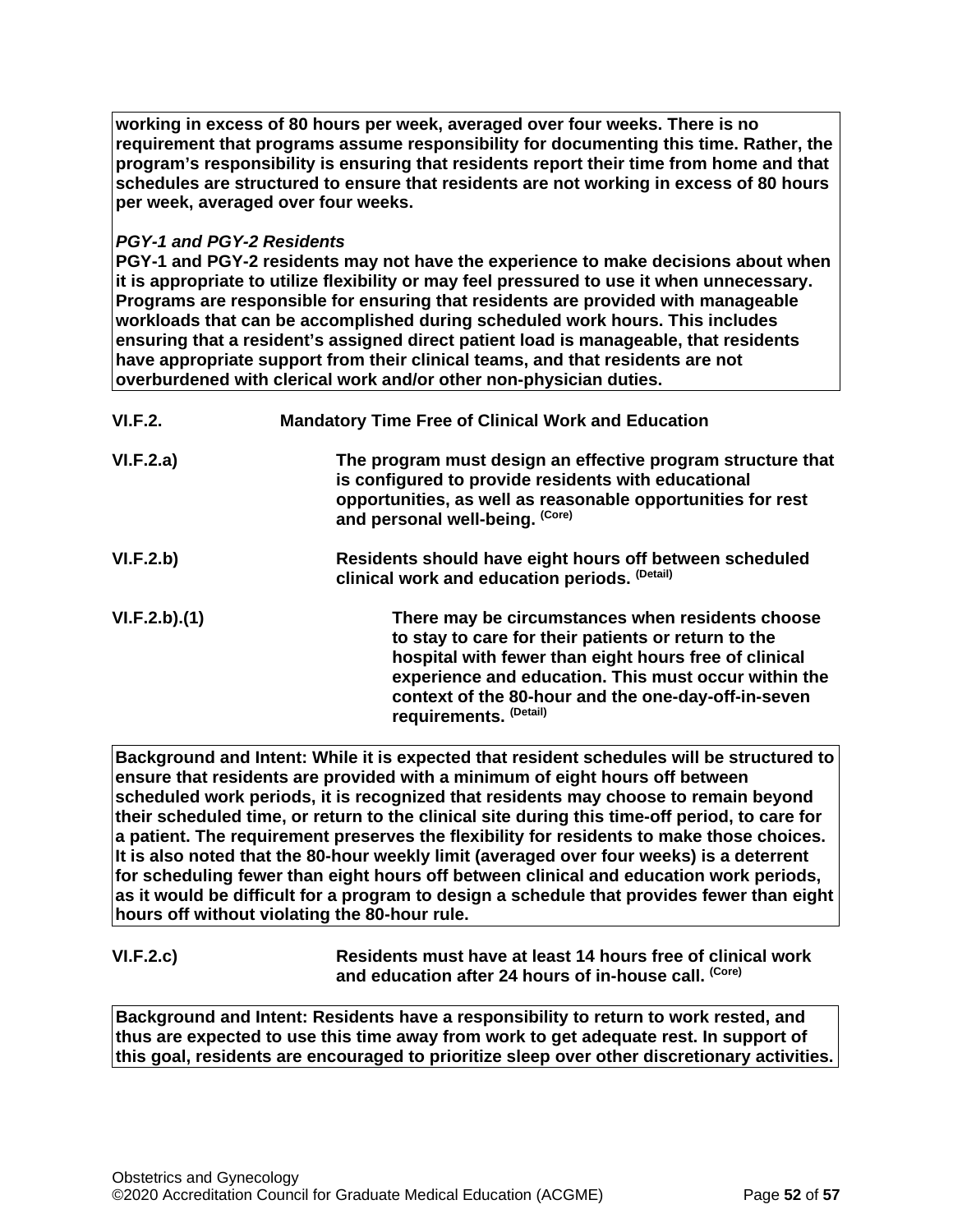**working in excess of 80 hours per week, averaged over four weeks. There is no requirement that programs assume responsibility for documenting this time. Rather, the program's responsibility is ensuring that residents report their time from home and that schedules are structured to ensure that residents are not working in excess of 80 hours per week, averaged over four weeks.**

***PGY-1 and PGY-2 Residents***
**PGY-1 and PGY-2 residents may not have the experience to make decisions about when it is appropriate to utilize flexibility or may feel pressured to use it when unnecessary. Programs are responsible for ensuring that residents are provided with manageable workloads that can be accomplished during scheduled work hours. This includes ensuring that a resident's assigned direct patient load is manageable, that residents have appropriate support from their clinical teams, and that residents are not overburdened with clerical work and/or other non-physician duties.**

**VI.F.2.** **Mandatory Time Free of Clinical Work and Education**

**VI.F.2.a)** **The program must design an effective program structure that is configured to provide residents with educational opportunities, as well as reasonable opportunities for rest and personal well-being.** (Core)

**VI.F.2.b)** **Residents should have eight hours off between scheduled clinical work and education periods.** (Detail)

**VI.F.2.b).(1)** **There may be circumstances when residents choose to stay to care for their patients or return to the hospital with fewer than eight hours free of clinical experience and education. This must occur within the context of the 80-hour and the one-day-off-in-seven requirements.** (Detail)

**Background and Intent: While it is expected that resident schedules will be structured to ensure that residents are provided with a minimum of eight hours off between scheduled work periods, it is recognized that residents may choose to remain beyond their scheduled time, or return to the clinical site during this time-off period, to care for a patient. The requirement preserves the flexibility for residents to make those choices. It is also noted that the 80-hour weekly limit (averaged over four weeks) is a deterrent for scheduling fewer than eight hours off between clinical and education work periods, as it would be difficult for a program to design a schedule that provides fewer than eight hours off without violating the 80-hour rule.**

**VI.F.2.c)** **Residents must have at least 14 hours free of clinical work and education after 24 hours of in-house call.** (Core)

**Background and Intent: Residents have a responsibility to return to work rested, and thus are expected to use this time away from work to get adequate rest. In support of this goal, residents are encouraged to prioritize sleep over other discretionary activities.**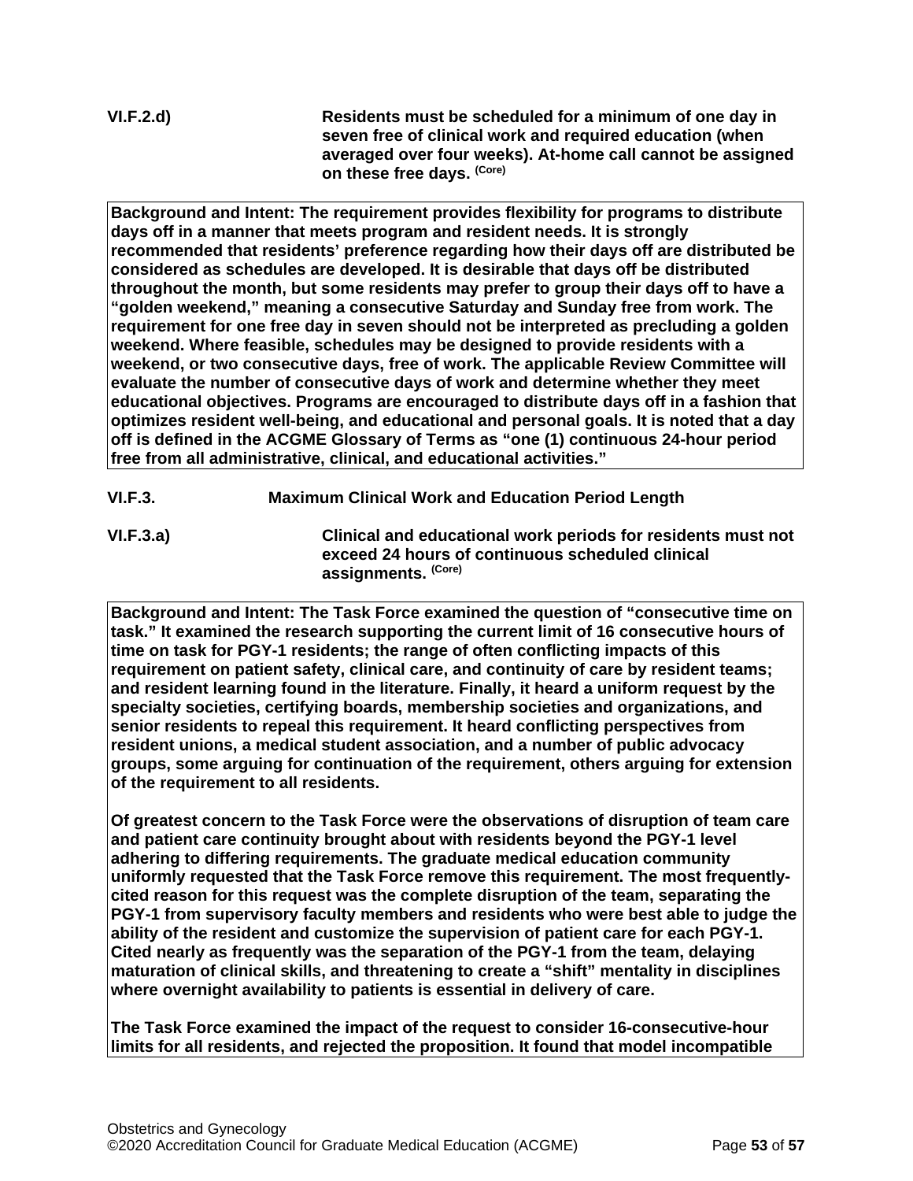**VI.F.2.d)** **Residents must be scheduled for a minimum of one day in seven free of clinical work and required education (when averaged over four weeks). At-home call cannot be assigned on these free days.** **(Core)**

**Background and Intent: The requirement provides flexibility for programs to distribute days off in a manner that meets program and resident needs. It is strongly recommended that residents' preference regarding how their days off are distributed be considered as schedules are developed. It is desirable that days off be distributed throughout the month, but some residents may prefer to group their days off to have a "golden weekend," meaning a consecutive Saturday and Sunday free from work. The requirement for one free day in seven should not be interpreted as precluding a golden weekend. Where feasible, schedules may be designed to provide residents with a weekend, or two consecutive days, free of work. The applicable Review Committee will evaluate the number of consecutive days of work and determine whether they meet educational objectives. Programs are encouraged to distribute days off in a fashion that optimizes resident well-being, and educational and personal goals. It is noted that a day off is defined in the ACGME Glossary of Terms as "one (1) continuous 24-hour period free from all administrative, clinical, and educational activities."**

**VI.F.3.** **Maximum Clinical Work and Education Period Length**

**VI.F.3.a)** **Clinical and educational work periods for residents must not exceed 24 hours of continuous scheduled clinical assignments.** **(Core)**

**Background and Intent: The Task Force examined the question of "consecutive time on task." It examined the research supporting the current limit of 16 consecutive hours of time on task for PGY-1 residents; the range of often conflicting impacts of this requirement on patient safety, clinical care, and continuity of care by resident teams; and resident learning found in the literature. Finally, it heard a uniform request by the specialty societies, certifying boards, membership societies and organizations, and senior residents to repeal this requirement. It heard conflicting perspectives from resident unions, a medical student association, and a number of public advocacy groups, some arguing for continuation of the requirement, others arguing for extension of the requirement to all residents.**

**Of greatest concern to the Task Force were the observations of disruption of team care and patient care continuity brought about with residents beyond the PGY-1 level adhering to differing requirements. The graduate medical education community uniformly requested that the Task Force remove this requirement. The most frequently-cited reason for this request was the complete disruption of the team, separating the PGY-1 from supervisory faculty members and residents who were best able to judge the ability of the resident and customize the supervision of patient care for each PGY-1. Cited nearly as frequently was the separation of the PGY-1 from the team, delaying maturation of clinical skills, and threatening to create a "shift" mentality in disciplines where overnight availability to patients is essential in delivery of care.**

**The Task Force examined the impact of the request to consider 16-consecutive-hour limits for all residents, and rejected the proposition. It found that model incompatible**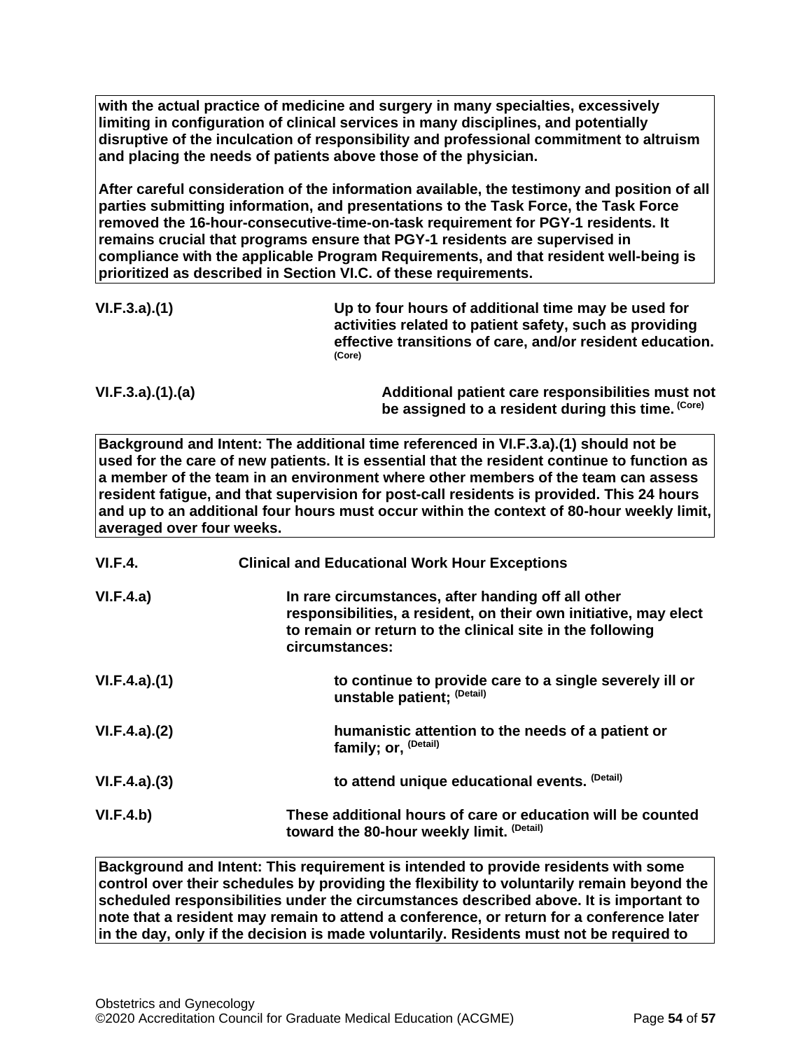**with the actual practice of medicine and surgery in many specialties, excessively limiting in configuration of clinical services in many disciplines, and potentially disruptive of the inculcation of responsibility and professional commitment to altruism and placing the needs of patients above those of the physician.**

**After careful consideration of the information available, the testimony and position of all parties submitting information, and presentations to the Task Force, the Task Force removed the 16-hour-consecutive-time-on-task requirement for PGY-1 residents. It remains crucial that programs ensure that PGY-1 residents are supervised in compliance with the applicable Program Requirements, and that resident well-being is prioritized as described in Section VI.C. of these requirements.**

**VI.F.3.a).(1)** **Up to four hours of additional time may be used for activities related to patient safety, such as providing effective transitions of care, and/or resident education.** (Core)

**VI.F.3.a).(1).(a)** **Additional patient care responsibilities must not be assigned to a resident during this time.** (Core)

**Background and Intent: The additional time referenced in VI.F.3.a).(1) should not be used for the care of new patients. It is essential that the resident continue to function as a member of the team in an environment where other members of the team can assess resident fatigue, and that supervision for post-call residents is provided. This 24 hours and up to an additional four hours must occur within the context of 80-hour weekly limit, averaged over four weeks.**

**VI.F.4.** **Clinical and Educational Work Hour Exceptions**

**VI.F.4.a)** **In rare circumstances, after handing off all other responsibilities, a resident, on their own initiative, may elect to remain or return to the clinical site in the following circumstances:**

**VI.F.4.a).(1)** **to continue to provide care to a single severely ill or unstable patient;** (Detail)

**VI.F.4.a).(2)** **humanistic attention to the needs of a patient or family; or,** (Detail)

**VI.F.4.a).(3)** **to attend unique educational events.** (Detail)

**VI.F.4.b)** **These additional hours of care or education will be counted toward the 80-hour weekly limit.** (Detail)

**Background and Intent: This requirement is intended to provide residents with some control over their schedules by providing the flexibility to voluntarily remain beyond the scheduled responsibilities under the circumstances described above. It is important to note that a resident may remain to attend a conference, or return for a conference later in the day, only if the decision is made voluntarily. Residents must not be required to**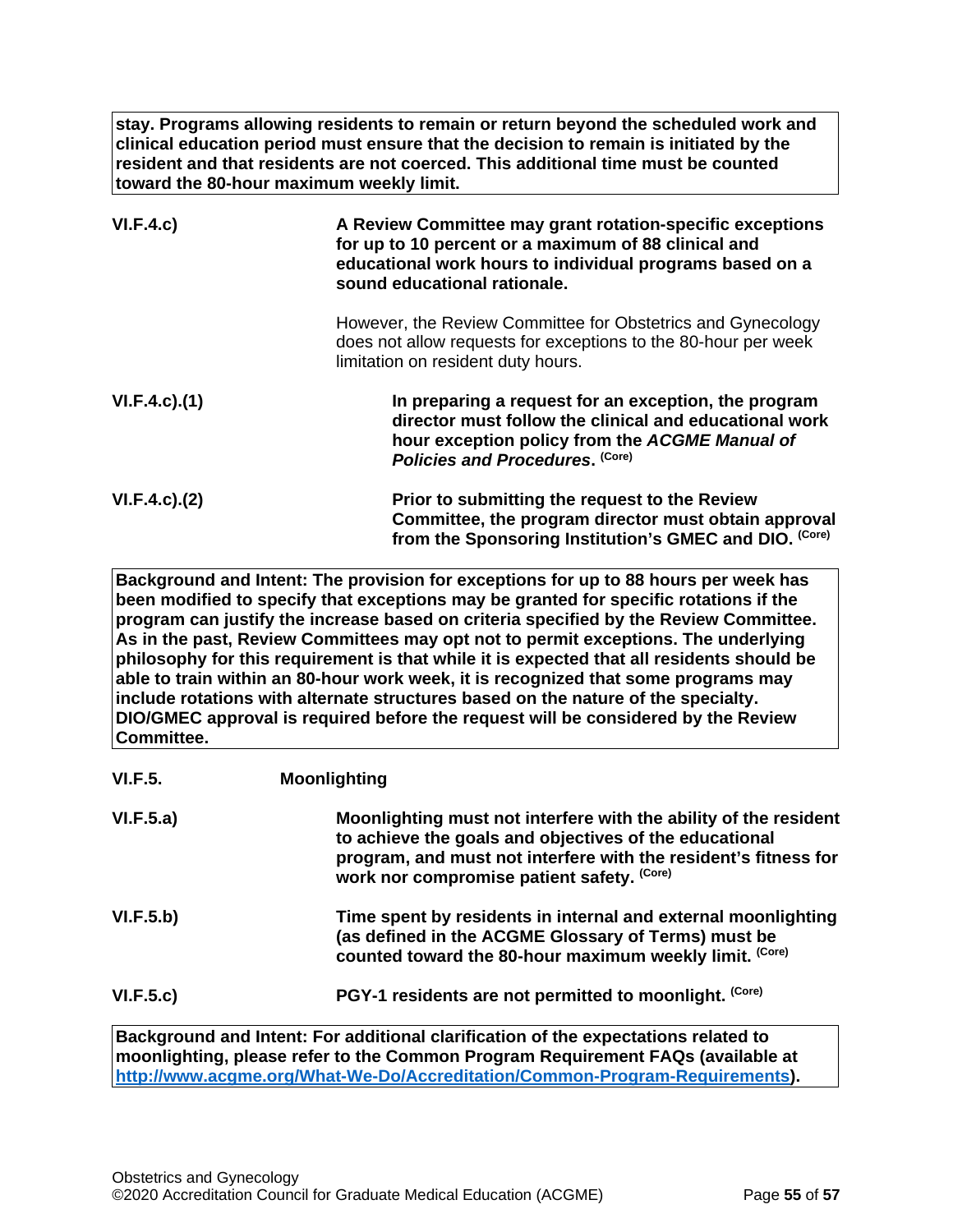**stay. Programs allowing residents to remain or return beyond the scheduled work and clinical education period must ensure that the decision to remain is initiated by the resident and that residents are not coerced. This additional time must be counted toward the 80-hour maximum weekly limit.**

**VI.F.4.c)** **A Review Committee may grant rotation-specific exceptions for up to 10 percent or a maximum of 88 clinical and educational work hours to individual programs based on a sound educational rationale.**

However, the Review Committee for Obstetrics and Gynecology does not allow requests for exceptions to the 80-hour per week limitation on resident duty hours.

**VI.F.4.c).(1)** **In preparing a request for an exception, the program director must follow the clinical and educational work hour exception policy from the *ACGME Manual of Policies and Procedures*. (Core)**

**VI.F.4.c).(2)** **Prior to submitting the request to the Review Committee, the program director must obtain approval from the Sponsoring Institution's GMEC and DIO. (Core)**

**Background and Intent: The provision for exceptions for up to 88 hours per week has been modified to specify that exceptions may be granted for specific rotations if the program can justify the increase based on criteria specified by the Review Committee. As in the past, Review Committees may opt not to permit exceptions. The underlying philosophy for this requirement is that while it is expected that all residents should be able to train within an 80-hour work week, it is recognized that some programs may include rotations with alternate structures based on the nature of the specialty. DIO/GMEC approval is required before the request will be considered by the Review Committee.**

**VI.F.5.** **Moonlighting**

**VI.F.5.a)** **Moonlighting must not interfere with the ability of the resident to achieve the goals and objectives of the educational program, and must not interfere with the resident's fitness for work nor compromise patient safety. (Core)**

**VI.F.5.b)** **Time spent by residents in internal and external moonlighting (as defined in the ACGME Glossary of Terms) must be counted toward the 80-hour maximum weekly limit. (Core)**

**VI.F.5.c)** **PGY-1 residents are not permitted to moonlight. (Core)**

**Background and Intent: For additional clarification of the expectations related to moonlighting, please refer to the Common Program Requirement FAQs (available at [http://www.acgme.org/What-We-Do/Accreditation/Common-Program-Requirements](http://www.acgme.org/What-We-Do/Accreditation/Common-Program-Requirements)).**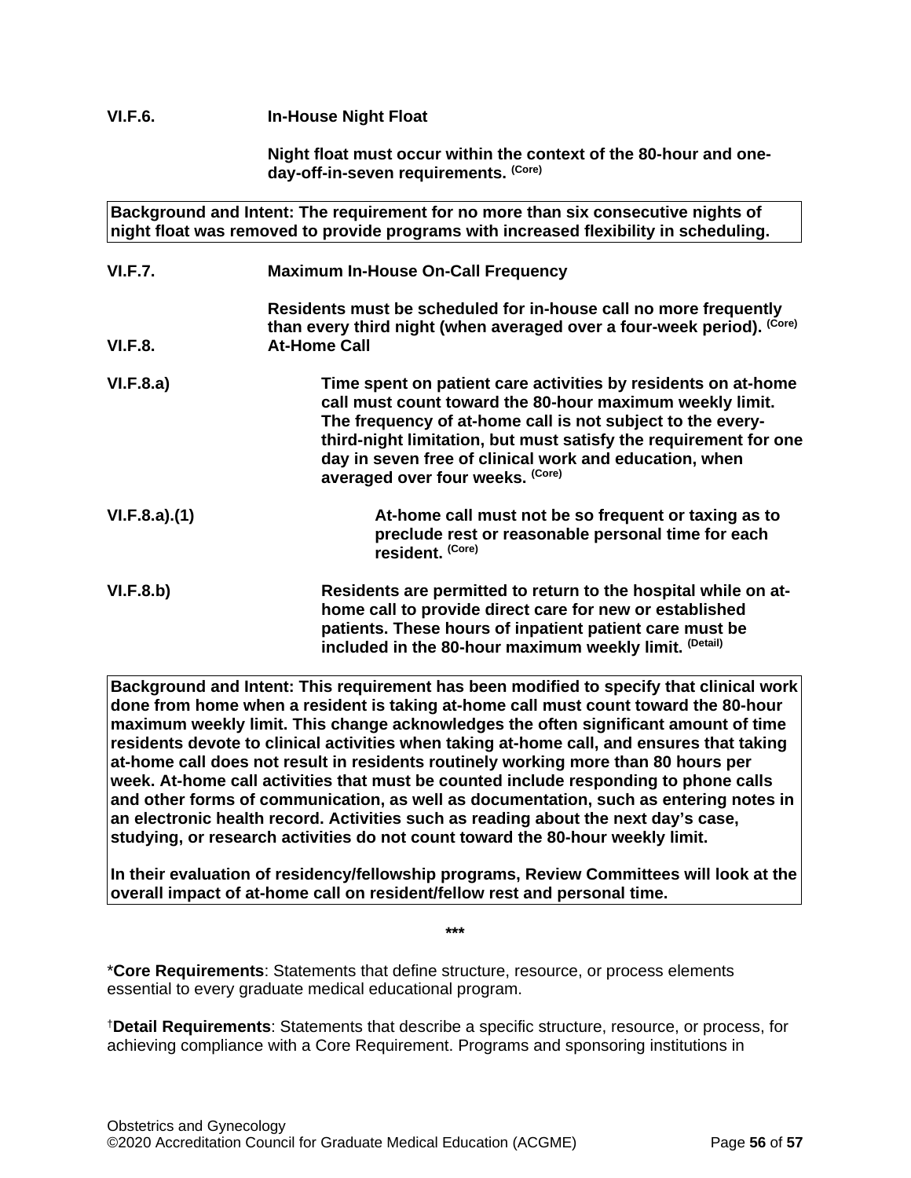**VI.F.6.** **In-House Night Float**

**Night float must occur within the context of the 80-hour and one-day-off-in-seven requirements.** **(Core)**

> **Background and Intent: The requirement for no more than six consecutive nights of night float was removed to provide programs with increased flexibility in scheduling.**

**VI.F.7.** **Maximum In-House On-Call Frequency**

**Residents must be scheduled for in-house call no more frequently than every third night (when averaged over a four-week period).** **(Core)**

**VI.F.8.** **At-Home Call**

**VI.F.8.a)** **Time spent on patient care activities by residents on at-home call must count toward the 80-hour maximum weekly limit. The frequency of at-home call is not subject to the every-third-night limitation, but must satisfy the requirement for one day in seven free of clinical work and education, when averaged over four weeks.** **(Core)**

**VI.F.8.a).(1)** **At-home call must not be so frequent or taxing as to preclude rest or reasonable personal time for each resident.** **(Core)**

**VI.F.8.b)** **Residents are permitted to return to the hospital while on at-home call to provide direct care for new or established patients. These hours of inpatient patient care must be included in the 80-hour maximum weekly limit.** **(Detail)**

> **Background and Intent: This requirement has been modified to specify that clinical work done from home when a resident is taking at-home call must count toward the 80-hour maximum weekly limit. This change acknowledges the often significant amount of time residents devote to clinical activities when taking at-home call, and ensures that taking at-home call does not result in residents routinely working more than 80 hours per week. At-home call activities that must be counted include responding to phone calls and other forms of communication, as well as documentation, such as entering notes in an electronic health record. Activities such as reading about the next day's case, studying, or research activities do not count toward the 80-hour weekly limit.**
>
> **In their evaluation of residency/fellowship programs, Review Committees will look at the overall impact of at-home call on resident/fellow rest and personal time.**

***

*__Core Requirements__: Statements that define structure, resource, or process elements essential to every graduate medical educational program.

†**Detail Requirements**: Statements that describe a specific structure, resource, or process, for achieving compliance with a Core Requirement. Programs and sponsoring institutions in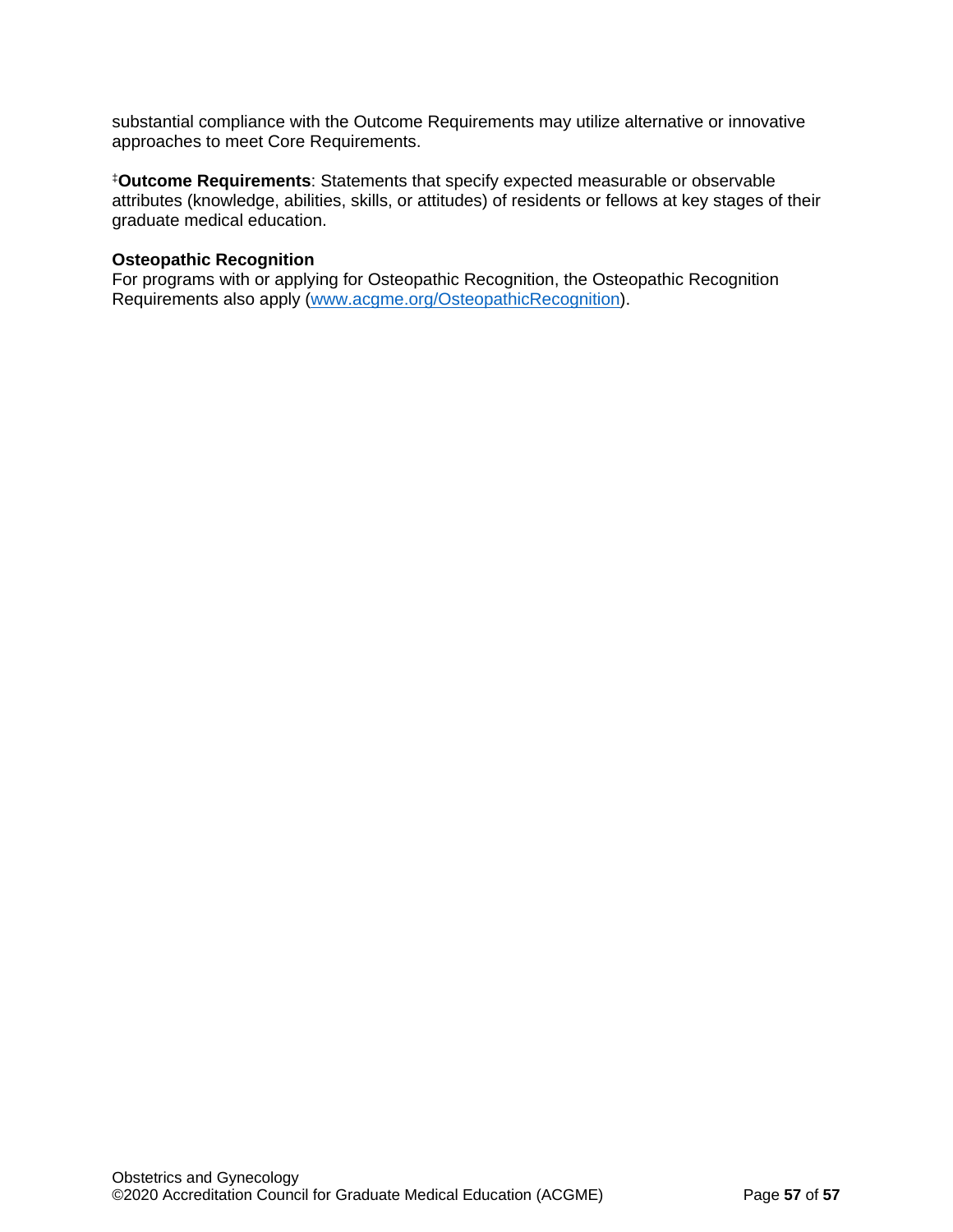substantial compliance with the Outcome Requirements may utilize alternative or innovative approaches to meet Core Requirements.

‡**Outcome Requirements**: Statements that specify expected measurable or observable attributes (knowledge, abilities, skills, or attitudes) of residents or fellows at key stages of their graduate medical education.

**Osteopathic Recognition**
For programs with or applying for Osteopathic Recognition, the Osteopathic Recognition Requirements also apply (www.acgme.org/OsteopathicRecognition).